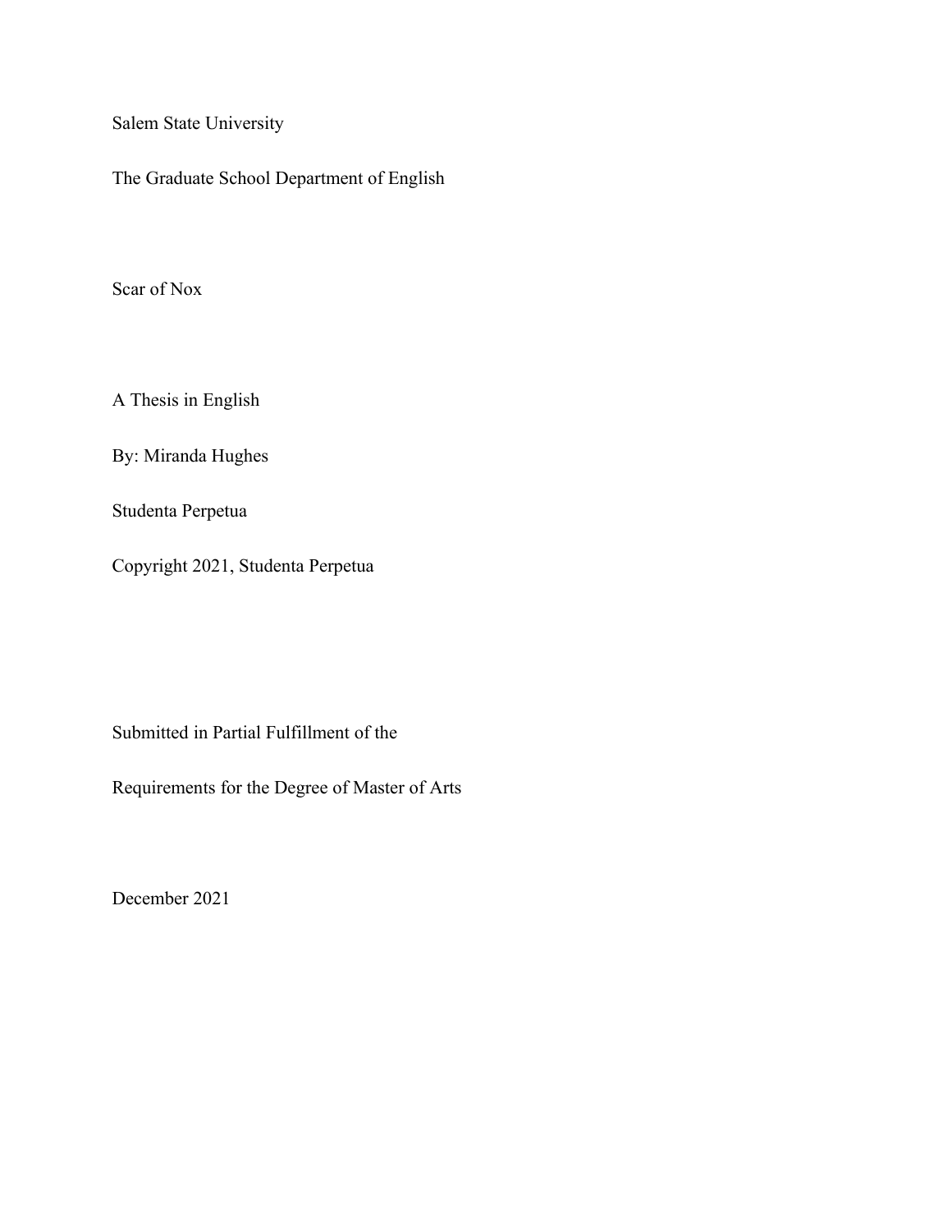Salem State University

The Graduate School Department of English

Scar of Nox

A Thesis in English

By: Miranda Hughes

Studenta Perpetua

Copyright 2021, Studenta Perpetua

Submitted in Partial Fulfillment of the

Requirements for the Degree of Master of Arts

December 2021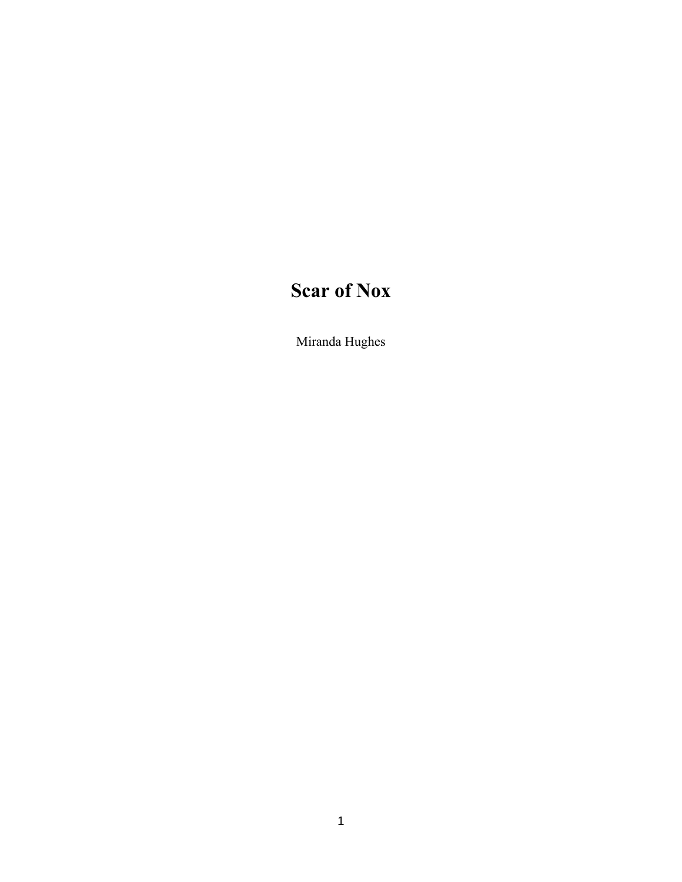# Scar of Nox

Miranda Hughes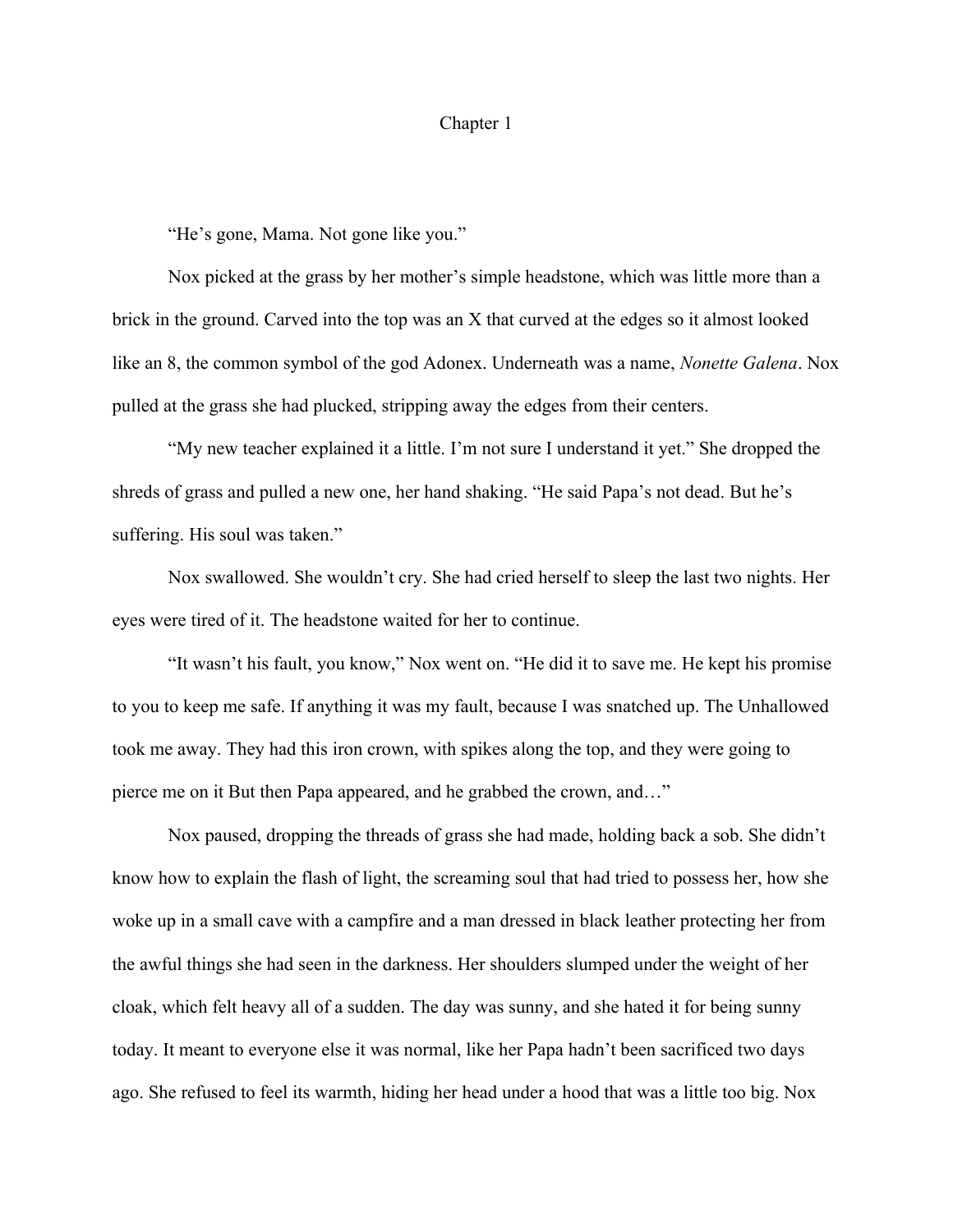# Chapter 1

"He's gone, Mama. Not gone like you."

Nox picked at the grass by her mother's simple headstone, which was little more than a brick in the ground. Carved into the top was an X that curved at the edges so it almost looked like an 8, the common symbol of the god Adonex. Underneath was a name, *Nonette Galena*. Nox pulled at the grass she had plucked, stripping away the edges from their centers.

"My new teacher explained it a little. I'm not sure I understand it yet." She dropped the shreds of grass and pulled a new one, her hand shaking. "He said Papa's not dead. But he's suffering. His soul was taken."

Nox swallowed. She wouldn't cry. She had cried herself to sleep the last two nights. Her eyes were tired of it. The headstone waited for her to continue.

"It wasn't his fault, you know," Nox went on. "He did it to save me. He kept his promise to you to keep me safe. If anything it was my fault, because I was snatched up. The Unhallowed took me away. They had this iron crown, with spikes along the top, and they were going to pierce me on it But then Papa appeared, and he grabbed the crown, and…"

Nox paused, dropping the threads of grass she had made, holding back a sob. She didn't know how to explain the flash of light, the screaming soul that had tried to possess her, how she woke up in a small cave with a campfire and a man dressed in black leather protecting her from the awful things she had seen in the darkness. Her shoulders slumped under the weight of her cloak, which felt heavy all of a sudden. The day was sunny, and she hated it for being sunny today. It meant to everyone else it was normal, like her Papa hadn't been sacrificed two days ago. She refused to feel its warmth, hiding her head under a hood that was a little too big. Nox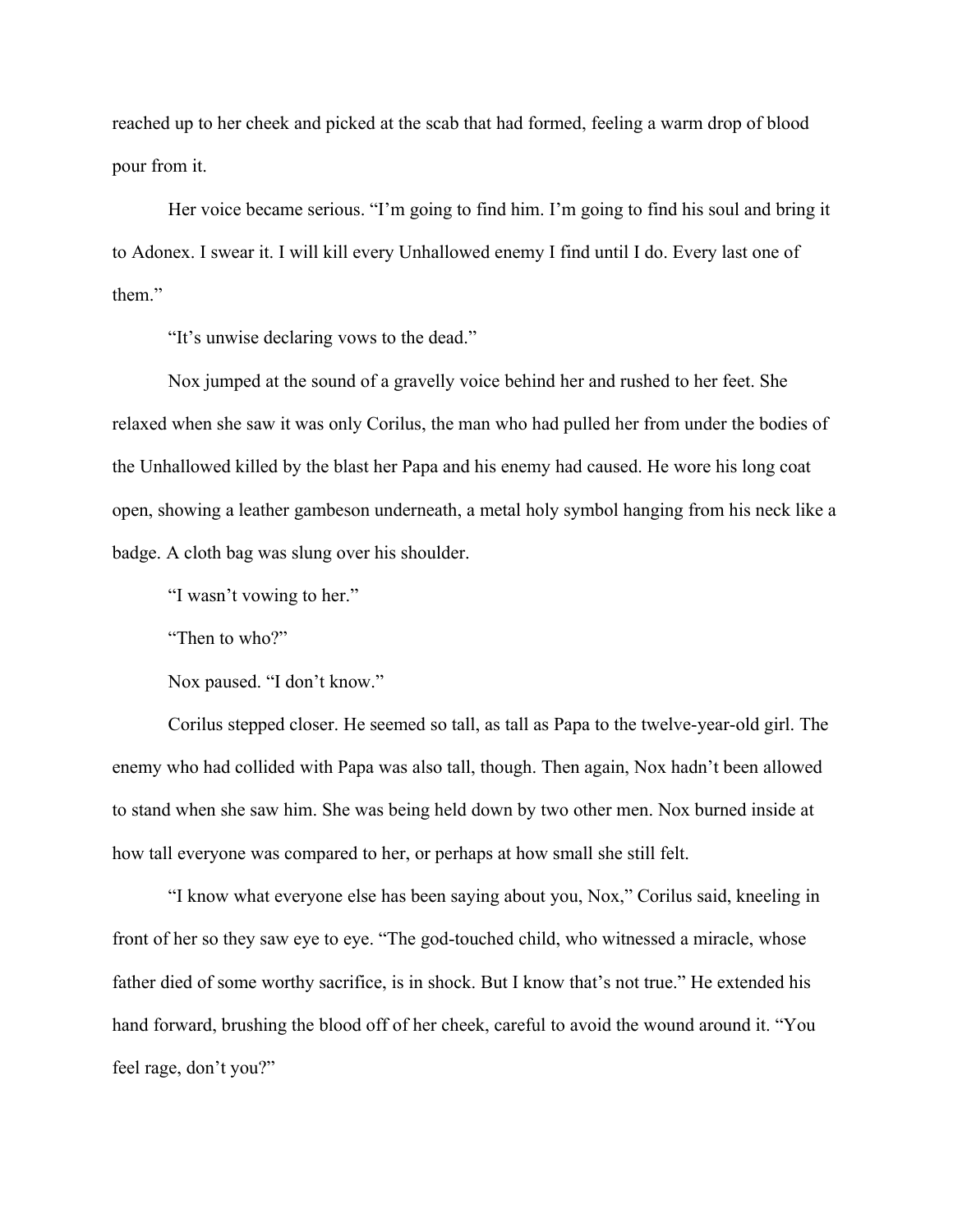reached up to her cheek and picked at the scab that had formed, feeling a warm drop of blood pour from it.

Her voice became serious. "I'm going to find him. I'm going to find his soul and bring it to Adonex. I swear it. I will kill every Unhallowed enemy I find until I do. Every last one of them."

"It's unwise declaring vows to the dead."

Nox jumped at the sound of a gravelly voice behind her and rushed to her feet. She relaxed when she saw it was only Corilus, the man who had pulled her from under the bodies of the Unhallowed killed by the blast her Papa and his enemy had caused. He wore his long coat open, showing a leather gambeson underneath, a metal holy symbol hanging from his neck like a badge. A cloth bag was slung over his shoulder.

"I wasn't vowing to her."

"Then to who?"

Nox paused. "I don't know."

Corilus stepped closer. He seemed so tall, as tall as Papa to the twelve-year-old girl. The enemy who had collided with Papa was also tall, though. Then again, Nox hadn't been allowed to stand when she saw him. She was being held down by two other men. Nox burned inside at how tall everyone was compared to her, or perhaps at how small she still felt.

"I know what everyone else has been saying about you, Nox," Corilus said, kneeling in front of her so they saw eye to eye. "The god-touched child, who witnessed a miracle, whose father died of some worthy sacrifice, is in shock. But I know that's not true." He extended his hand forward, brushing the blood off of her cheek, careful to avoid the wound around it. "You feel rage, don't you?"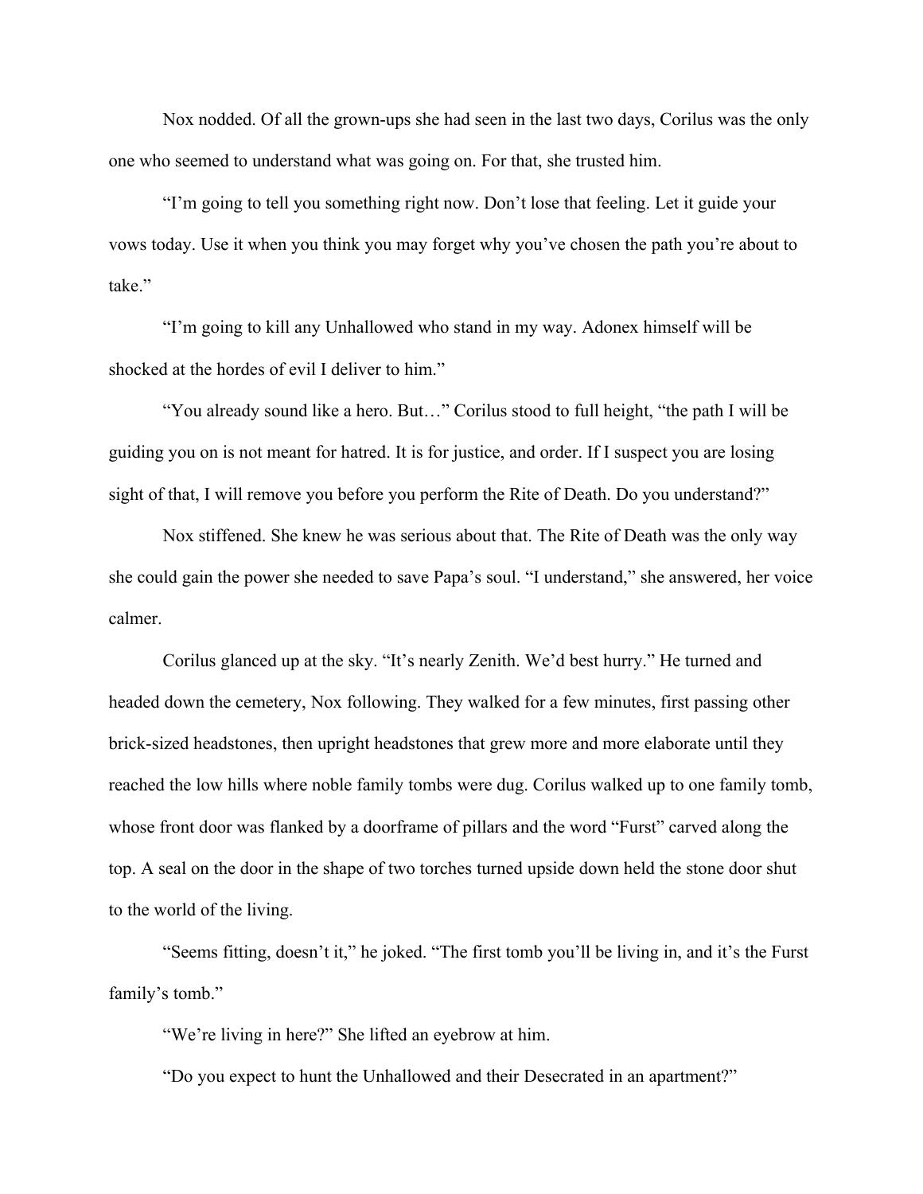Nox nodded. Of all the grown-ups she had seen in the last two days, Corilus was the only one who seemed to understand what was going on. For that, she trusted him.

"I'm going to tell you something right now. Don't lose that feeling. Let it guide your vows today. Use it when you think you may forget why you've chosen the path you're about to take."

"I'm going to kill any Unhallowed who stand in my way. Adonex himself will be shocked at the hordes of evil I deliver to him."

"You already sound like a hero. But…" Corilus stood to full height, "the path I will be guiding you on is not meant for hatred. It is for justice, and order. If I suspect you are losing sight of that, I will remove you before you perform the Rite of Death. Do you understand?"

Nox stiffened. She knew he was serious about that. The Rite of Death was the only way she could gain the power she needed to save Papa's soul. "I understand," she answered, her voice calmer.

Corilus glanced up at the sky. "It's nearly Zenith. We'd best hurry." He turned and headed down the cemetery, Nox following. They walked for a few minutes, first passing other brick-sized headstones, then upright headstones that grew more and more elaborate until they reached the low hills where noble family tombs were dug. Corilus walked up to one family tomb, whose front door was flanked by a doorframe of pillars and the word "Furst" carved along the top. A seal on the door in the shape of two torches turned upside down held the stone door shut to the world of the living.

"Seems fitting, doesn't it," he joked. "The first tomb you'll be living in, and it's the Furst family's tomb."

"We're living in here?" She lifted an eyebrow at him.

"Do you expect to hunt the Unhallowed and their Desecrated in an apartment?"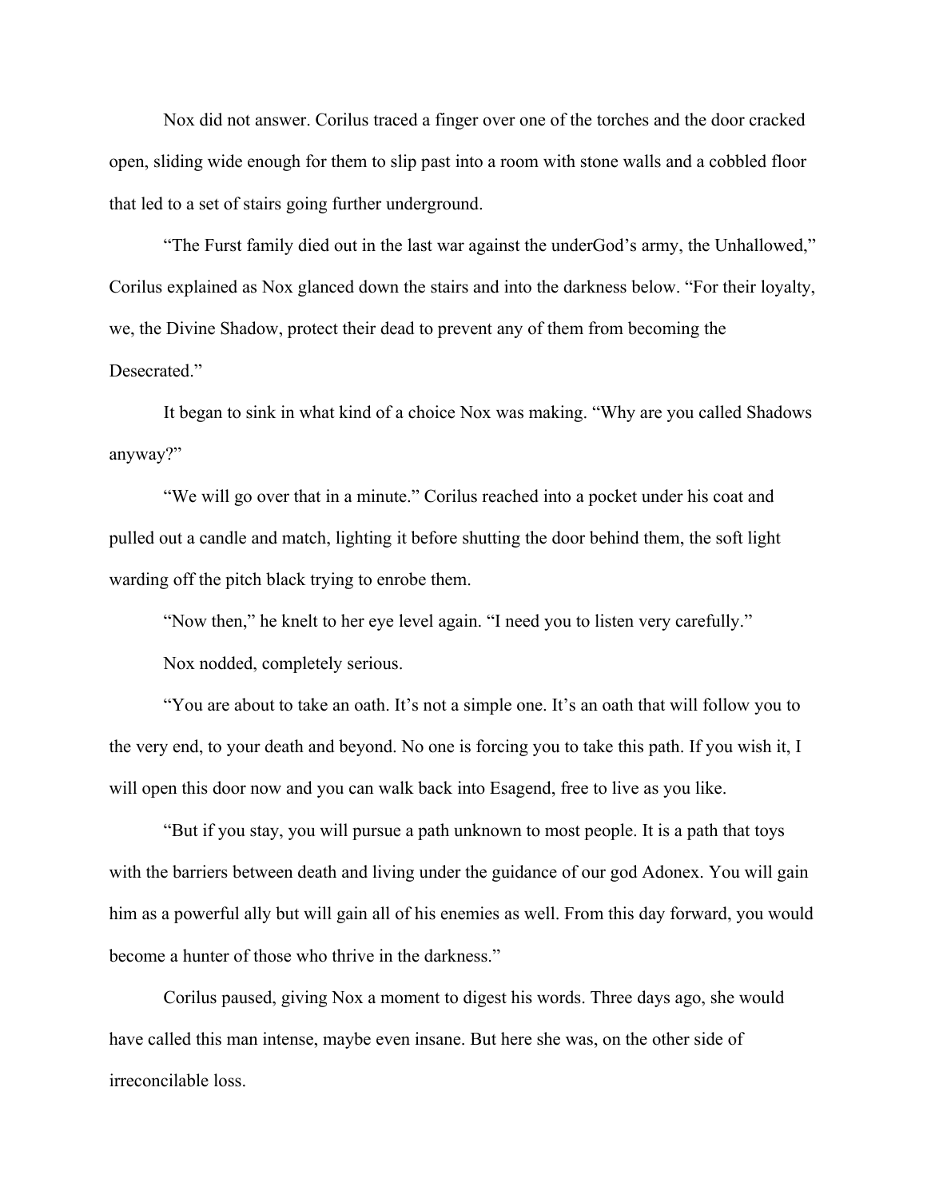Nox did not answer. Corilus traced a finger over one of the torches and the door cracked open, sliding wide enough for them to slip past into a room with stone walls and a cobbled floor that led to a set of stairs going further underground.

"The Furst family died out in the last war against the underGod's army, the Unhallowed," Corilus explained as Nox glanced down the stairs and into the darkness below. "For their loyalty, we, the Divine Shadow, protect their dead to prevent any of them from becoming the Desecrated."

It began to sink in what kind of a choice Nox was making. "Why are you called Shadows anyway?"

"We will go over that in a minute." Corilus reached into a pocket under his coat and pulled out a candle and match, lighting it before shutting the door behind them, the soft light warding off the pitch black trying to enrobe them.

"Now then," he knelt to her eye level again. "I need you to listen very carefully."

Nox nodded, completely serious.

"You are about to take an oath. It's not a simple one. It's an oath that will follow you to the very end, to your death and beyond. No one is forcing you to take this path. If you wish it, I will open this door now and you can walk back into Esagend, free to live as you like.

"But if you stay, you will pursue a path unknown to most people. It is a path that toys with the barriers between death and living under the guidance of our god Adonex. You will gain him as a powerful ally but will gain all of his enemies as well. From this day forward, you would become a hunter of those who thrive in the darkness."

Corilus paused, giving Nox a moment to digest his words. Three days ago, she would have called this man intense, maybe even insane. But here she was, on the other side of irreconcilable loss.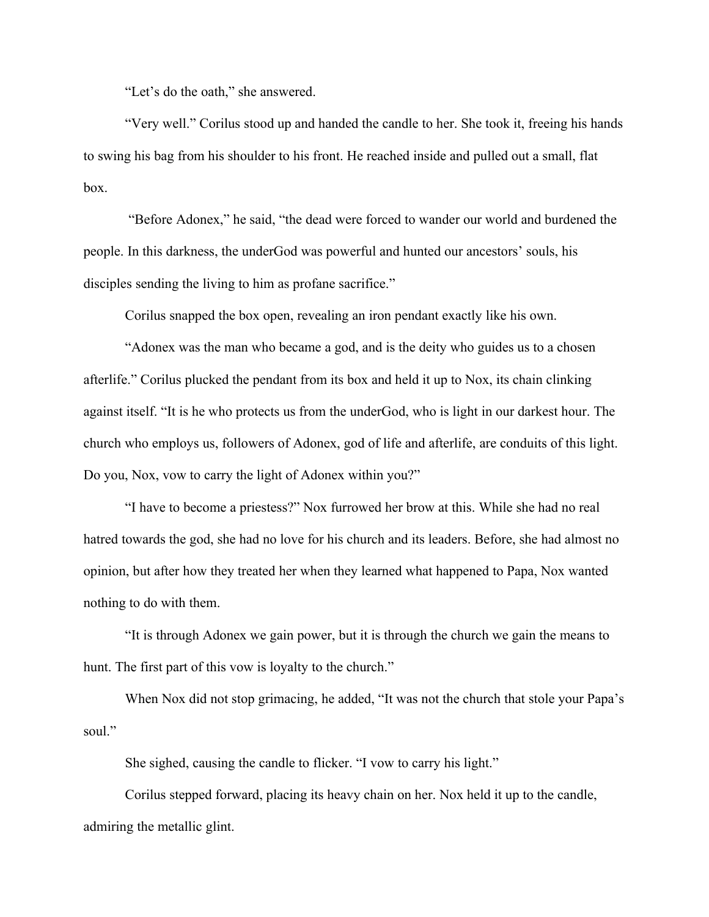“Let’s do the oath,” she answered.

“Very well.” Corilus stood up and handed the candle to her. She took it, freeing his hands to swing his bag from his shoulder to his front. He reached inside and pulled out a small, flat box.

“Before Adonex,” he said, “the dead were forced to wander our world and burdened the people. In this darkness, the underGod was powerful and hunted our ancestors’ souls, his disciples sending the living to him as profane sacrifice.”

Corilus snapped the box open, revealing an iron pendant exactly like his own.

“Adonex was the man who became a god, and is the deity who guides us to a chosen afterlife.” Corilus plucked the pendant from its box and held it up to Nox, its chain clinking against itself. “It is he who protects us from the underGod, who is light in our darkest hour. The church who employs us, followers of Adonex, god of life and afterlife, are conduits of this light. Do you, Nox, vow to carry the light of Adonex within you?”

“I have to become a priestess?” Nox furrowed her brow at this. While she had no real hatred towards the god, she had no love for his church and its leaders. Before, she had almost no opinion, but after how they treated her when they learned what happened to Papa, Nox wanted nothing to do with them.

“It is through Adonex we gain power, but it is through the church we gain the means to hunt. The first part of this vow is loyalty to the church.”

When Nox did not stop grimacing, he added, “It was not the church that stole your Papa’s soul.”

She sighed, causing the candle to flicker. “I vow to carry his light.”

Corilus stepped forward, placing its heavy chain on her. Nox held it up to the candle, admiring the metallic glint.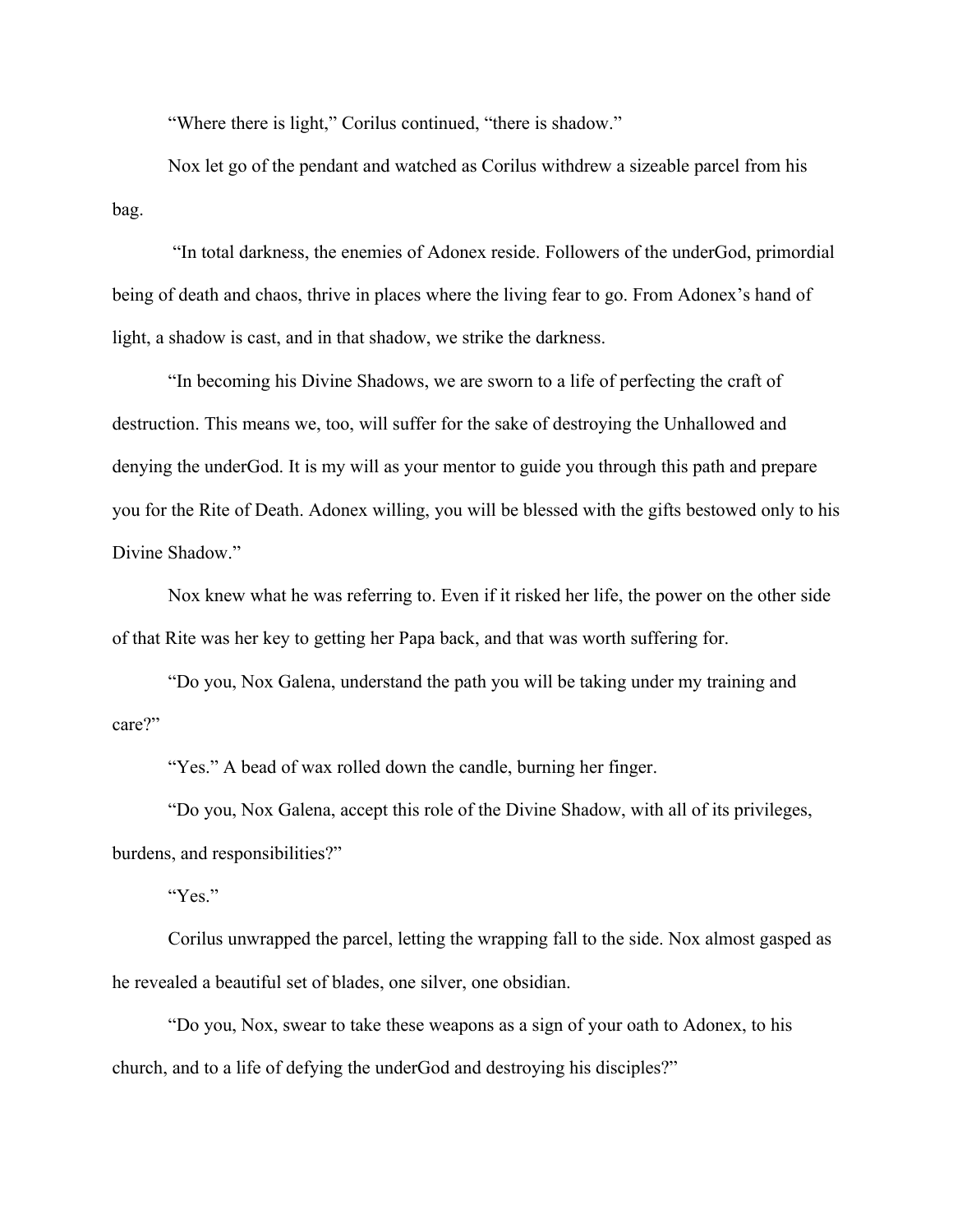"Where there is light," Corilus continued, "there is shadow."

Nox let go of the pendant and watched as Corilus withdrew a sizeable parcel from his bag.

"In total darkness, the enemies of Adonex reside. Followers of the underGod, primordial being of death and chaos, thrive in places where the living fear to go. From Adonex's hand of light, a shadow is cast, and in that shadow, we strike the darkness.

"In becoming his Divine Shadows, we are sworn to a life of perfecting the craft of destruction. This means we, too, will suffer for the sake of destroying the Unhallowed and denying the underGod. It is my will as your mentor to guide you through this path and prepare you for the Rite of Death. Adonex willing, you will be blessed with the gifts bestowed only to his Divine Shadow."

Nox knew what he was referring to. Even if it risked her life, the power on the other side of that Rite was her key to getting her Papa back, and that was worth suffering for.

"Do you, Nox Galena, understand the path you will be taking under my training and care?"

"Yes." A bead of wax rolled down the candle, burning her finger.

"Do you, Nox Galena, accept this role of the Divine Shadow, with all of its privileges, burdens, and responsibilities?"

"Yes."

Corilus unwrapped the parcel, letting the wrapping fall to the side. Nox almost gasped as he revealed a beautiful set of blades, one silver, one obsidian.

"Do you, Nox, swear to take these weapons as a sign of your oath to Adonex, to his church, and to a life of defying the underGod and destroying his disciples?"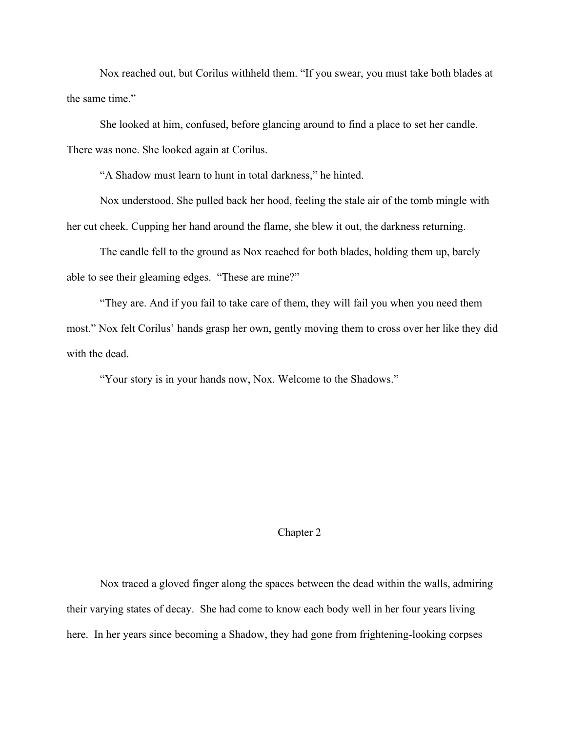Nox reached out, but Corilus withheld them. "If you swear, you must take both blades at the same time."

She looked at him, confused, before glancing around to find a place to set her candle. There was none. She looked again at Corilus.

"A Shadow must learn to hunt in total darkness," he hinted.

Nox understood. She pulled back her hood, feeling the stale air of the tomb mingle with her cut cheek. Cupping her hand around the flame, she blew it out, the darkness returning.

The candle fell to the ground as Nox reached for both blades, holding them up, barely able to see their gleaming edges. "These are mine?"

"They are. And if you fail to take care of them, they will fail you when you need them most." Nox felt Corilus' hands grasp her own, gently moving them to cross over her like they did with the dead.

"Your story is in your hands now, Nox. Welcome to the Shadows."

## Chapter 2

Nox traced a gloved finger along the spaces between the dead within the walls, admiring their varying states of decay. She had come to know each body well in her four years living here. In her years since becoming a Shadow, they had gone from frightening-looking corpses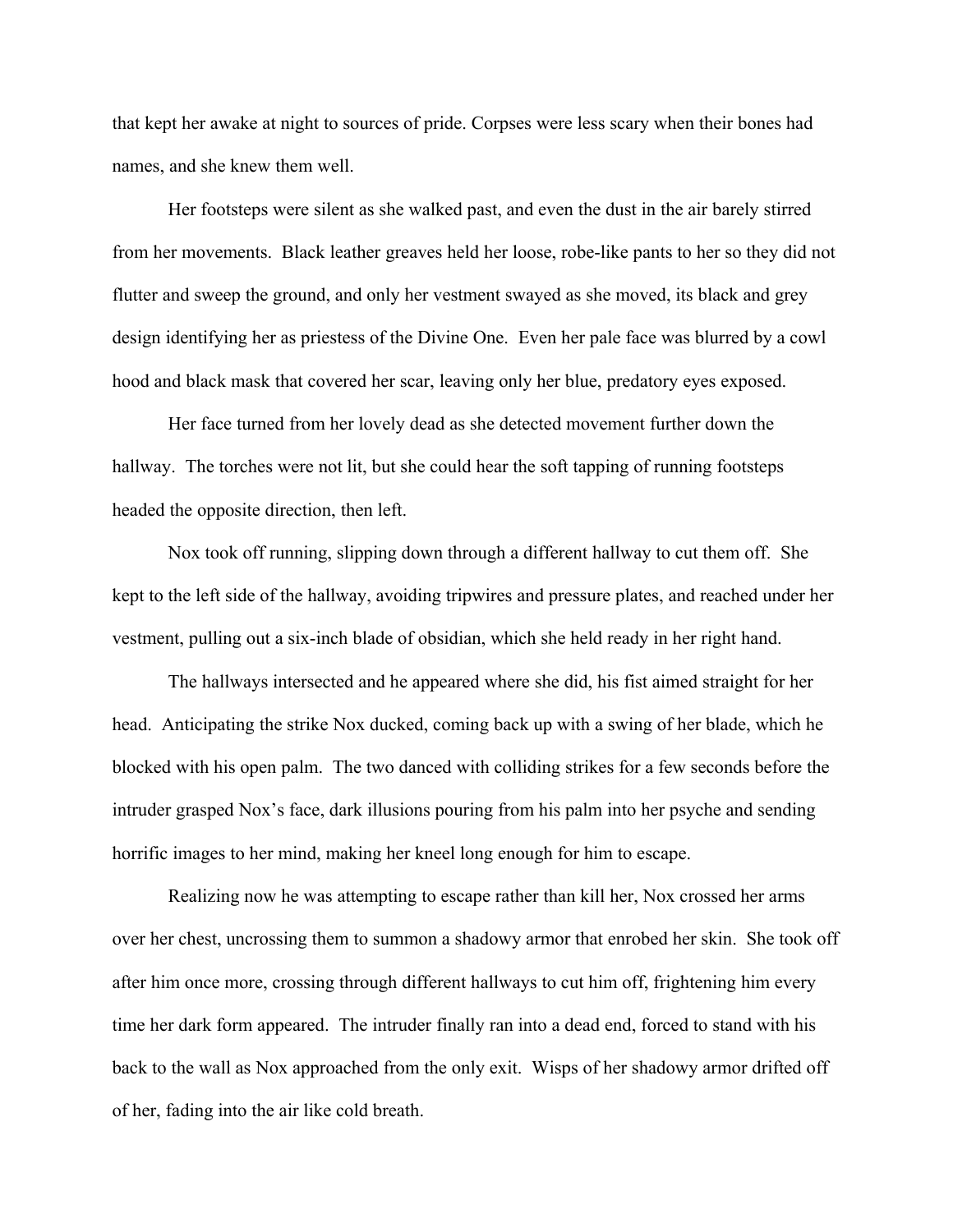that kept her awake at night to sources of pride. Corpses were less scary when their bones had names, and she knew them well.

Her footsteps were silent as she walked past, and even the dust in the air barely stirred from her movements. Black leather greaves held her loose, robe-like pants to her so they did not flutter and sweep the ground, and only her vestment swayed as she moved, its black and grey design identifying her as priestess of the Divine One. Even her pale face was blurred by a cowl hood and black mask that covered her scar, leaving only her blue, predatory eyes exposed.

Her face turned from her lovely dead as she detected movement further down the hallway. The torches were not lit, but she could hear the soft tapping of running footsteps headed the opposite direction, then left.

Nox took off running, slipping down through a different hallway to cut them off. She kept to the left side of the hallway, avoiding tripwires and pressure plates, and reached under her vestment, pulling out a six-inch blade of obsidian, which she held ready in her right hand.

The hallways intersected and he appeared where she did, his fist aimed straight for her head. Anticipating the strike Nox ducked, coming back up with a swing of her blade, which he blocked with his open palm. The two danced with colliding strikes for a few seconds before the intruder grasped Nox's face, dark illusions pouring from his palm into her psyche and sending horrific images to her mind, making her kneel long enough for him to escape.

Realizing now he was attempting to escape rather than kill her, Nox crossed her arms over her chest, uncrossing them to summon a shadowy armor that enrobed her skin. She took off after him once more, crossing through different hallways to cut him off, frightening him every time her dark form appeared. The intruder finally ran into a dead end, forced to stand with his back to the wall as Nox approached from the only exit. Wisps of her shadowy armor drifted off of her, fading into the air like cold breath.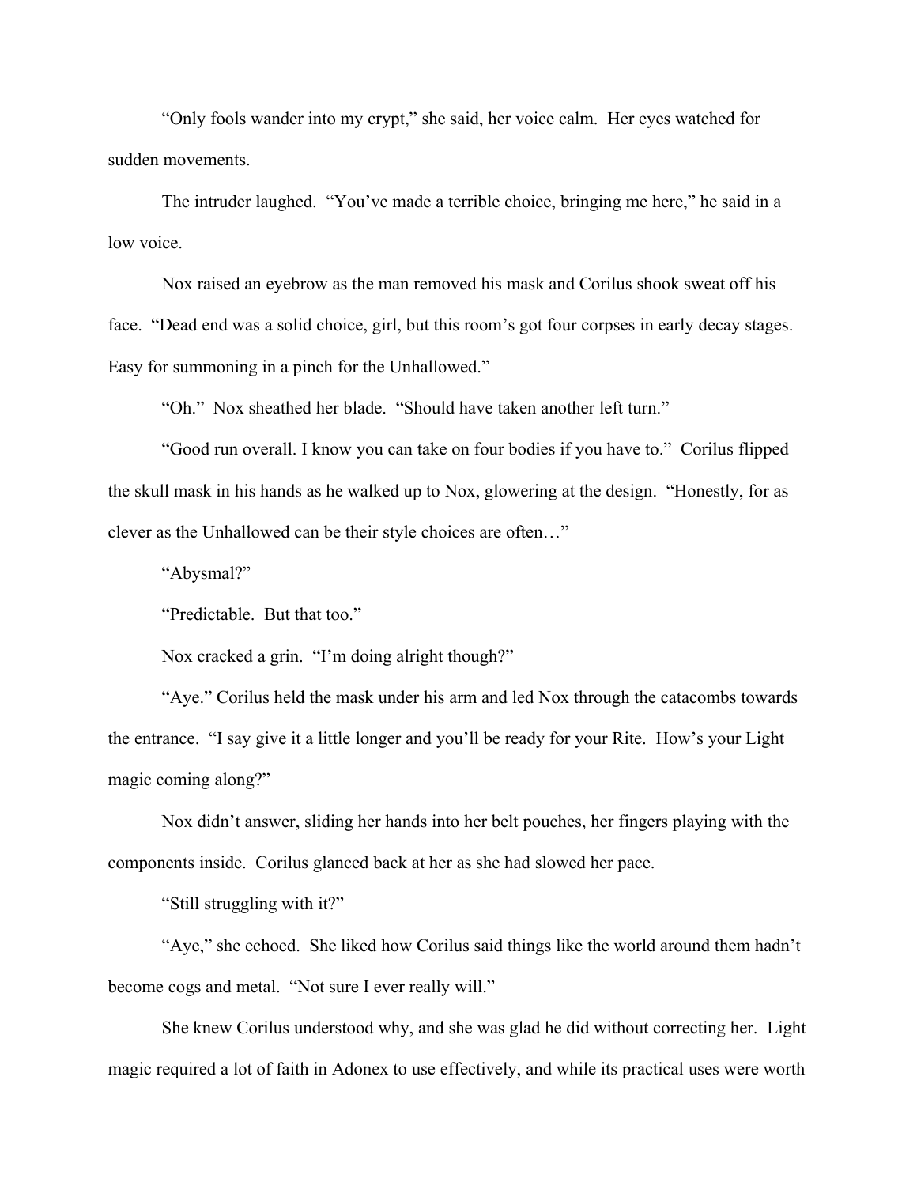"Only fools wander into my crypt," she said, her voice calm. Her eyes watched for sudden movements.

The intruder laughed. "You've made a terrible choice, bringing me here," he said in a low voice.

Nox raised an eyebrow as the man removed his mask and Corilus shook sweat off his face. "Dead end was a solid choice, girl, but this room's got four corpses in early decay stages. Easy for summoning in a pinch for the Unhallowed."

"Oh." Nox sheathed her blade. "Should have taken another left turn."

"Good run overall. I know you can take on four bodies if you have to." Corilus flipped the skull mask in his hands as he walked up to Nox, glowering at the design. "Honestly, for as clever as the Unhallowed can be their style choices are often…"

"Abysmal?"

"Predictable. But that too."

Nox cracked a grin. "I'm doing alright though?"

"Aye." Corilus held the mask under his arm and led Nox through the catacombs towards the entrance. "I say give it a little longer and you'll be ready for your Rite. How's your Light magic coming along?"

Nox didn't answer, sliding her hands into her belt pouches, her fingers playing with the components inside. Corilus glanced back at her as she had slowed her pace.

"Still struggling with it?"

"Aye," she echoed. She liked how Corilus said things like the world around them hadn't become cogs and metal. "Not sure I ever really will."

She knew Corilus understood why, and she was glad he did without correcting her. Light magic required a lot of faith in Adonex to use effectively, and while its practical uses were worth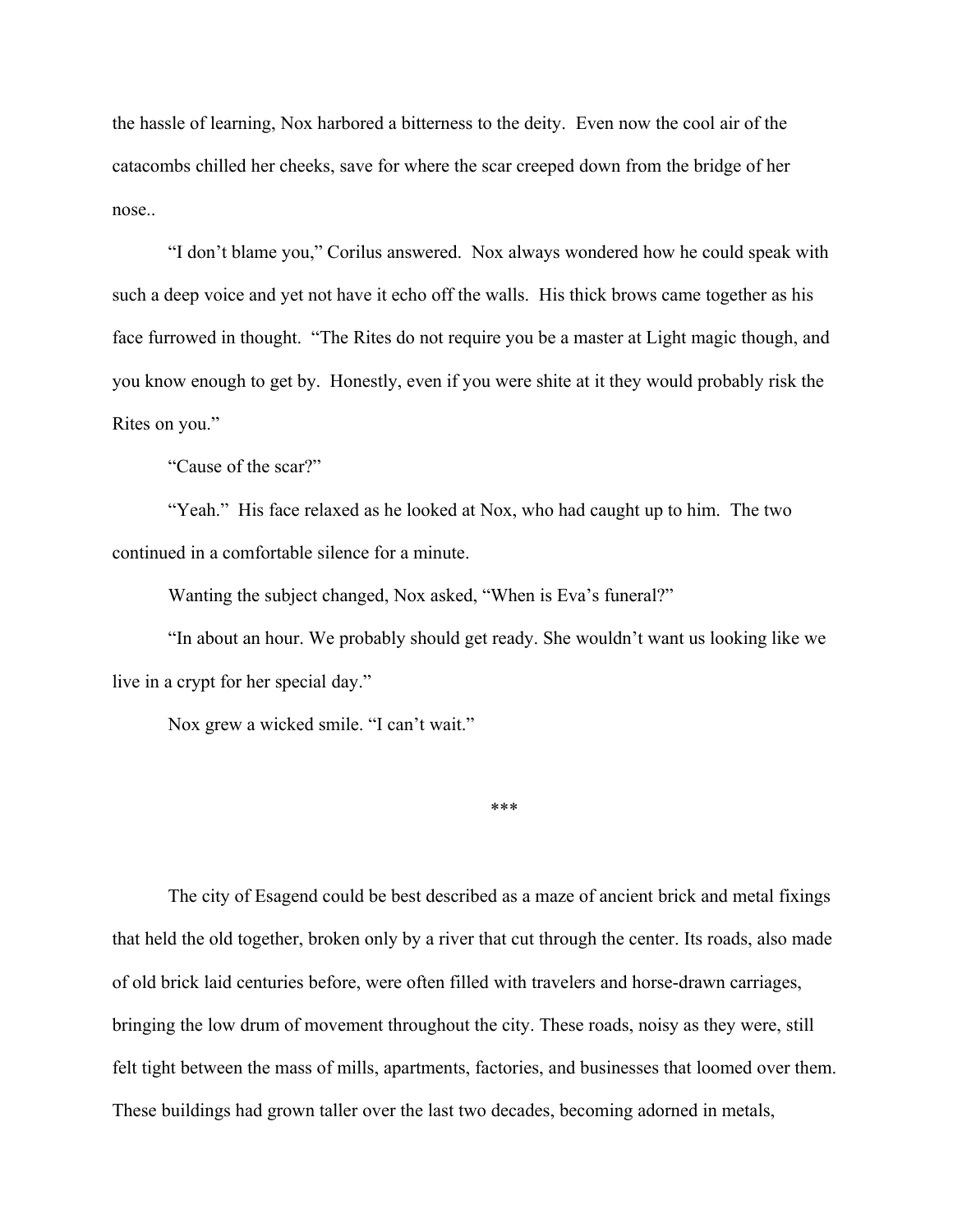the hassle of learning, Nox harbored a bitterness to the deity. Even now the cool air of the catacombs chilled her cheeks, save for where the scar creeped down from the bridge of her nose..

"I don't blame you," Corilus answered. Nox always wondered how he could speak with such a deep voice and yet not have it echo off the walls. His thick brows came together as his face furrowed in thought. "The Rites do not require you be a master at Light magic though, and you know enough to get by. Honestly, even if you were shite at it they would probably risk the Rites on you."

"Cause of the scar?"

"Yeah." His face relaxed as he looked at Nox, who had caught up to him. The two continued in a comfortable silence for a minute.

Wanting the subject changed, Nox asked, "When is Eva's funeral?"

"In about an hour. We probably should get ready. She wouldn't want us looking like we live in a crypt for her special day."

Nox grew a wicked smile. "I can't wait."

***

The city of Esagend could be best described as a maze of ancient brick and metal fixings that held the old together, broken only by a river that cut through the center. Its roads, also made of old brick laid centuries before, were often filled with travelers and horse-drawn carriages, bringing the low drum of movement throughout the city. These roads, noisy as they were, still felt tight between the mass of mills, apartments, factories, and businesses that loomed over them. These buildings had grown taller over the last two decades, becoming adorned in metals,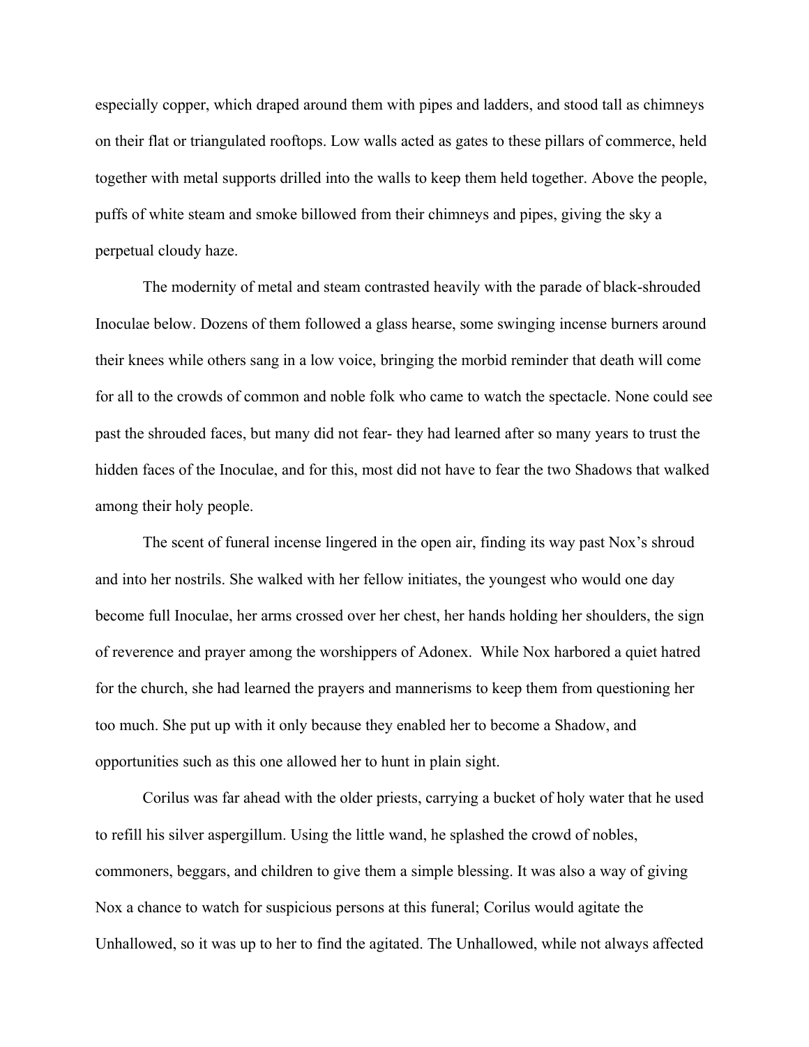especially copper, which draped around them with pipes and ladders, and stood tall as chimneys on their flat or triangulated rooftops. Low walls acted as gates to these pillars of commerce, held together with metal supports drilled into the walls to keep them held together. Above the people, puffs of white steam and smoke billowed from their chimneys and pipes, giving the sky a perpetual cloudy haze.

The modernity of metal and steam contrasted heavily with the parade of black-shrouded Inoculae below. Dozens of them followed a glass hearse, some swinging incense burners around their knees while others sang in a low voice, bringing the morbid reminder that death will come for all to the crowds of common and noble folk who came to watch the spectacle. None could see past the shrouded faces, but many did not fear- they had learned after so many years to trust the hidden faces of the Inoculae, and for this, most did not have to fear the two Shadows that walked among their holy people.

The scent of funeral incense lingered in the open air, finding its way past Nox's shroud and into her nostrils. She walked with her fellow initiates, the youngest who would one day become full Inoculae, her arms crossed over her chest, her hands holding her shoulders, the sign of reverence and prayer among the worshippers of Adonex. While Nox harbored a quiet hatred for the church, she had learned the prayers and mannerisms to keep them from questioning her too much. She put up with it only because they enabled her to become a Shadow, and opportunities such as this one allowed her to hunt in plain sight.

Corilus was far ahead with the older priests, carrying a bucket of holy water that he used to refill his silver aspergillum. Using the little wand, he splashed the crowd of nobles, commoners, beggars, and children to give them a simple blessing. It was also a way of giving Nox a chance to watch for suspicious persons at this funeral; Corilus would agitate the Unhallowed, so it was up to her to find the agitated. The Unhallowed, while not always affected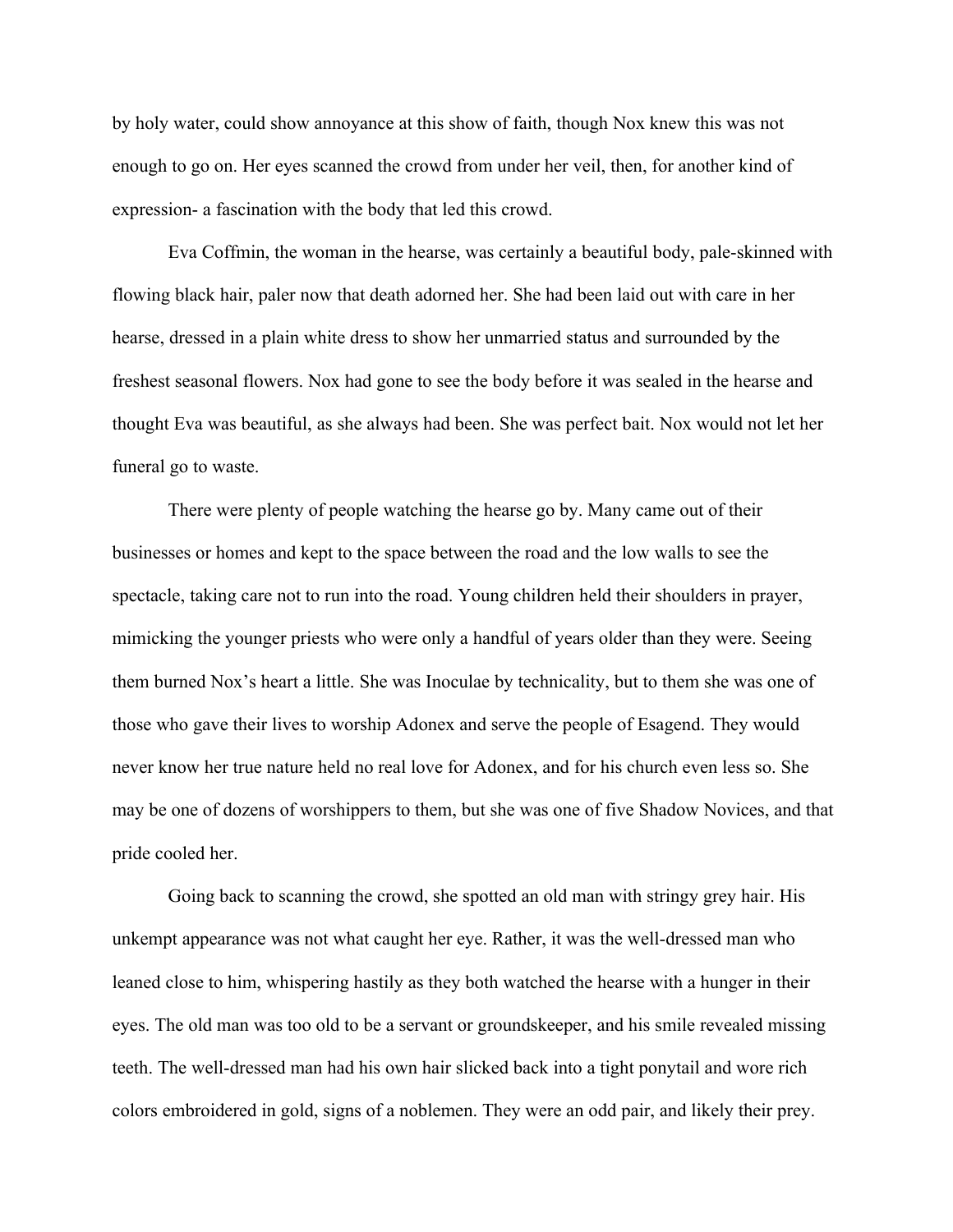by holy water, could show annoyance at this show of faith, though Nox knew this was not enough to go on. Her eyes scanned the crowd from under her veil, then, for another kind of expression- a fascination with the body that led this crowd.

Eva Coffmin, the woman in the hearse, was certainly a beautiful body, pale-skinned with flowing black hair, paler now that death adorned her. She had been laid out with care in her hearse, dressed in a plain white dress to show her unmarried status and surrounded by the freshest seasonal flowers. Nox had gone to see the body before it was sealed in the hearse and thought Eva was beautiful, as she always had been. She was perfect bait. Nox would not let her funeral go to waste.

There were plenty of people watching the hearse go by. Many came out of their businesses or homes and kept to the space between the road and the low walls to see the spectacle, taking care not to run into the road. Young children held their shoulders in prayer, mimicking the younger priests who were only a handful of years older than they were. Seeing them burned Nox's heart a little. She was Inoculae by technicality, but to them she was one of those who gave their lives to worship Adonex and serve the people of Esagend. They would never know her true nature held no real love for Adonex, and for his church even less so. She may be one of dozens of worshippers to them, but she was one of five Shadow Novices, and that pride cooled her.

Going back to scanning the crowd, she spotted an old man with stringy grey hair. His unkempt appearance was not what caught her eye. Rather, it was the well-dressed man who leaned close to him, whispering hastily as they both watched the hearse with a hunger in their eyes. The old man was too old to be a servant or groundskeeper, and his smile revealed missing teeth. The well-dressed man had his own hair slicked back into a tight ponytail and wore rich colors embroidered in gold, signs of a noblemen. They were an odd pair, and likely their prey.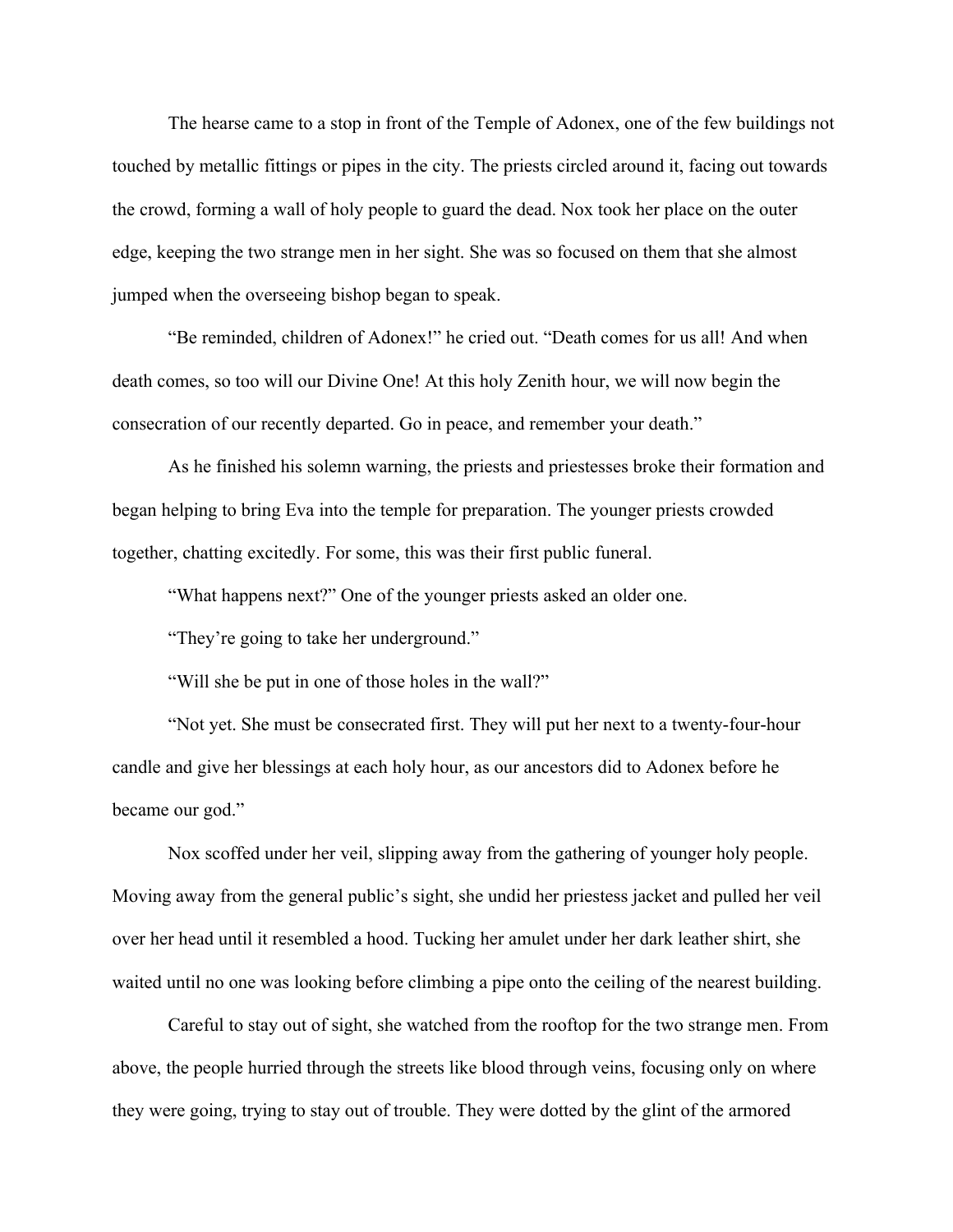The hearse came to a stop in front of the Temple of Adonex, one of the few buildings not touched by metallic fittings or pipes in the city. The priests circled around it, facing out towards the crowd, forming a wall of holy people to guard the dead. Nox took her place on the outer edge, keeping the two strange men in her sight. She was so focused on them that she almost jumped when the overseeing bishop began to speak.

"Be reminded, children of Adonex!" he cried out. "Death comes for us all! And when death comes, so too will our Divine One! At this holy Zenith hour, we will now begin the consecration of our recently departed. Go in peace, and remember your death."

As he finished his solemn warning, the priests and priestesses broke their formation and began helping to bring Eva into the temple for preparation. The younger priests crowded together, chatting excitedly. For some, this was their first public funeral.

"What happens next?" One of the younger priests asked an older one.

"They're going to take her underground."

"Will she be put in one of those holes in the wall?"

"Not yet. She must be consecrated first. They will put her next to a twenty-four-hour candle and give her blessings at each holy hour, as our ancestors did to Adonex before he became our god."

Nox scoffed under her veil, slipping away from the gathering of younger holy people. Moving away from the general public's sight, she undid her priestess jacket and pulled her veil over her head until it resembled a hood. Tucking her amulet under her dark leather shirt, she waited until no one was looking before climbing a pipe onto the ceiling of the nearest building.

Careful to stay out of sight, she watched from the rooftop for the two strange men. From above, the people hurried through the streets like blood through veins, focusing only on where they were going, trying to stay out of trouble. They were dotted by the glint of the armored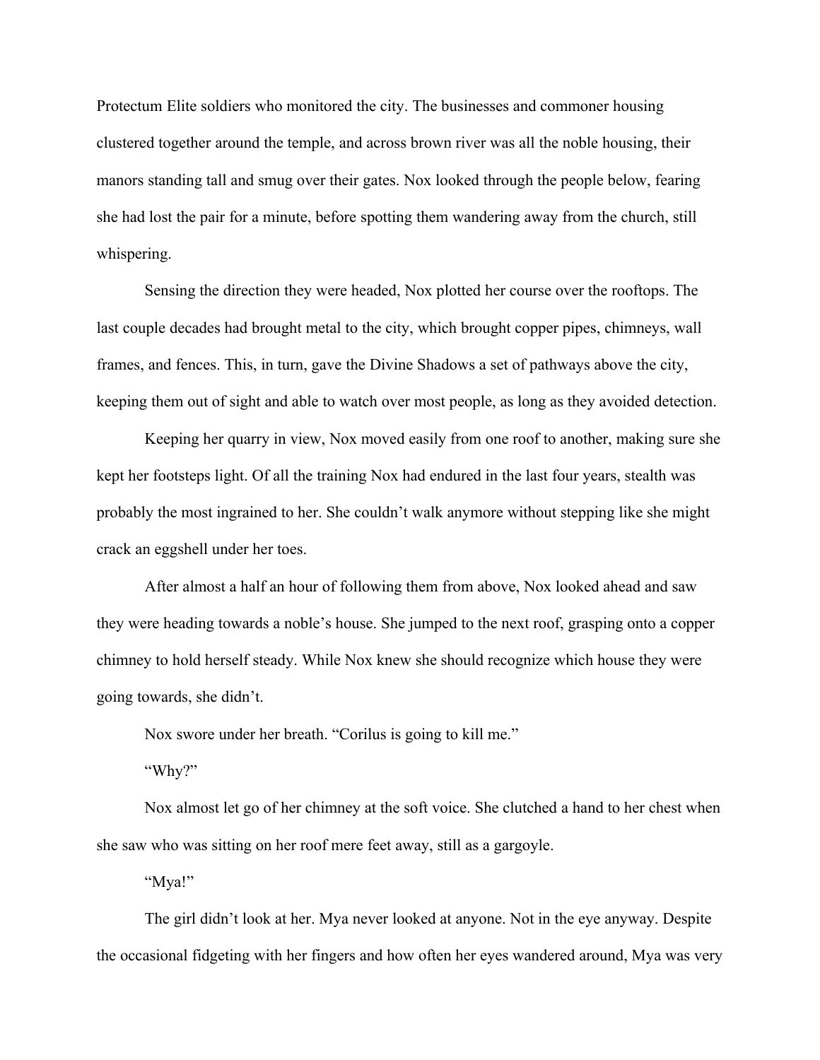Protectum Elite soldiers who monitored the city. The businesses and commoner housing clustered together around the temple, and across brown river was all the noble housing, their manors standing tall and smug over their gates. Nox looked through the people below, fearing she had lost the pair for a minute, before spotting them wandering away from the church, still whispering.

Sensing the direction they were headed, Nox plotted her course over the rooftops. The last couple decades had brought metal to the city, which brought copper pipes, chimneys, wall frames, and fences. This, in turn, gave the Divine Shadows a set of pathways above the city, keeping them out of sight and able to watch over most people, as long as they avoided detection.

Keeping her quarry in view, Nox moved easily from one roof to another, making sure she kept her footsteps light. Of all the training Nox had endured in the last four years, stealth was probably the most ingrained to her. She couldn't walk anymore without stepping like she might crack an eggshell under her toes.

After almost a half an hour of following them from above, Nox looked ahead and saw they were heading towards a noble's house. She jumped to the next roof, grasping onto a copper chimney to hold herself steady. While Nox knew she should recognize which house they were going towards, she didn't.

Nox swore under her breath. "Corilus is going to kill me."

"Why?"

Nox almost let go of her chimney at the soft voice. She clutched a hand to her chest when she saw who was sitting on her roof mere feet away, still as a gargoyle.

"Mya!"

The girl didn't look at her. Mya never looked at anyone. Not in the eye anyway. Despite the occasional fidgeting with her fingers and how often her eyes wandered around, Mya was very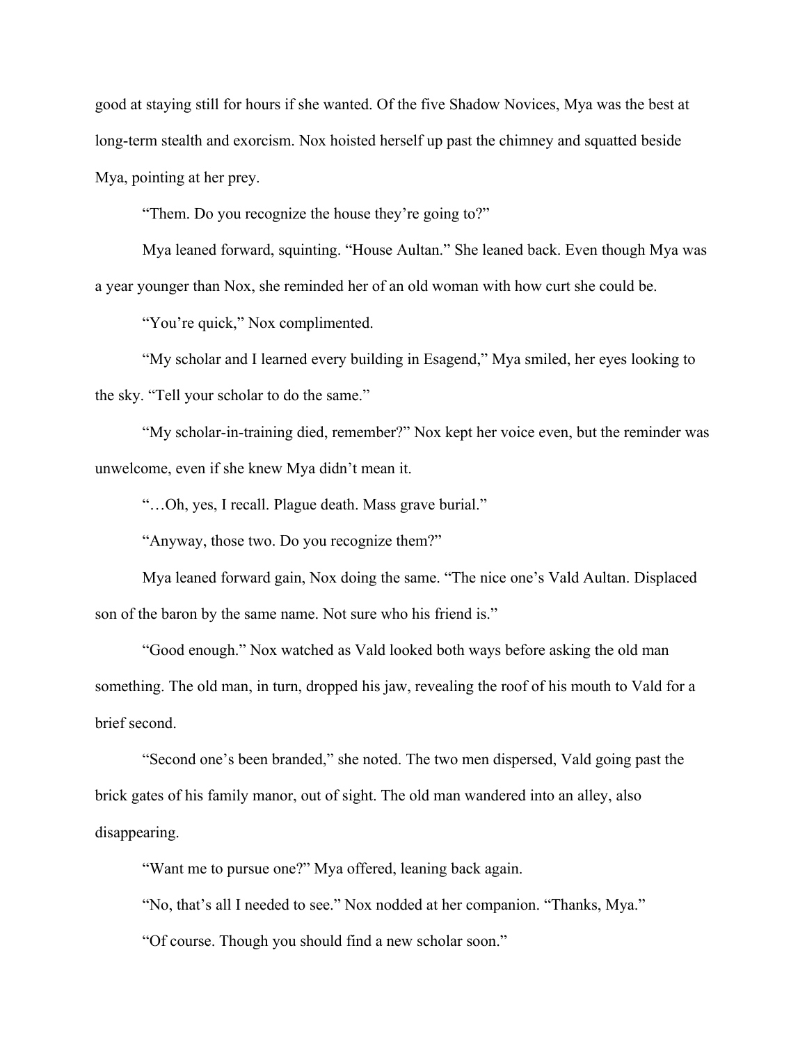good at staying still for hours if she wanted. Of the five Shadow Novices, Mya was the best at long-term stealth and exorcism. Nox hoisted herself up past the chimney and squatted beside Mya, pointing at her prey.

"Them. Do you recognize the house they're going to?"

Mya leaned forward, squinting. "House Aultan." She leaned back. Even though Mya was a year younger than Nox, she reminded her of an old woman with how curt she could be.

"You're quick," Nox complimented.

"My scholar and I learned every building in Esagend," Mya smiled, her eyes looking to the sky. "Tell your scholar to do the same."

"My scholar-in-training died, remember?" Nox kept her voice even, but the reminder was unwelcome, even if she knew Mya didn't mean it.

"…Oh, yes, I recall. Plague death. Mass grave burial."

"Anyway, those two. Do you recognize them?"

Mya leaned forward gain, Nox doing the same. "The nice one's Vald Aultan. Displaced son of the baron by the same name. Not sure who his friend is."

"Good enough." Nox watched as Vald looked both ways before asking the old man something. The old man, in turn, dropped his jaw, revealing the roof of his mouth to Vald for a brief second.

"Second one's been branded," she noted. The two men dispersed, Vald going past the brick gates of his family manor, out of sight. The old man wandered into an alley, also disappearing.

"Want me to pursue one?" Mya offered, leaning back again.

"No, that's all I needed to see." Nox nodded at her companion. "Thanks, Mya."

"Of course. Though you should find a new scholar soon."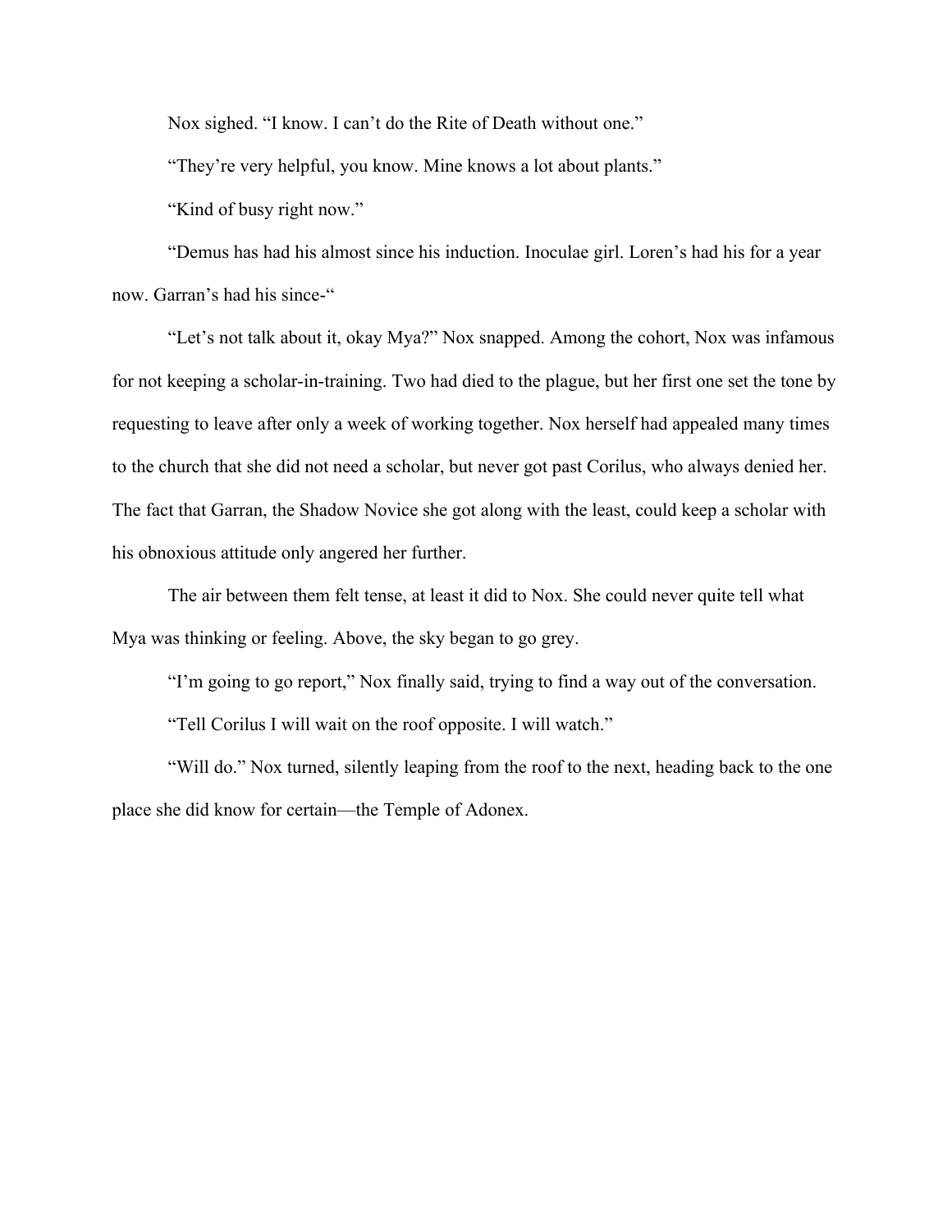Nox sighed. “I know. I can’t do the Rite of Death without one.”

“They’re very helpful, you know. Mine knows a lot about plants.”

“Kind of busy right now.”

“Demus has had his almost since his induction. Inoculae girl. Loren’s had his for a year now. Garran’s had his since-“

“Let’s not talk about it, okay Mya?” Nox snapped. Among the cohort, Nox was infamous for not keeping a scholar-in-training. Two had died to the plague, but her first one set the tone by requesting to leave after only a week of working together. Nox herself had appealed many times to the church that she did not need a scholar, but never got past Corilus, who always denied her. The fact that Garran, the Shadow Novice she got along with the least, could keep a scholar with his obnoxious attitude only angered her further.

The air between them felt tense, at least it did to Nox. She could never quite tell what Mya was thinking or feeling. Above, the sky began to go grey.

“I’m going to go report,” Nox finally said, trying to find a way out of the conversation.

“Tell Corilus I will wait on the roof opposite. I will watch.”

“Will do.” Nox turned, silently leaping from the roof to the next, heading back to the one place she did know for certain—the Temple of Adonex.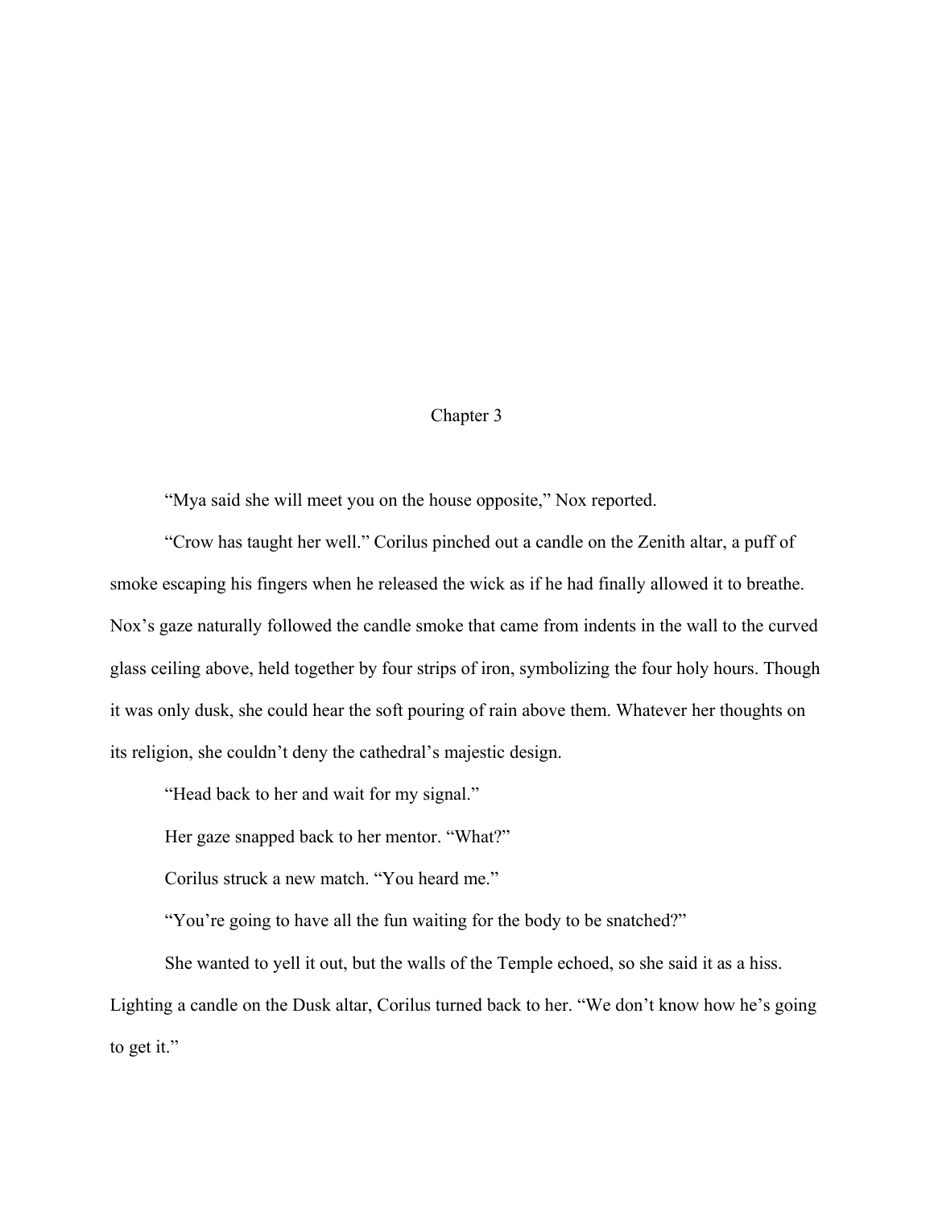# Chapter 3

"Mya said she will meet you on the house opposite," Nox reported.

"Crow has taught her well." Corilus pinched out a candle on the Zenith altar, a puff of smoke escaping his fingers when he released the wick as if he had finally allowed it to breathe. Nox's gaze naturally followed the candle smoke that came from indents in the wall to the curved glass ceiling above, held together by four strips of iron, symbolizing the four holy hours. Though it was only dusk, she could hear the soft pouring of rain above them. Whatever her thoughts on its religion, she couldn't deny the cathedral's majestic design.

"Head back to her and wait for my signal."

Her gaze snapped back to her mentor. "What?"

Corilus struck a new match. "You heard me."

"You're going to have all the fun waiting for the body to be snatched?"

She wanted to yell it out, but the walls of the Temple echoed, so she said it as a hiss. Lighting a candle on the Dusk altar, Corilus turned back to her. "We don't know how he's going to get it."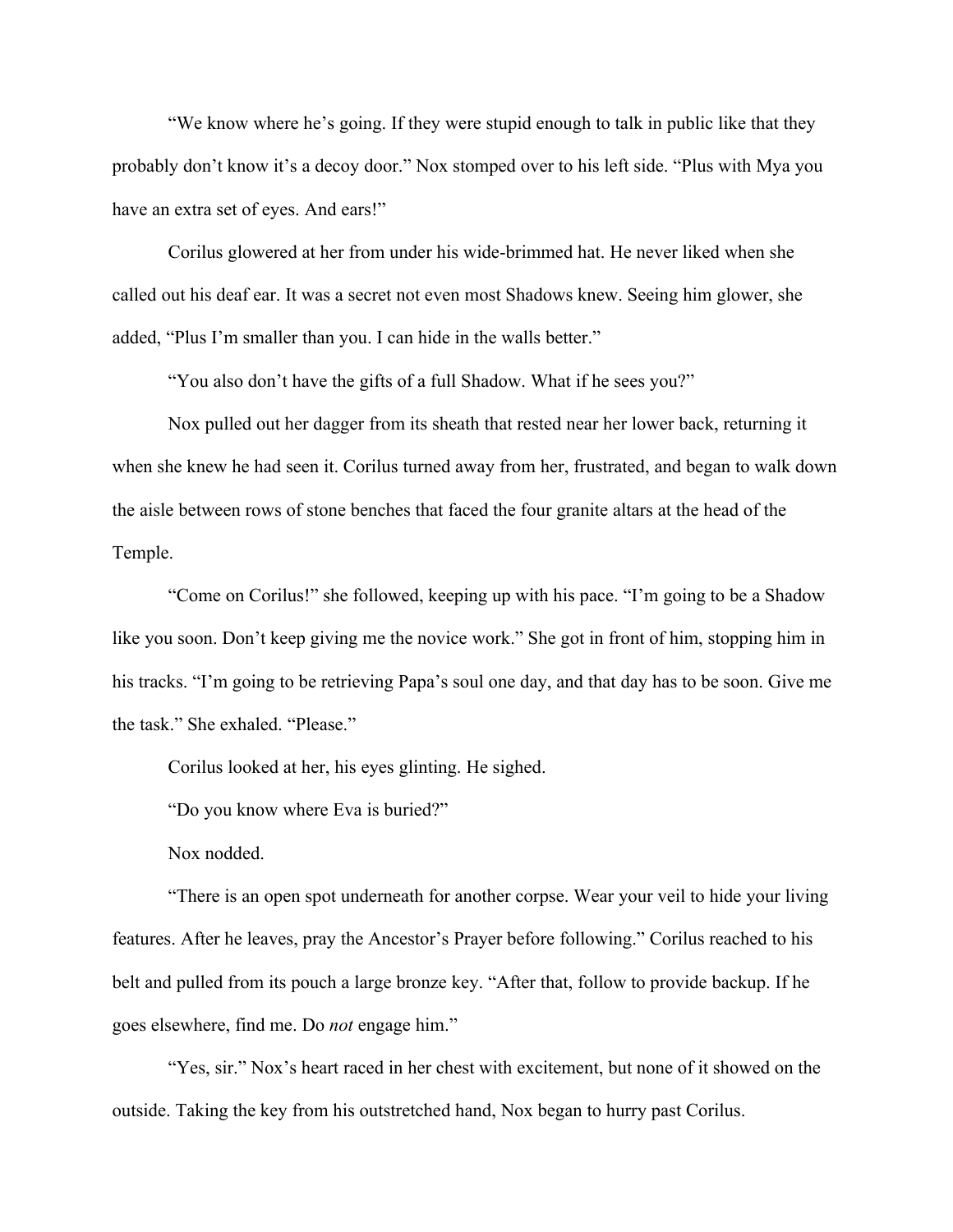"We know where he's going. If they were stupid enough to talk in public like that they probably don't know it's a decoy door." Nox stomped over to his left side. "Plus with Mya you have an extra set of eyes. And ears!"

Corilus glowered at her from under his wide-brimmed hat. He never liked when she called out his deaf ear. It was a secret not even most Shadows knew. Seeing him glower, she added, "Plus I'm smaller than you. I can hide in the walls better."

"You also don't have the gifts of a full Shadow. What if he sees you?"

Nox pulled out her dagger from its sheath that rested near her lower back, returning it when she knew he had seen it. Corilus turned away from her, frustrated, and began to walk down the aisle between rows of stone benches that faced the four granite altars at the head of the Temple.

"Come on Corilus!" she followed, keeping up with his pace. "I'm going to be a Shadow like you soon. Don't keep giving me the novice work." She got in front of him, stopping him in his tracks. "I'm going to be retrieving Papa's soul one day, and that day has to be soon. Give me the task." She exhaled. "Please."

Corilus looked at her, his eyes glinting. He sighed.

"Do you know where Eva is buried?"

Nox nodded.

"There is an open spot underneath for another corpse. Wear your veil to hide your living features. After he leaves, pray the Ancestor's Prayer before following." Corilus reached to his belt and pulled from its pouch a large bronze key. "After that, follow to provide backup. If he goes elsewhere, find me. Do *not* engage him."

"Yes, sir." Nox's heart raced in her chest with excitement, but none of it showed on the outside. Taking the key from his outstretched hand, Nox began to hurry past Corilus.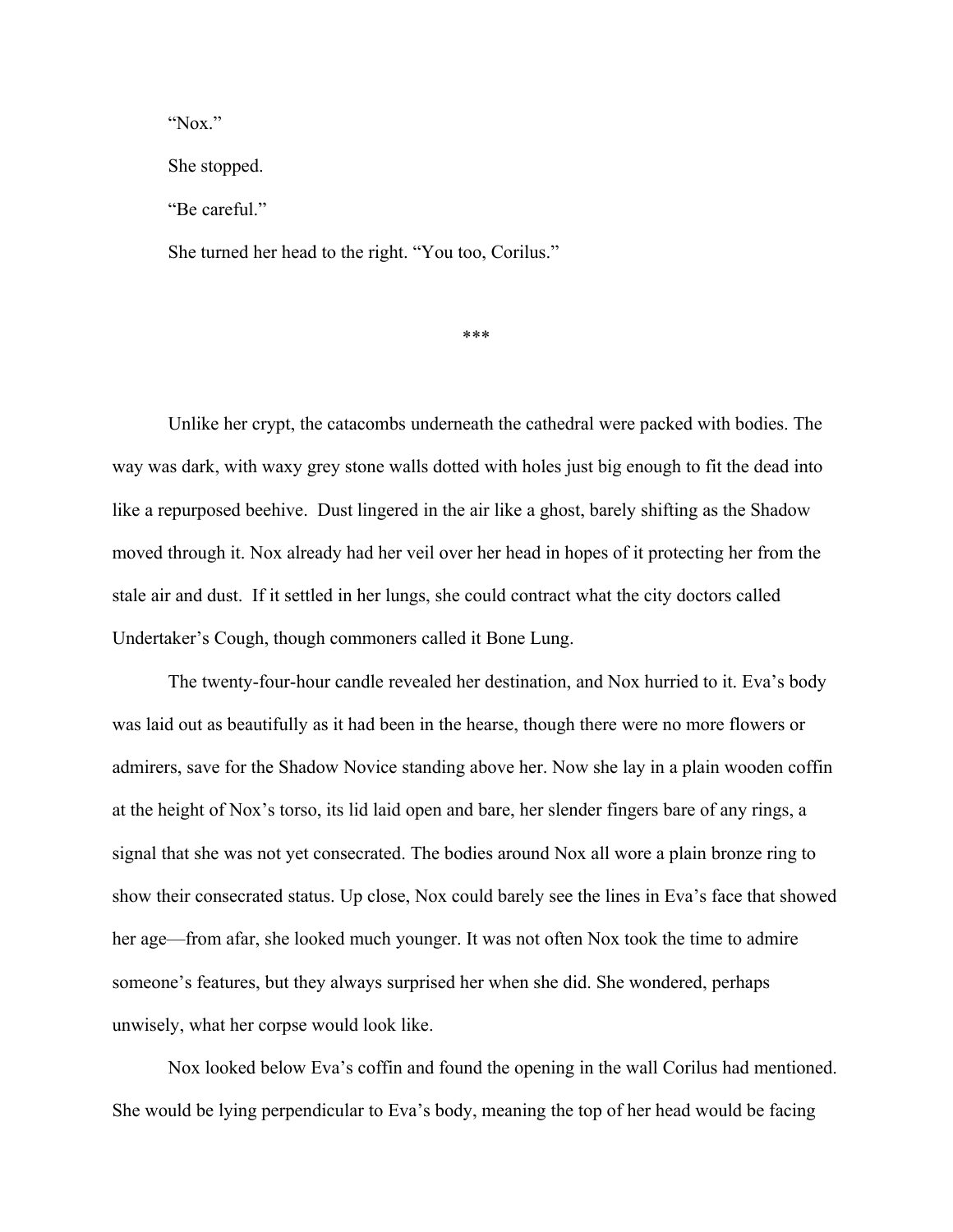"Nox."

She stopped.

"Be careful."

She turned her head to the right. "You too, Corilus."

***

Unlike her crypt, the catacombs underneath the cathedral were packed with bodies. The way was dark, with waxy grey stone walls dotted with holes just big enough to fit the dead into like a repurposed beehive. Dust lingered in the air like a ghost, barely shifting as the Shadow moved through it. Nox already had her veil over her head in hopes of it protecting her from the stale air and dust. If it settled in her lungs, she could contract what the city doctors called Undertaker's Cough, though commoners called it Bone Lung.

The twenty-four-hour candle revealed her destination, and Nox hurried to it. Eva's body was laid out as beautifully as it had been in the hearse, though there were no more flowers or admirers, save for the Shadow Novice standing above her. Now she lay in a plain wooden coffin at the height of Nox's torso, its lid laid open and bare, her slender fingers bare of any rings, a signal that she was not yet consecrated. The bodies around Nox all wore a plain bronze ring to show their consecrated status. Up close, Nox could barely see the lines in Eva's face that showed her age—from afar, she looked much younger. It was not often Nox took the time to admire someone's features, but they always surprised her when she did. She wondered, perhaps unwisely, what her corpse would look like.

Nox looked below Eva's coffin and found the opening in the wall Corilus had mentioned. She would be lying perpendicular to Eva's body, meaning the top of her head would be facing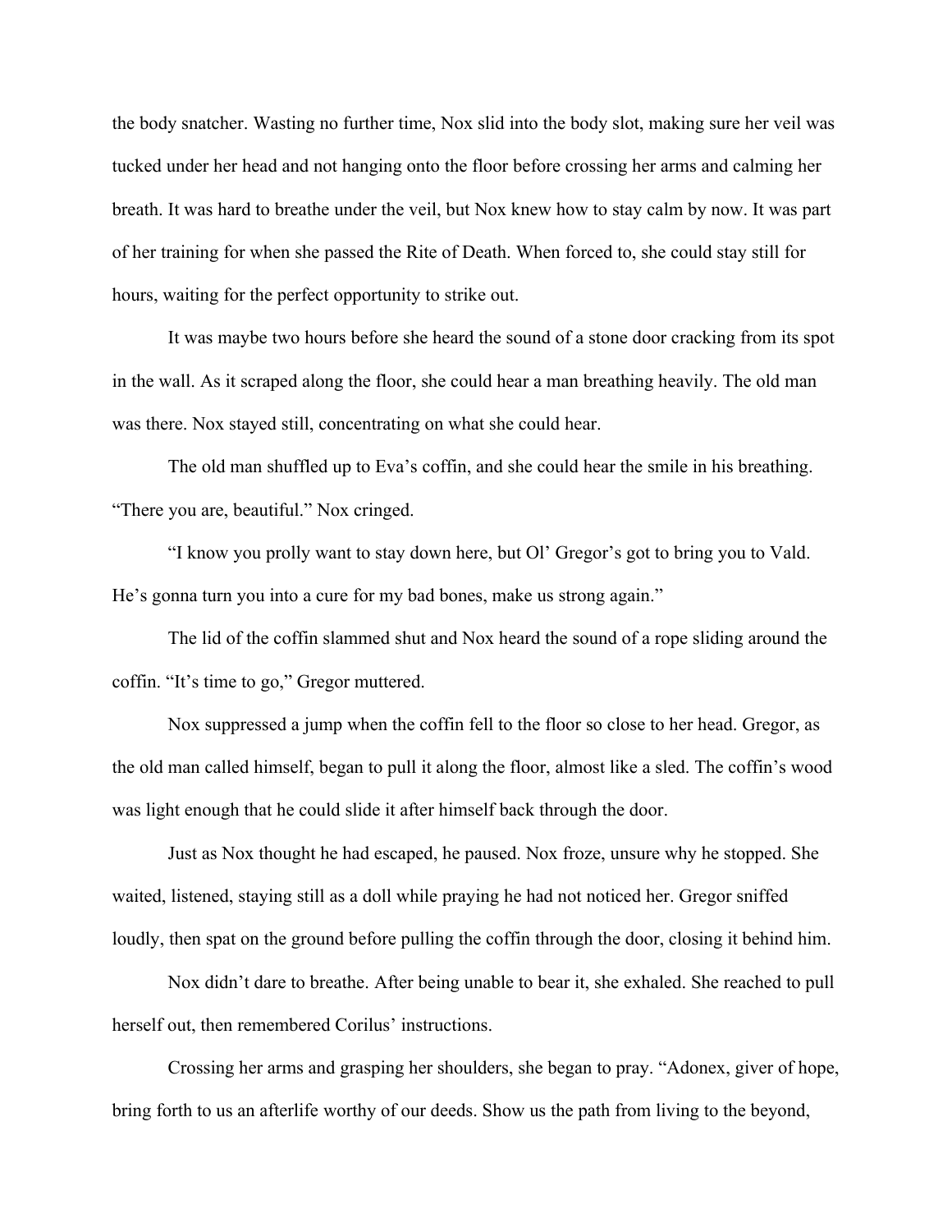the body snatcher. Wasting no further time, Nox slid into the body slot, making sure her veil was tucked under her head and not hanging onto the floor before crossing her arms and calming her breath. It was hard to breathe under the veil, but Nox knew how to stay calm by now. It was part of her training for when she passed the Rite of Death. When forced to, she could stay still for hours, waiting for the perfect opportunity to strike out.

It was maybe two hours before she heard the sound of a stone door cracking from its spot in the wall. As it scraped along the floor, she could hear a man breathing heavily. The old man was there. Nox stayed still, concentrating on what she could hear.

The old man shuffled up to Eva's coffin, and she could hear the smile in his breathing. "There you are, beautiful." Nox cringed.

"I know you prolly want to stay down here, but Ol' Gregor's got to bring you to Vald. He's gonna turn you into a cure for my bad bones, make us strong again."

The lid of the coffin slammed shut and Nox heard the sound of a rope sliding around the coffin. "It's time to go," Gregor muttered.

Nox suppressed a jump when the coffin fell to the floor so close to her head. Gregor, as the old man called himself, began to pull it along the floor, almost like a sled. The coffin's wood was light enough that he could slide it after himself back through the door.

Just as Nox thought he had escaped, he paused. Nox froze, unsure why he stopped. She waited, listened, staying still as a doll while praying he had not noticed her. Gregor sniffed loudly, then spat on the ground before pulling the coffin through the door, closing it behind him.

Nox didn't dare to breathe. After being unable to bear it, she exhaled. She reached to pull herself out, then remembered Corilus' instructions.

Crossing her arms and grasping her shoulders, she began to pray. "Adonex, giver of hope, bring forth to us an afterlife worthy of our deeds. Show us the path from living to the beyond,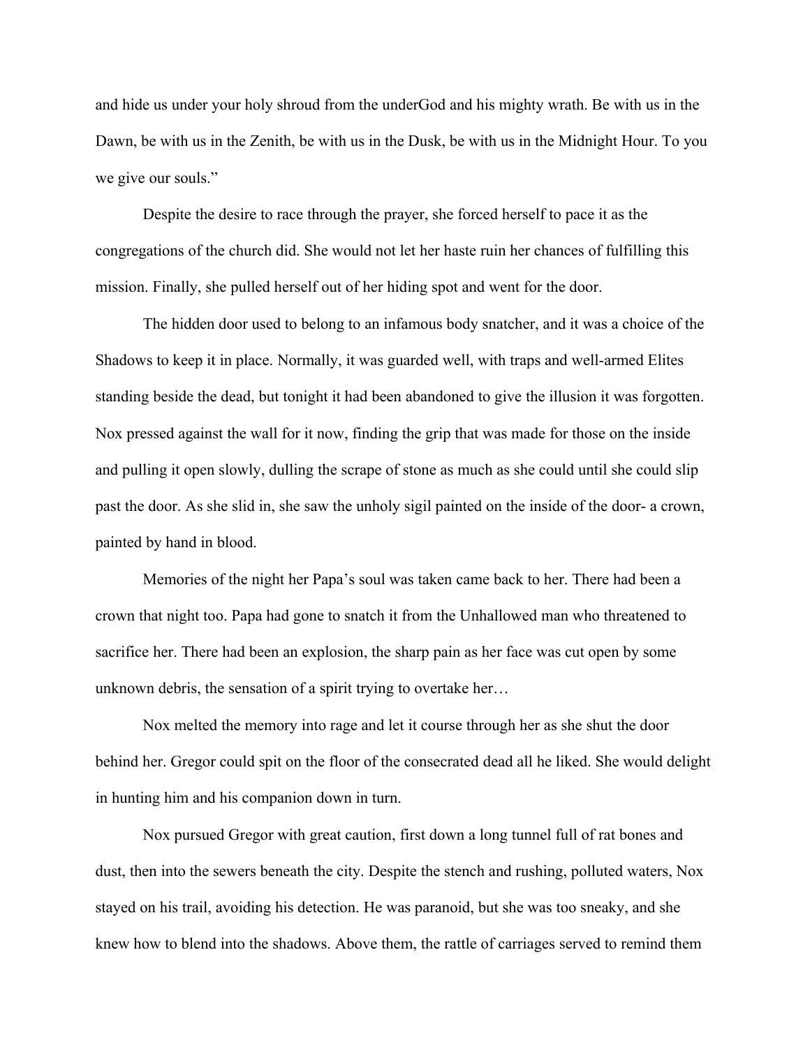and hide us under your holy shroud from the underGod and his mighty wrath. Be with us in the Dawn, be with us in the Zenith, be with us in the Dusk, be with us in the Midnight Hour. To you we give our souls."

Despite the desire to race through the prayer, she forced herself to pace it as the congregations of the church did. She would not let her haste ruin her chances of fulfilling this mission. Finally, she pulled herself out of her hiding spot and went for the door.

The hidden door used to belong to an infamous body snatcher, and it was a choice of the Shadows to keep it in place. Normally, it was guarded well, with traps and well-armed Elites standing beside the dead, but tonight it had been abandoned to give the illusion it was forgotten. Nox pressed against the wall for it now, finding the grip that was made for those on the inside and pulling it open slowly, dulling the scrape of stone as much as she could until she could slip past the door. As she slid in, she saw the unholy sigil painted on the inside of the door- a crown, painted by hand in blood.

Memories of the night her Papa's soul was taken came back to her. There had been a crown that night too. Papa had gone to snatch it from the Unhallowed man who threatened to sacrifice her. There had been an explosion, the sharp pain as her face was cut open by some unknown debris, the sensation of a spirit trying to overtake her…

Nox melted the memory into rage and let it course through her as she shut the door behind her. Gregor could spit on the floor of the consecrated dead all he liked. She would delight in hunting him and his companion down in turn.

Nox pursued Gregor with great caution, first down a long tunnel full of rat bones and dust, then into the sewers beneath the city. Despite the stench and rushing, polluted waters, Nox stayed on his trail, avoiding his detection. He was paranoid, but she was too sneaky, and she knew how to blend into the shadows. Above them, the rattle of carriages served to remind them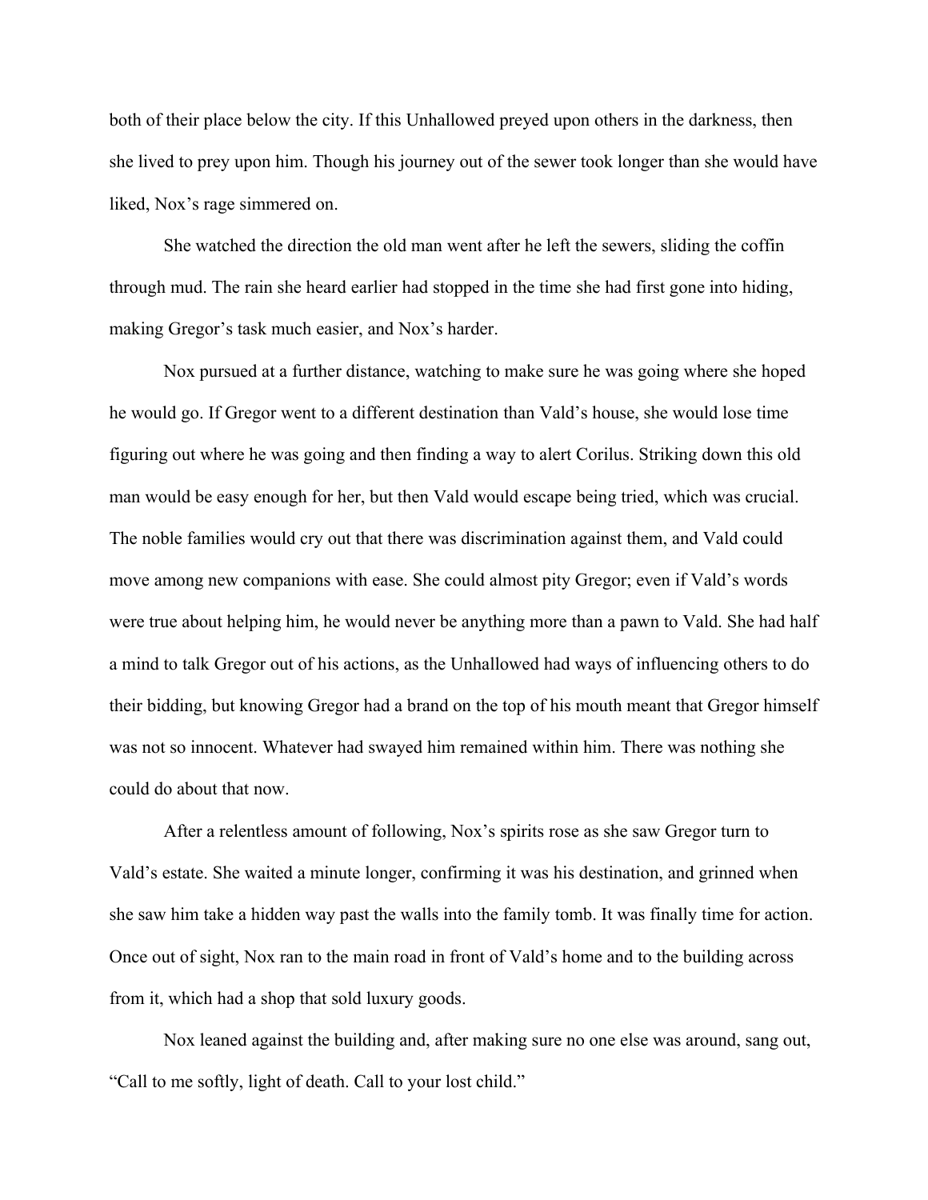both of their place below the city. If this Unhallowed preyed upon others in the darkness, then she lived to prey upon him. Though his journey out of the sewer took longer than she would have liked, Nox's rage simmered on.

She watched the direction the old man went after he left the sewers, sliding the coffin through mud. The rain she heard earlier had stopped in the time she had first gone into hiding, making Gregor's task much easier, and Nox's harder.

Nox pursued at a further distance, watching to make sure he was going where she hoped he would go. If Gregor went to a different destination than Vald's house, she would lose time figuring out where he was going and then finding a way to alert Corilus. Striking down this old man would be easy enough for her, but then Vald would escape being tried, which was crucial. The noble families would cry out that there was discrimination against them, and Vald could move among new companions with ease. She could almost pity Gregor; even if Vald's words were true about helping him, he would never be anything more than a pawn to Vald. She had half a mind to talk Gregor out of his actions, as the Unhallowed had ways of influencing others to do their bidding, but knowing Gregor had a brand on the top of his mouth meant that Gregor himself was not so innocent. Whatever had swayed him remained within him. There was nothing she could do about that now.

After a relentless amount of following, Nox's spirits rose as she saw Gregor turn to Vald's estate. She waited a minute longer, confirming it was his destination, and grinned when she saw him take a hidden way past the walls into the family tomb. It was finally time for action. Once out of sight, Nox ran to the main road in front of Vald's home and to the building across from it, which had a shop that sold luxury goods.

Nox leaned against the building and, after making sure no one else was around, sang out, "Call to me softly, light of death. Call to your lost child."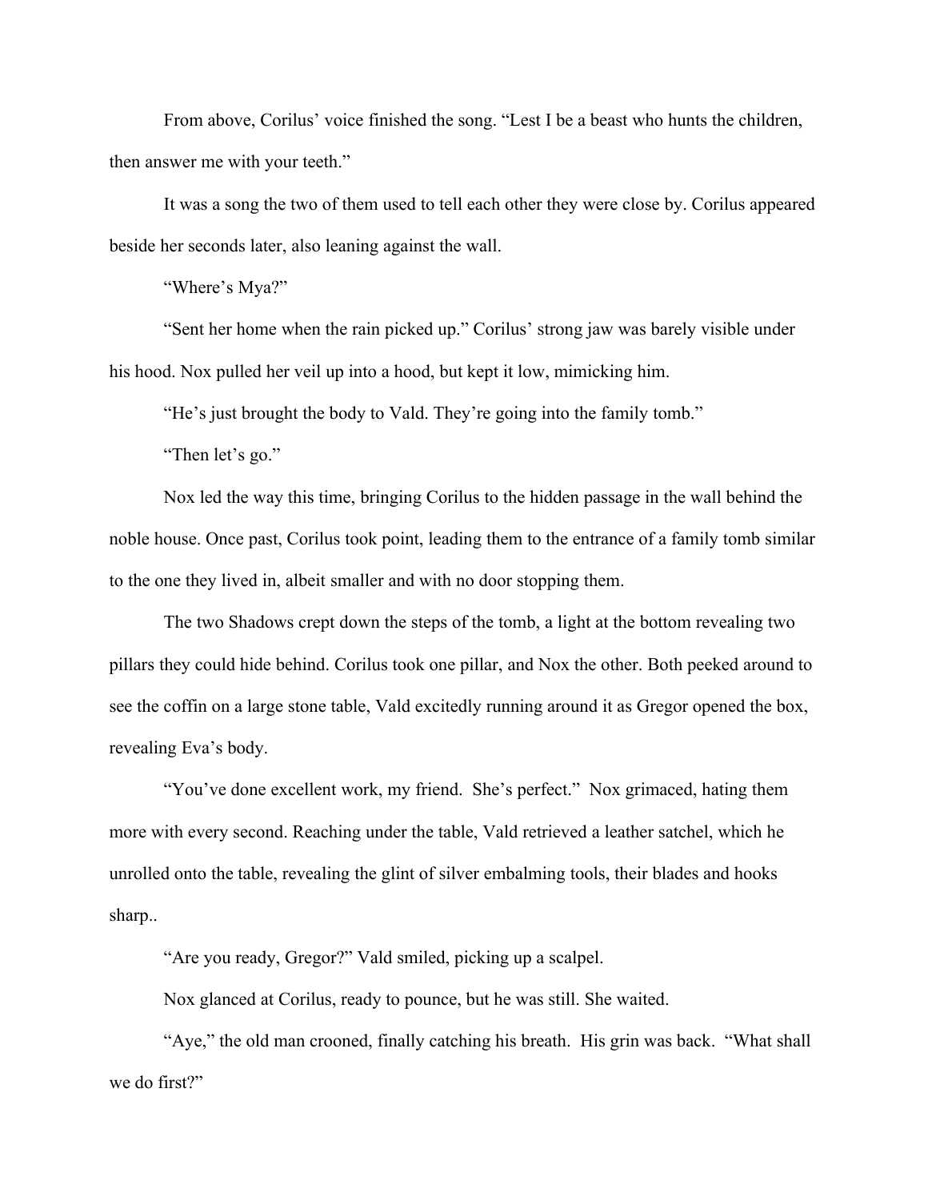From above, Corilus' voice finished the song. "Lest I be a beast who hunts the children, then answer me with your teeth."

It was a song the two of them used to tell each other they were close by. Corilus appeared beside her seconds later, also leaning against the wall.

"Where's Mya?"

"Sent her home when the rain picked up." Corilus' strong jaw was barely visible under his hood. Nox pulled her veil up into a hood, but kept it low, mimicking him.

"He's just brought the body to Vald. They're going into the family tomb."

"Then let's go."

Nox led the way this time, bringing Corilus to the hidden passage in the wall behind the noble house. Once past, Corilus took point, leading them to the entrance of a family tomb similar to the one they lived in, albeit smaller and with no door stopping them.

The two Shadows crept down the steps of the tomb, a light at the bottom revealing two pillars they could hide behind. Corilus took one pillar, and Nox the other. Both peeked around to see the coffin on a large stone table, Vald excitedly running around it as Gregor opened the box, revealing Eva's body.

"You've done excellent work, my friend. She's perfect." Nox grimaced, hating them more with every second. Reaching under the table, Vald retrieved a leather satchel, which he unrolled onto the table, revealing the glint of silver embalming tools, their blades and hooks sharp..

"Are you ready, Gregor?" Vald smiled, picking up a scalpel.

Nox glanced at Corilus, ready to pounce, but he was still. She waited.

"Aye," the old man crooned, finally catching his breath. His grin was back. "What shall we do first?"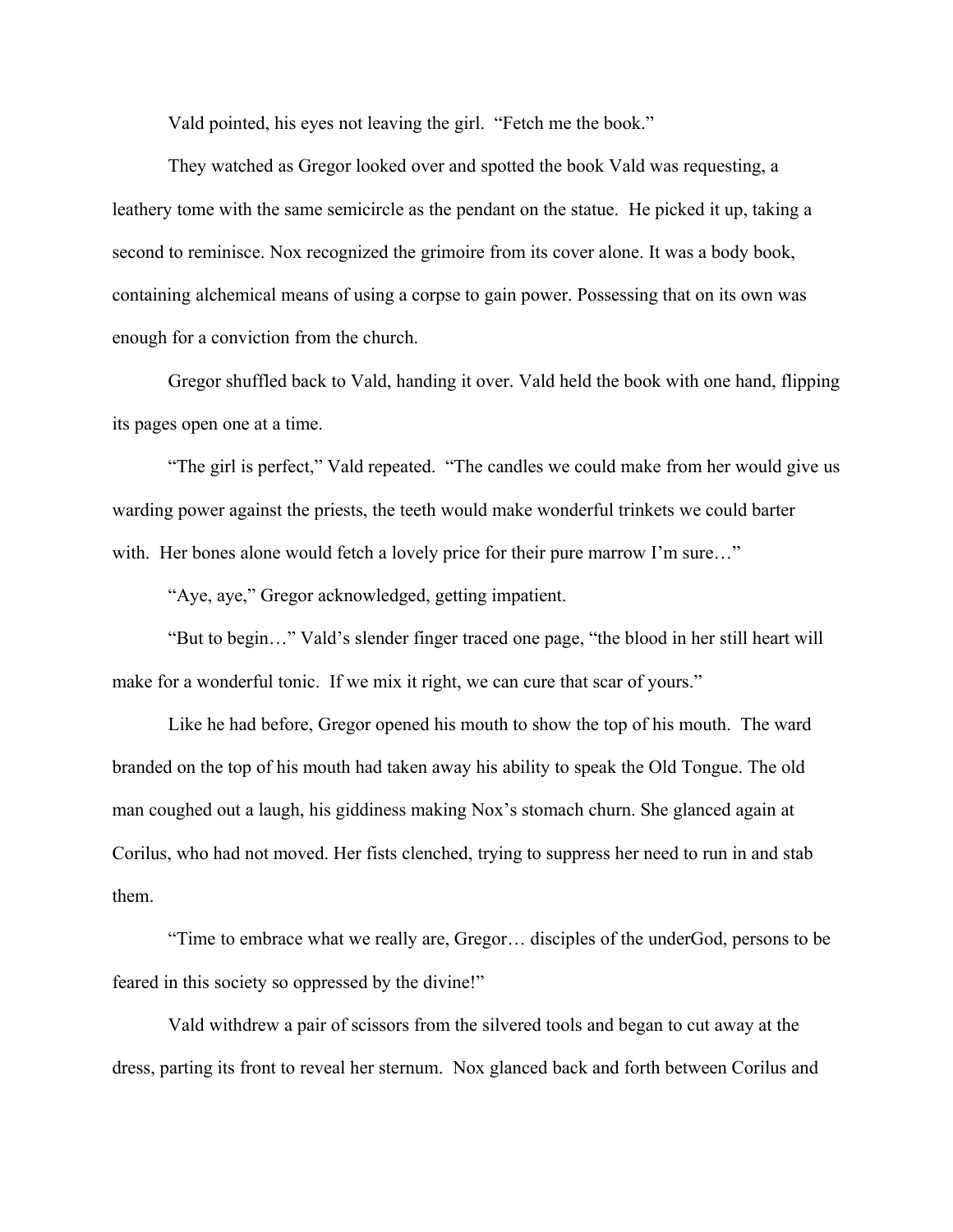Vald pointed, his eyes not leaving the girl. "Fetch me the book."

They watched as Gregor looked over and spotted the book Vald was requesting, a leathery tome with the same semicircle as the pendant on the statue. He picked it up, taking a second to reminisce. Nox recognized the grimoire from its cover alone. It was a body book, containing alchemical means of using a corpse to gain power. Possessing that on its own was enough for a conviction from the church.

Gregor shuffled back to Vald, handing it over. Vald held the book with one hand, flipping its pages open one at a time.

"The girl is perfect," Vald repeated. "The candles we could make from her would give us warding power against the priests, the teeth would make wonderful trinkets we could barter with. Her bones alone would fetch a lovely price for their pure marrow I'm sure…"

"Aye, aye," Gregor acknowledged, getting impatient.

"But to begin…" Vald's slender finger traced one page, "the blood in her still heart will make for a wonderful tonic. If we mix it right, we can cure that scar of yours."

Like he had before, Gregor opened his mouth to show the top of his mouth. The ward branded on the top of his mouth had taken away his ability to speak the Old Tongue. The old man coughed out a laugh, his giddiness making Nox's stomach churn. She glanced again at Corilus, who had not moved. Her fists clenched, trying to suppress her need to run in and stab them.

"Time to embrace what we really are, Gregor… disciples of the underGod, persons to be feared in this society so oppressed by the divine!"

Vald withdrew a pair of scissors from the silvered tools and began to cut away at the dress, parting its front to reveal her sternum. Nox glanced back and forth between Corilus and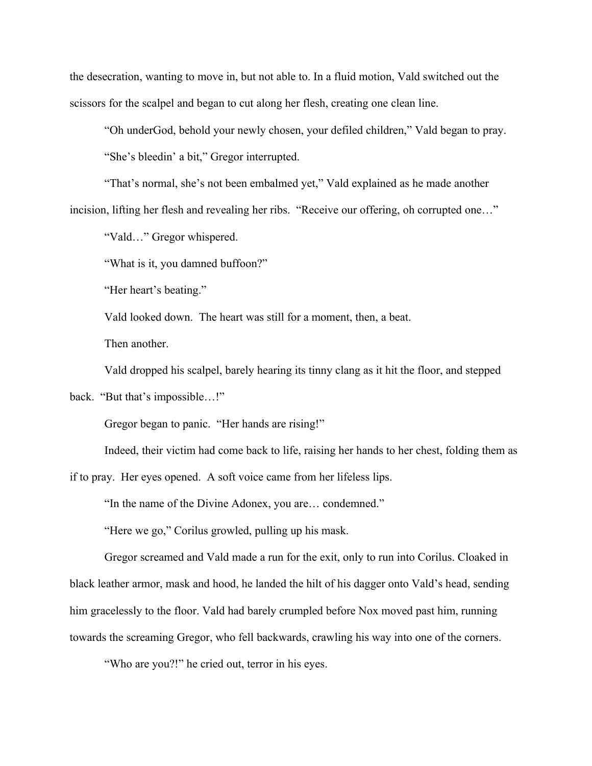the desecration, wanting to move in, but not able to. In a fluid motion, Vald switched out the scissors for the scalpel and began to cut along her flesh, creating one clean line.

"Oh underGod, behold your newly chosen, your defiled children," Vald began to pray.

"She's bleedin' a bit," Gregor interrupted.

"That's normal, she's not been embalmed yet," Vald explained as he made another incision, lifting her flesh and revealing her ribs. "Receive our offering, oh corrupted one…"

"Vald…" Gregor whispered.

"What is it, you damned buffoon?"

"Her heart's beating."

Vald looked down. The heart was still for a moment, then, a beat.

Then another.

Vald dropped his scalpel, barely hearing its tinny clang as it hit the floor, and stepped back. "But that's impossible…!"

Gregor began to panic. "Her hands are rising!"

Indeed, their victim had come back to life, raising her hands to her chest, folding them as if to pray. Her eyes opened. A soft voice came from her lifeless lips.

"In the name of the Divine Adonex, you are… condemned."

"Here we go," Corilus growled, pulling up his mask.

Gregor screamed and Vald made a run for the exit, only to run into Corilus. Cloaked in black leather armor, mask and hood, he landed the hilt of his dagger onto Vald's head, sending him gracelessly to the floor. Vald had barely crumpled before Nox moved past him, running towards the screaming Gregor, who fell backwards, crawling his way into one of the corners.

"Who are you?!" he cried out, terror in his eyes.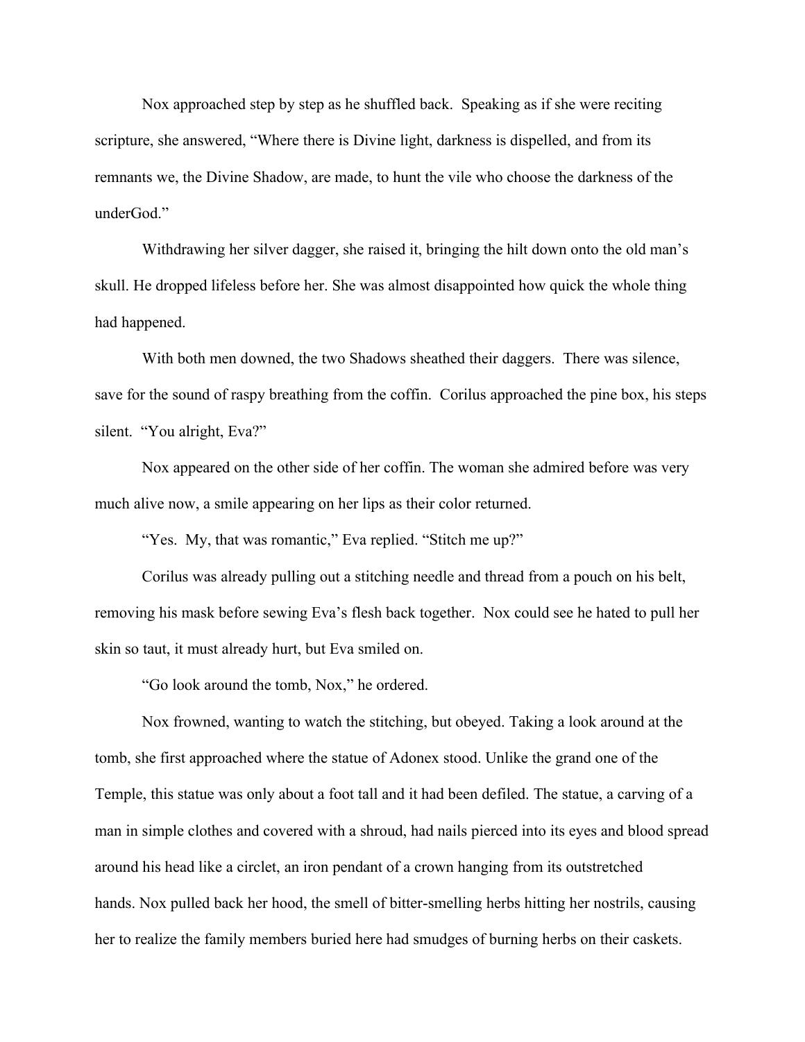Nox approached step by step as he shuffled back. Speaking as if she were reciting scripture, she answered, "Where there is Divine light, darkness is dispelled, and from its remnants we, the Divine Shadow, are made, to hunt the vile who choose the darkness of the underGod."

Withdrawing her silver dagger, she raised it, bringing the hilt down onto the old man's skull. He dropped lifeless before her. She was almost disappointed how quick the whole thing had happened.

With both men downed, the two Shadows sheathed their daggers. There was silence, save for the sound of raspy breathing from the coffin. Corilus approached the pine box, his steps silent. "You alright, Eva?"

Nox appeared on the other side of her coffin. The woman she admired before was very much alive now, a smile appearing on her lips as their color returned.

"Yes. My, that was romantic," Eva replied. "Stitch me up?"

Corilus was already pulling out a stitching needle and thread from a pouch on his belt, removing his mask before sewing Eva's flesh back together. Nox could see he hated to pull her skin so taut, it must already hurt, but Eva smiled on.

"Go look around the tomb, Nox," he ordered.

Nox frowned, wanting to watch the stitching, but obeyed. Taking a look around at the tomb, she first approached where the statue of Adonex stood. Unlike the grand one of the Temple, this statue was only about a foot tall and it had been defiled. The statue, a carving of a man in simple clothes and covered with a shroud, had nails pierced into its eyes and blood spread around his head like a circlet, an iron pendant of a crown hanging from its outstretched hands. Nox pulled back her hood, the smell of bitter-smelling herbs hitting her nostrils, causing her to realize the family members buried here had smudges of burning herbs on their caskets.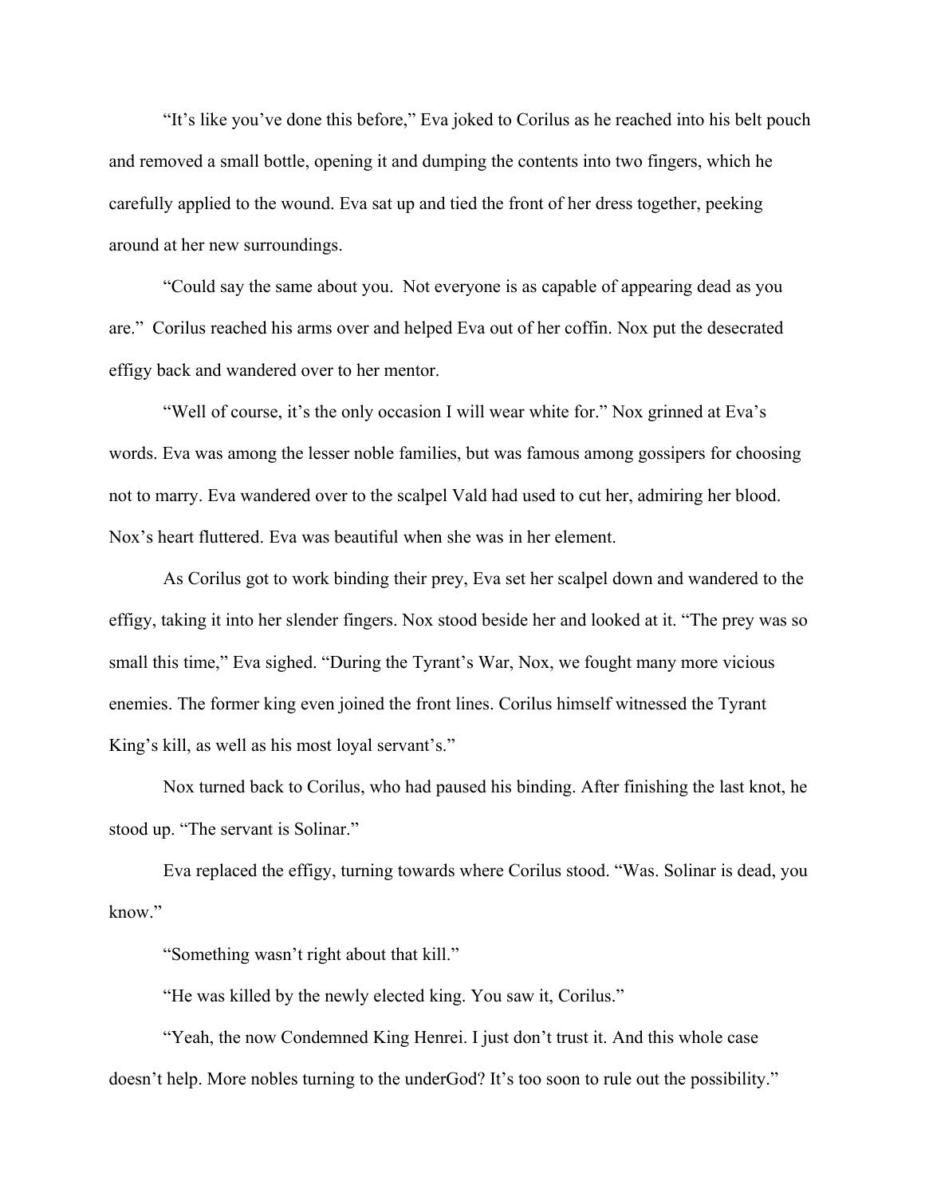"It's like you've done this before," Eva joked to Corilus as he reached into his belt pouch and removed a small bottle, opening it and dumping the contents into two fingers, which he carefully applied to the wound. Eva sat up and tied the front of her dress together, peeking around at her new surroundings.

"Could say the same about you.  Not everyone is as capable of appearing dead as you are."  Corilus reached his arms over and helped Eva out of her coffin. Nox put the desecrated effigy back and wandered over to her mentor.

"Well of course, it's the only occasion I will wear white for." Nox grinned at Eva's words. Eva was among the lesser noble families, but was famous among gossipers for choosing not to marry. Eva wandered over to the scalpel Vald had used to cut her, admiring her blood. Nox's heart fluttered. Eva was beautiful when she was in her element.

As Corilus got to work binding their prey, Eva set her scalpel down and wandered to the effigy, taking it into her slender fingers. Nox stood beside her and looked at it. "The prey was so small this time," Eva sighed. "During the Tyrant's War, Nox, we fought many more vicious enemies. The former king even joined the front lines. Corilus himself witnessed the Tyrant King's kill, as well as his most loyal servant's."

Nox turned back to Corilus, who had paused his binding. After finishing the last knot, he stood up. "The servant is Solinar."

Eva replaced the effigy, turning towards where Corilus stood. "Was. Solinar is dead, you know."

"Something wasn't right about that kill."

"He was killed by the newly elected king. You saw it, Corilus."

"Yeah, the now Condemned King Henrei. I just don't trust it. And this whole case doesn't help. More nobles turning to the underGod? It's too soon to rule out the possibility."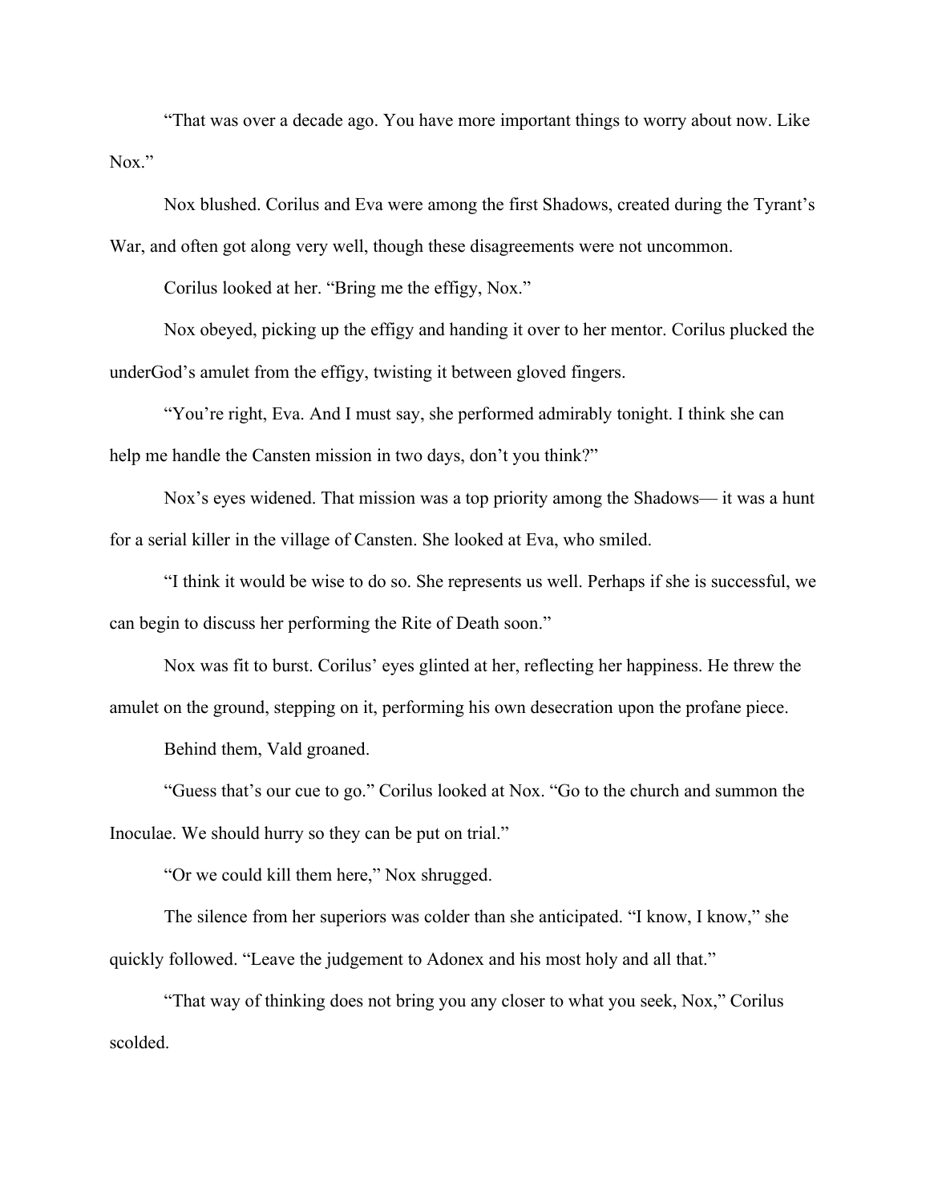"That was over a decade ago. You have more important things to worry about now. Like Nox."

Nox blushed. Corilus and Eva were among the first Shadows, created during the Tyrant's War, and often got along very well, though these disagreements were not uncommon.

Corilus looked at her. "Bring me the effigy, Nox."

Nox obeyed, picking up the effigy and handing it over to her mentor. Corilus plucked the underGod's amulet from the effigy, twisting it between gloved fingers.

"You're right, Eva. And I must say, she performed admirably tonight. I think she can help me handle the Cansten mission in two days, don't you think?"

Nox's eyes widened. That mission was a top priority among the Shadows— it was a hunt for a serial killer in the village of Cansten. She looked at Eva, who smiled.

"I think it would be wise to do so. She represents us well. Perhaps if she is successful, we can begin to discuss her performing the Rite of Death soon."

Nox was fit to burst. Corilus' eyes glinted at her, reflecting her happiness. He threw the amulet on the ground, stepping on it, performing his own desecration upon the profane piece.

Behind them, Vald groaned.

"Guess that's our cue to go." Corilus looked at Nox. "Go to the church and summon the Inoculae. We should hurry so they can be put on trial."

"Or we could kill them here," Nox shrugged.

The silence from her superiors was colder than she anticipated. "I know, I know," she quickly followed. "Leave the judgement to Adonex and his most holy and all that."

"That way of thinking does not bring you any closer to what you seek, Nox," Corilus scolded.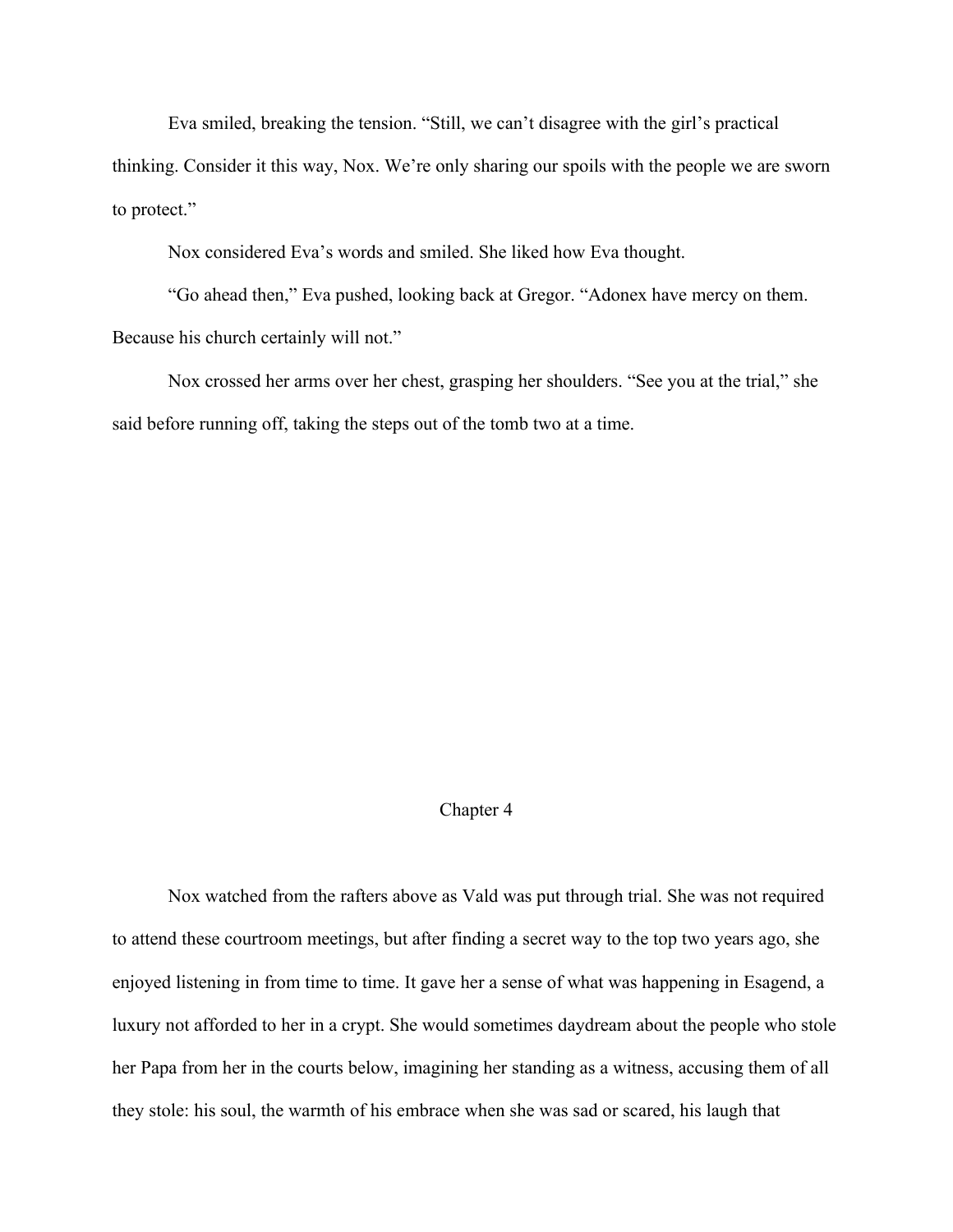Eva smiled, breaking the tension. "Still, we can't disagree with the girl's practical thinking. Consider it this way, Nox. We're only sharing our spoils with the people we are sworn to protect."

Nox considered Eva's words and smiled. She liked how Eva thought.

"Go ahead then," Eva pushed, looking back at Gregor. "Adonex have mercy on them. Because his church certainly will not."

Nox crossed her arms over her chest, grasping her shoulders. "See you at the trial," she said before running off, taking the steps out of the tomb two at a time.

## Chapter 4

Nox watched from the rafters above as Vald was put through trial. She was not required to attend these courtroom meetings, but after finding a secret way to the top two years ago, she enjoyed listening in from time to time. It gave her a sense of what was happening in Esagend, a luxury not afforded to her in a crypt. She would sometimes daydream about the people who stole her Papa from her in the courts below, imagining her standing as a witness, accusing them of all they stole: his soul, the warmth of his embrace when she was sad or scared, his laugh that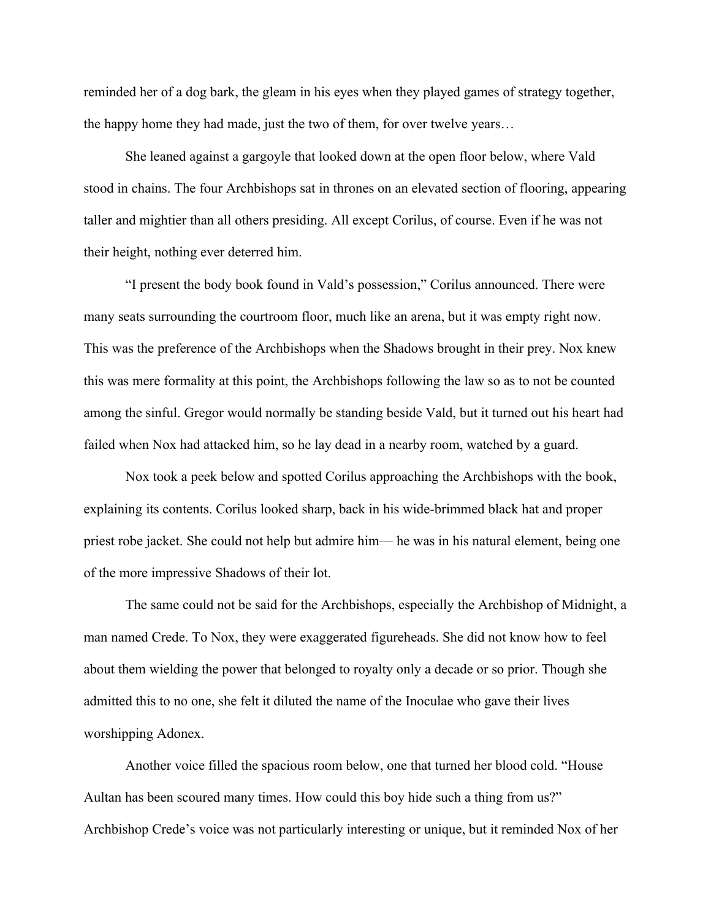reminded her of a dog bark, the gleam in his eyes when they played games of strategy together, the happy home they had made, just the two of them, for over twelve years…

She leaned against a gargoyle that looked down at the open floor below, where Vald stood in chains. The four Archbishops sat in thrones on an elevated section of flooring, appearing taller and mightier than all others presiding. All except Corilus, of course. Even if he was not their height, nothing ever deterred him.

"I present the body book found in Vald's possession," Corilus announced. There were many seats surrounding the courtroom floor, much like an arena, but it was empty right now. This was the preference of the Archbishops when the Shadows brought in their prey. Nox knew this was mere formality at this point, the Archbishops following the law so as to not be counted among the sinful. Gregor would normally be standing beside Vald, but it turned out his heart had failed when Nox had attacked him, so he lay dead in a nearby room, watched by a guard.

Nox took a peek below and spotted Corilus approaching the Archbishops with the book, explaining its contents. Corilus looked sharp, back in his wide-brimmed black hat and proper priest robe jacket. She could not help but admire him— he was in his natural element, being one of the more impressive Shadows of their lot.

The same could not be said for the Archbishops, especially the Archbishop of Midnight, a man named Crede. To Nox, they were exaggerated figureheads. She did not know how to feel about them wielding the power that belonged to royalty only a decade or so prior. Though she admitted this to no one, she felt it diluted the name of the Inoculae who gave their lives worshipping Adonex.

Another voice filled the spacious room below, one that turned her blood cold. "House Aultan has been scoured many times. How could this boy hide such a thing from us?" Archbishop Crede's voice was not particularly interesting or unique, but it reminded Nox of her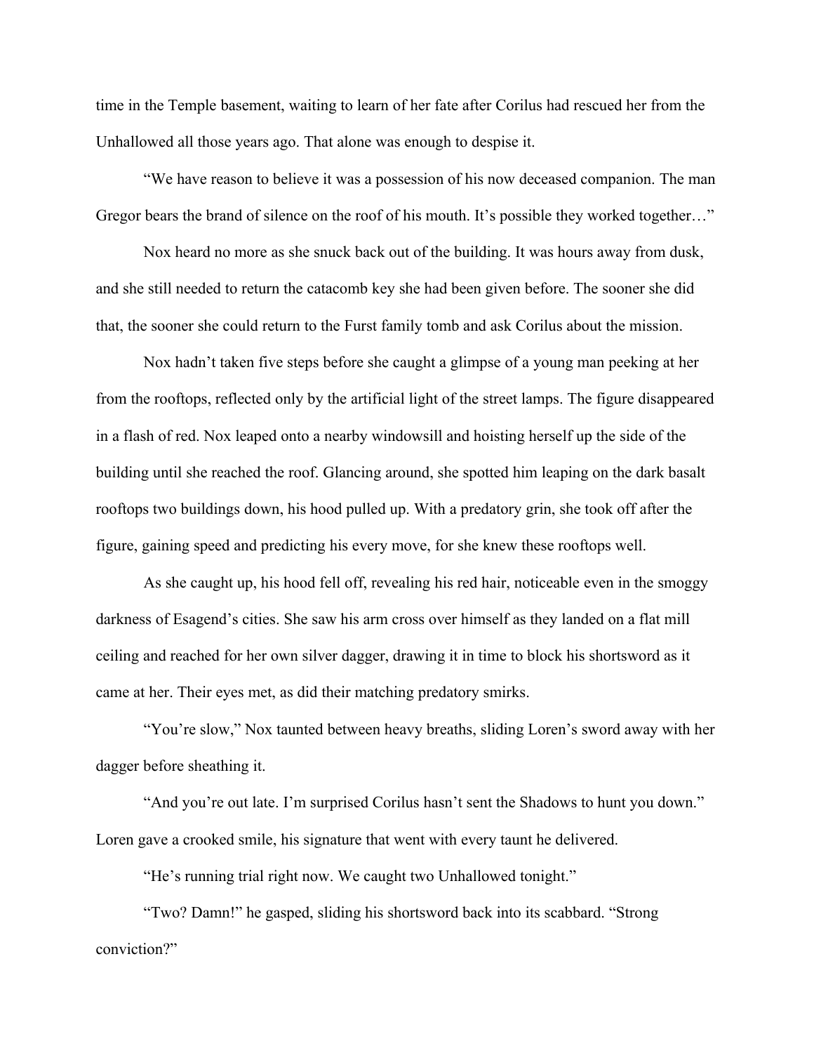time in the Temple basement, waiting to learn of her fate after Corilus had rescued her from the Unhallowed all those years ago. That alone was enough to despise it.

"We have reason to believe it was a possession of his now deceased companion. The man Gregor bears the brand of silence on the roof of his mouth. It's possible they worked together…"

Nox heard no more as she snuck back out of the building. It was hours away from dusk, and she still needed to return the catacomb key she had been given before. The sooner she did that, the sooner she could return to the Furst family tomb and ask Corilus about the mission.

Nox hadn't taken five steps before she caught a glimpse of a young man peeking at her from the rooftops, reflected only by the artificial light of the street lamps. The figure disappeared in a flash of red. Nox leaped onto a nearby windowsill and hoisting herself up the side of the building until she reached the roof. Glancing around, she spotted him leaping on the dark basalt rooftops two buildings down, his hood pulled up. With a predatory grin, she took off after the figure, gaining speed and predicting his every move, for she knew these rooftops well.

As she caught up, his hood fell off, revealing his red hair, noticeable even in the smoggy darkness of Esagend's cities. She saw his arm cross over himself as they landed on a flat mill ceiling and reached for her own silver dagger, drawing it in time to block his shortsword as it came at her. Their eyes met, as did their matching predatory smirks.

"You're slow," Nox taunted between heavy breaths, sliding Loren's sword away with her dagger before sheathing it.

"And you're out late. I'm surprised Corilus hasn't sent the Shadows to hunt you down." Loren gave a crooked smile, his signature that went with every taunt he delivered.

"He's running trial right now. We caught two Unhallowed tonight."

"Two? Damn!" he gasped, sliding his shortsword back into its scabbard. "Strong conviction?"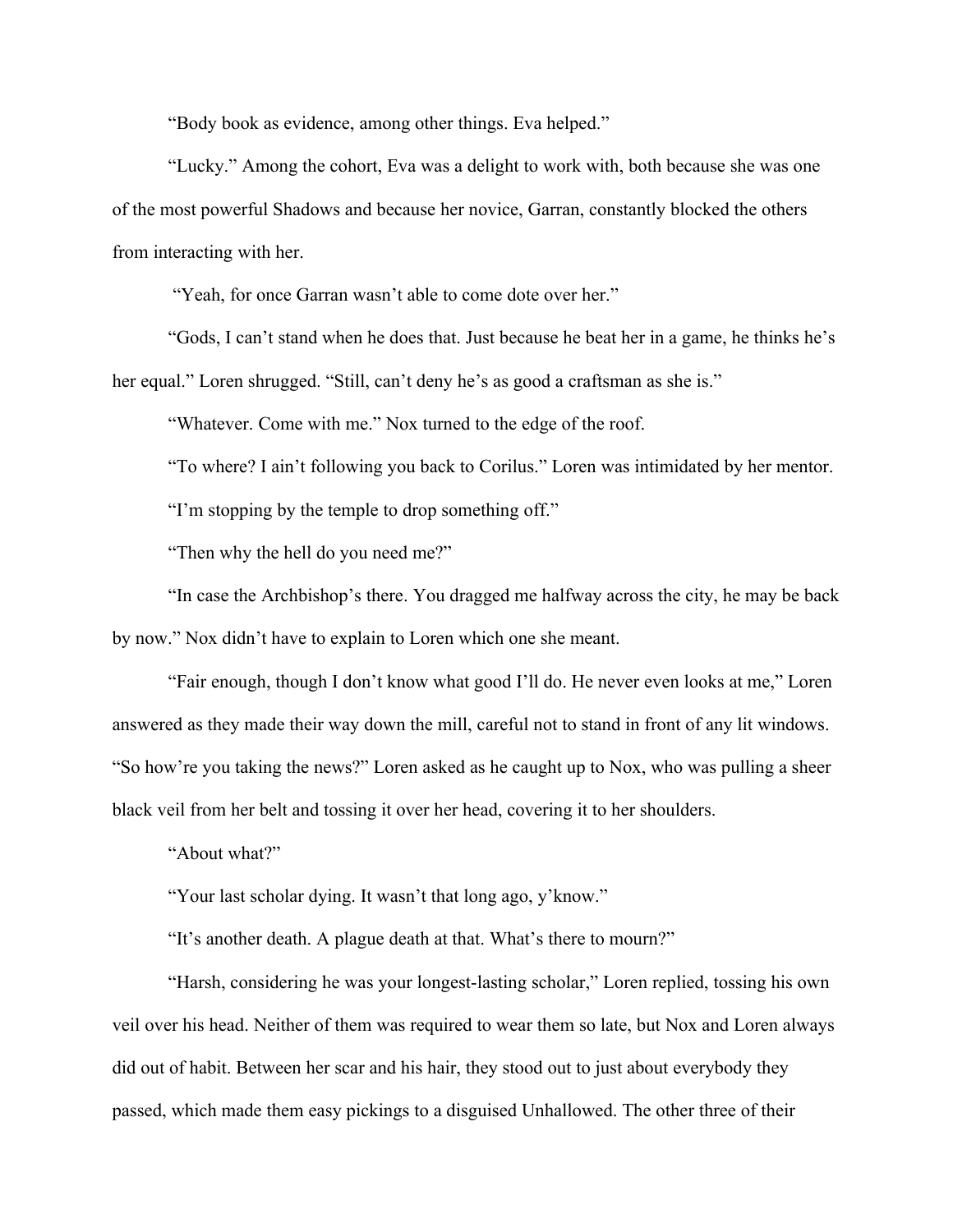"Body book as evidence, among other things. Eva helped."

"Lucky." Among the cohort, Eva was a delight to work with, both because she was one of the most powerful Shadows and because her novice, Garran, constantly blocked the others from interacting with her.

"Yeah, for once Garran wasn't able to come dote over her."

"Gods, I can't stand when he does that. Just because he beat her in a game, he thinks he's her equal." Loren shrugged. "Still, can't deny he's as good a craftsman as she is."

"Whatever. Come with me." Nox turned to the edge of the roof.

"To where? I ain't following you back to Corilus." Loren was intimidated by her mentor.

"I'm stopping by the temple to drop something off."

"Then why the hell do you need me?"

"In case the Archbishop's there. You dragged me halfway across the city, he may be back by now." Nox didn't have to explain to Loren which one she meant.

"Fair enough, though I don't know what good I'll do. He never even looks at me," Loren answered as they made their way down the mill, careful not to stand in front of any lit windows. "So how're you taking the news?" Loren asked as he caught up to Nox, who was pulling a sheer black veil from her belt and tossing it over her head, covering it to her shoulders.

"About what?"

"Your last scholar dying. It wasn't that long ago, y'know."

"It's another death. A plague death at that. What's there to mourn?"

"Harsh, considering he was your longest-lasting scholar," Loren replied, tossing his own veil over his head. Neither of them was required to wear them so late, but Nox and Loren always did out of habit. Between her scar and his hair, they stood out to just about everybody they passed, which made them easy pickings to a disguised Unhallowed. The other three of their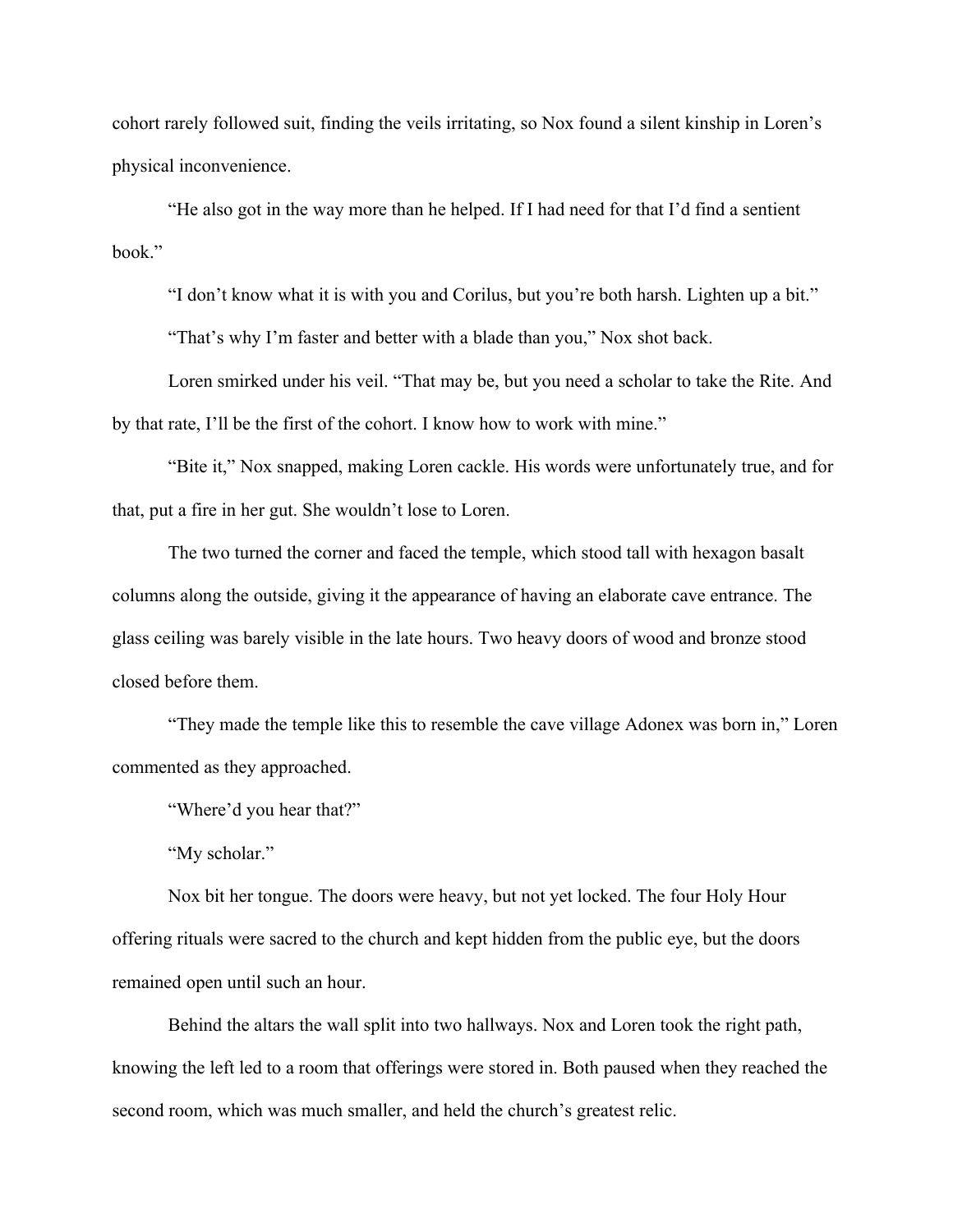cohort rarely followed suit, finding the veils irritating, so Nox found a silent kinship in Loren's physical inconvenience.

"He also got in the way more than he helped. If I had need for that I'd find a sentient book."

"I don't know what it is with you and Corilus, but you're both harsh. Lighten up a bit."

"That's why I'm faster and better with a blade than you," Nox shot back.

Loren smirked under his veil. "That may be, but you need a scholar to take the Rite. And by that rate, I'll be the first of the cohort. I know how to work with mine."

"Bite it," Nox snapped, making Loren cackle. His words were unfortunately true, and for that, put a fire in her gut. She wouldn't lose to Loren.

The two turned the corner and faced the temple, which stood tall with hexagon basalt columns along the outside, giving it the appearance of having an elaborate cave entrance. The glass ceiling was barely visible in the late hours. Two heavy doors of wood and bronze stood closed before them.

"They made the temple like this to resemble the cave village Adonex was born in," Loren commented as they approached.

"Where'd you hear that?"

"My scholar."

Nox bit her tongue. The doors were heavy, but not yet locked. The four Holy Hour offering rituals were sacred to the church and kept hidden from the public eye, but the doors remained open until such an hour.

Behind the altars the wall split into two hallways. Nox and Loren took the right path, knowing the left led to a room that offerings were stored in. Both paused when they reached the second room, which was much smaller, and held the church's greatest relic.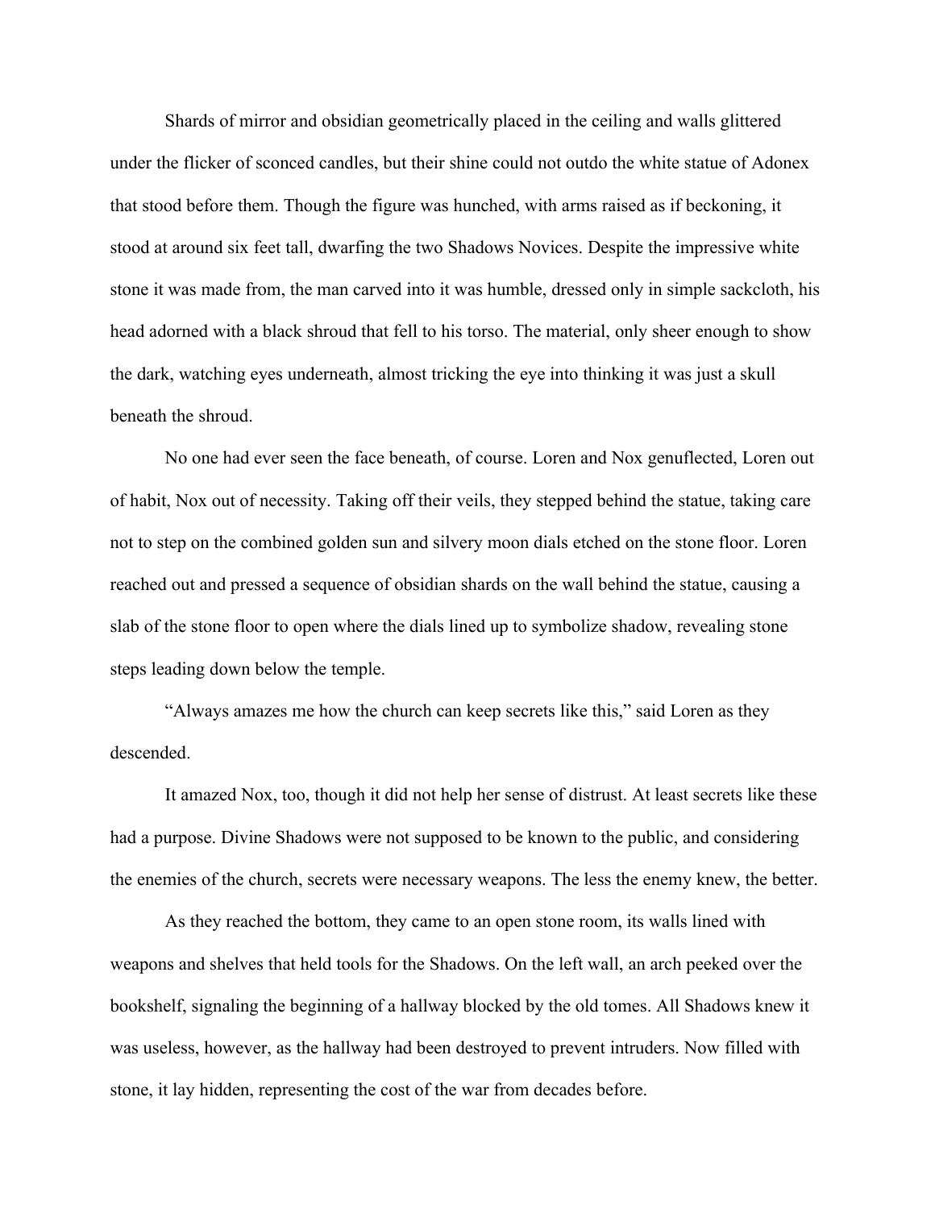Shards of mirror and obsidian geometrically placed in the ceiling and walls glittered under the flicker of sconced candles, but their shine could not outdo the white statue of Adonex that stood before them. Though the figure was hunched, with arms raised as if beckoning, it stood at around six feet tall, dwarfing the two Shadows Novices. Despite the impressive white stone it was made from, the man carved into it was humble, dressed only in simple sackcloth, his head adorned with a black shroud that fell to his torso. The material, only sheer enough to show the dark, watching eyes underneath, almost tricking the eye into thinking it was just a skull beneath the shroud.

No one had ever seen the face beneath, of course. Loren and Nox genuflected, Loren out of habit, Nox out of necessity. Taking off their veils, they stepped behind the statue, taking care not to step on the combined golden sun and silvery moon dials etched on the stone floor. Loren reached out and pressed a sequence of obsidian shards on the wall behind the statue, causing a slab of the stone floor to open where the dials lined up to symbolize shadow, revealing stone steps leading down below the temple.

"Always amazes me how the church can keep secrets like this," said Loren as they descended.

It amazed Nox, too, though it did not help her sense of distrust. At least secrets like these had a purpose. Divine Shadows were not supposed to be known to the public, and considering the enemies of the church, secrets were necessary weapons. The less the enemy knew, the better.

As they reached the bottom, they came to an open stone room, its walls lined with weapons and shelves that held tools for the Shadows. On the left wall, an arch peeked over the bookshelf, signaling the beginning of a hallway blocked by the old tomes. All Shadows knew it was useless, however, as the hallway had been destroyed to prevent intruders. Now filled with stone, it lay hidden, representing the cost of the war from decades before.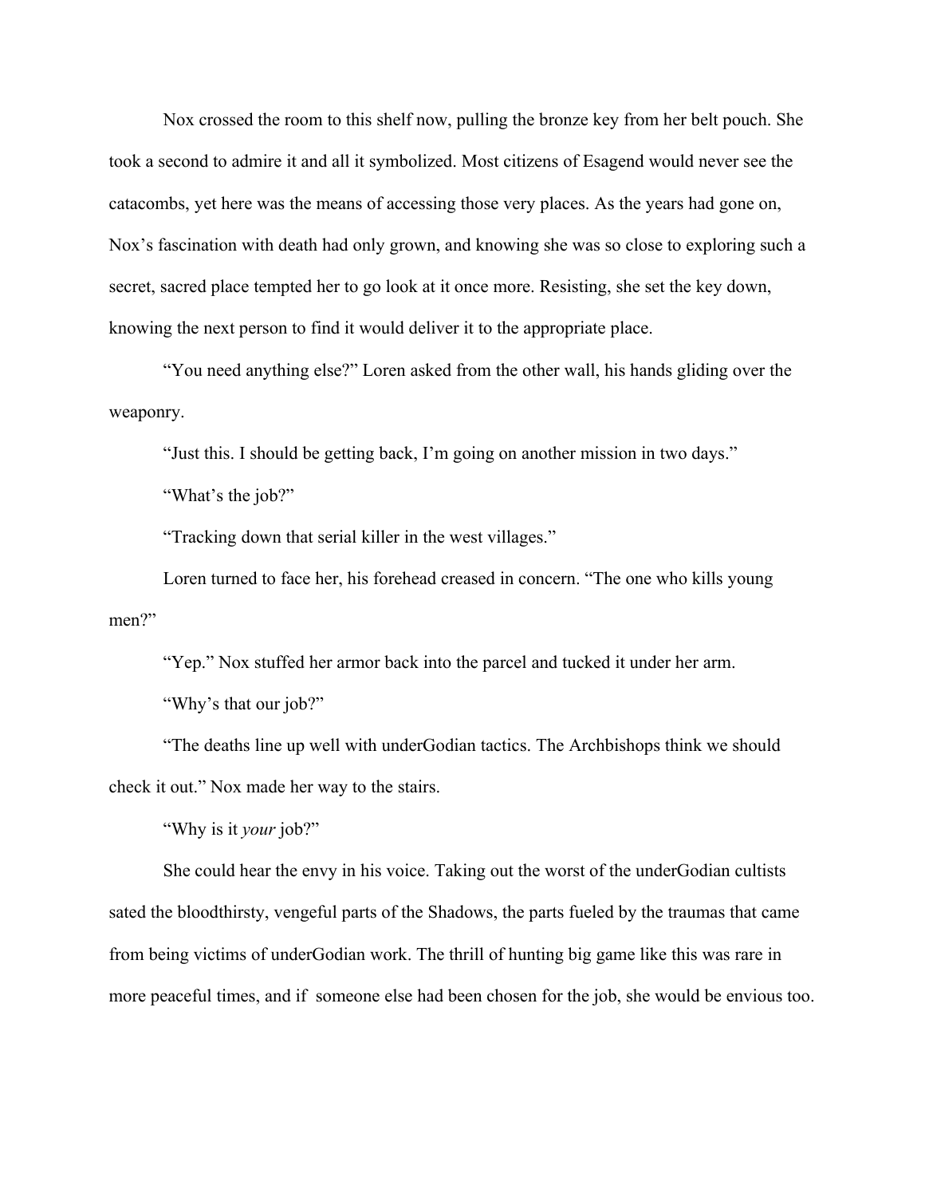Nox crossed the room to this shelf now, pulling the bronze key from her belt pouch. She took a second to admire it and all it symbolized. Most citizens of Esagend would never see the catacombs, yet here was the means of accessing those very places. As the years had gone on, Nox's fascination with death had only grown, and knowing she was so close to exploring such a secret, sacred place tempted her to go look at it once more. Resisting, she set the key down, knowing the next person to find it would deliver it to the appropriate place.

"You need anything else?" Loren asked from the other wall, his hands gliding over the weaponry.

"Just this. I should be getting back, I'm going on another mission in two days."

"What's the job?"

"Tracking down that serial killer in the west villages."

Loren turned to face her, his forehead creased in concern. "The one who kills young men?"

"Yep." Nox stuffed her armor back into the parcel and tucked it under her arm.

"Why's that our job?"

"The deaths line up well with underGodian tactics. The Archbishops think we should check it out." Nox made her way to the stairs.

"Why is it *your* job?"

She could hear the envy in his voice. Taking out the worst of the underGodian cultists sated the bloodthirsty, vengeful parts of the Shadows, the parts fueled by the traumas that came from being victims of underGodian work. The thrill of hunting big game like this was rare in more peaceful times, and if someone else had been chosen for the job, she would be envious too.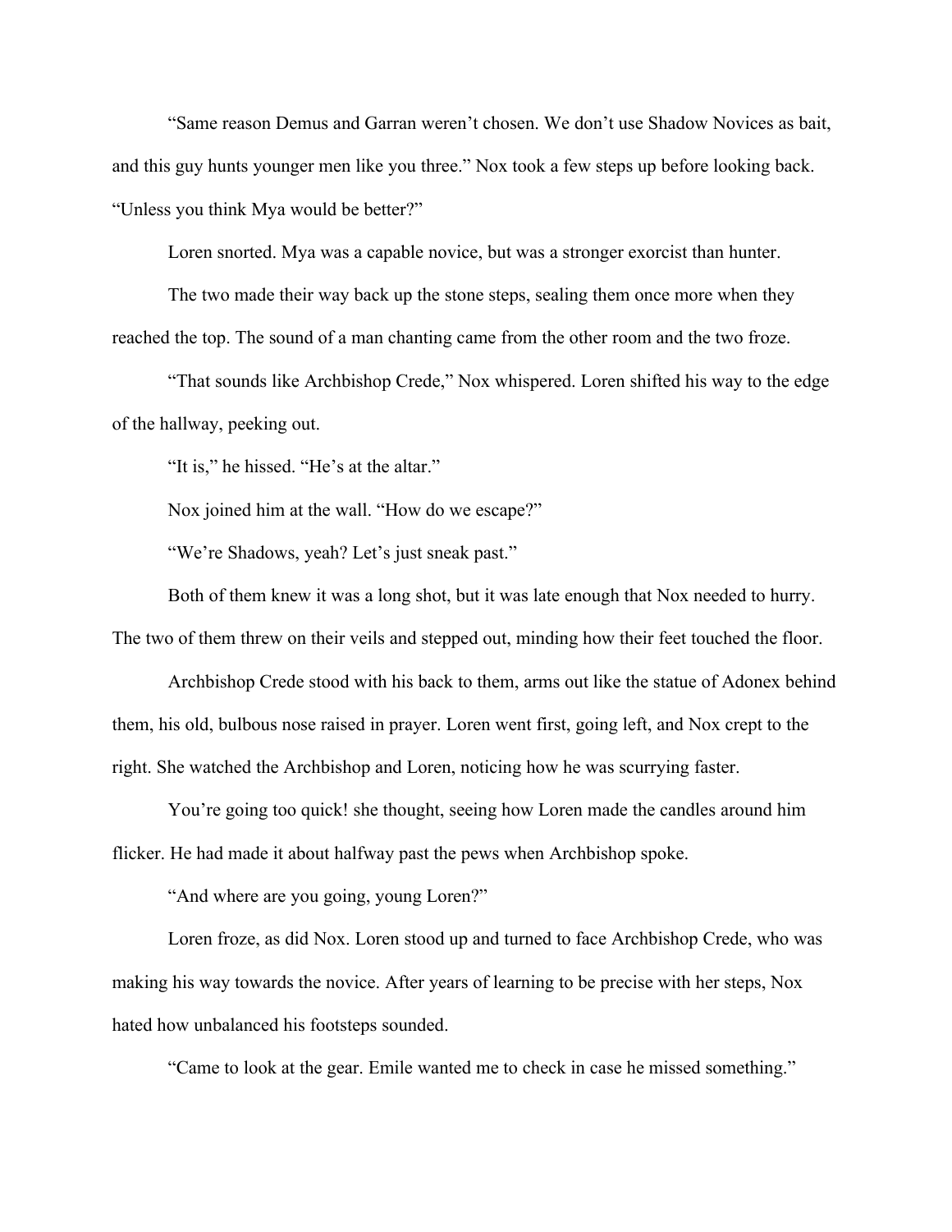"Same reason Demus and Garran weren't chosen. We don't use Shadow Novices as bait, and this guy hunts younger men like you three." Nox took a few steps up before looking back. "Unless you think Mya would be better?"

Loren snorted. Mya was a capable novice, but was a stronger exorcist than hunter.

The two made their way back up the stone steps, sealing them once more when they reached the top. The sound of a man chanting came from the other room and the two froze.

"That sounds like Archbishop Crede," Nox whispered. Loren shifted his way to the edge of the hallway, peeking out.

"It is," he hissed. "He's at the altar."

Nox joined him at the wall. "How do we escape?"

"We're Shadows, yeah? Let's just sneak past."

Both of them knew it was a long shot, but it was late enough that Nox needed to hurry. The two of them threw on their veils and stepped out, minding how their feet touched the floor.

Archbishop Crede stood with his back to them, arms out like the statue of Adonex behind them, his old, bulbous nose raised in prayer. Loren went first, going left, and Nox crept to the right. She watched the Archbishop and Loren, noticing how he was scurrying faster.

You're going too quick! she thought, seeing how Loren made the candles around him flicker. He had made it about halfway past the pews when Archbishop spoke.

"And where are you going, young Loren?"

Loren froze, as did Nox. Loren stood up and turned to face Archbishop Crede, who was making his way towards the novice. After years of learning to be precise with her steps, Nox hated how unbalanced his footsteps sounded.

"Came to look at the gear. Emile wanted me to check in case he missed something."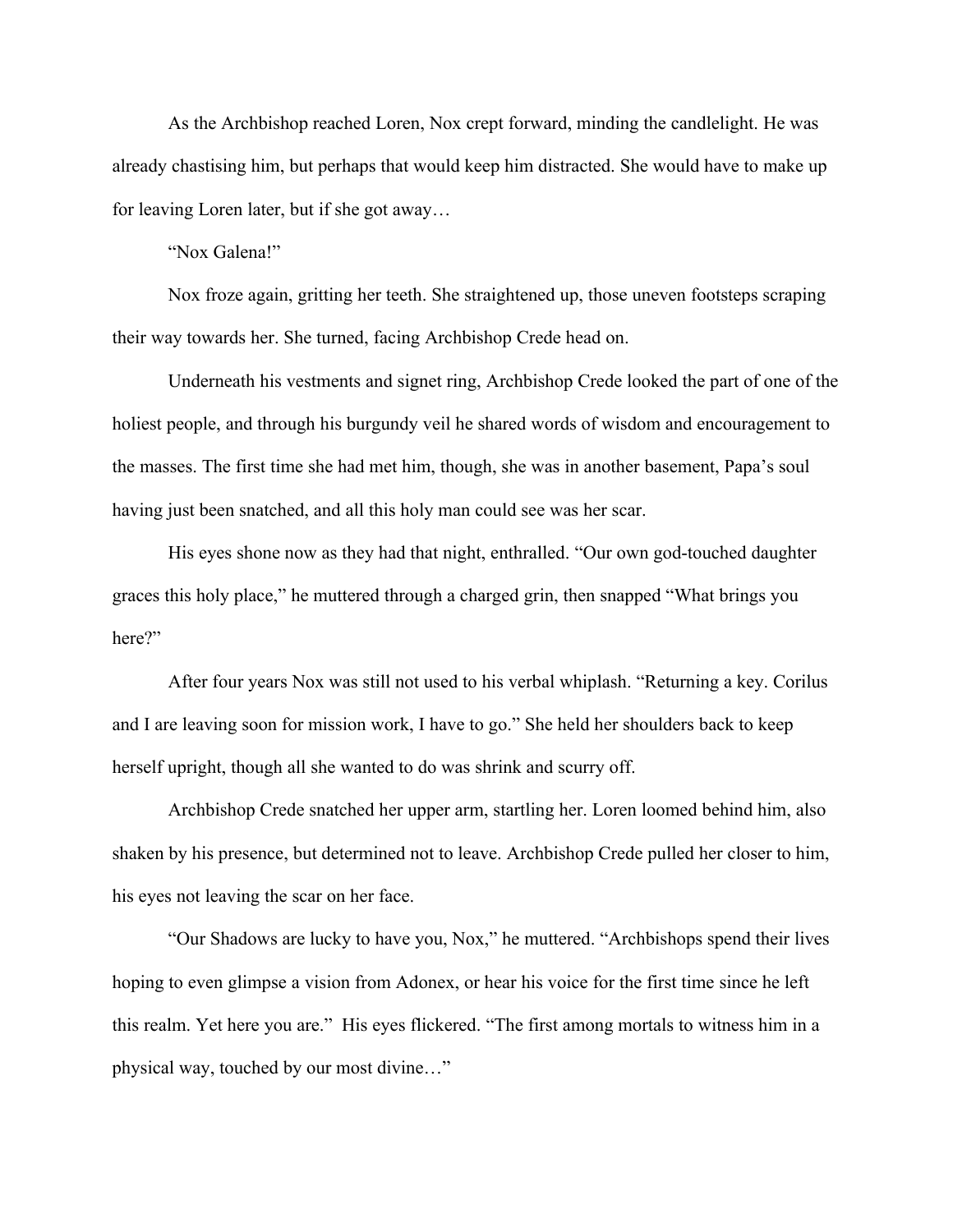As the Archbishop reached Loren, Nox crept forward, minding the candlelight. He was already chastising him, but perhaps that would keep him distracted. She would have to make up for leaving Loren later, but if she got away…

"Nox Galena!"

Nox froze again, gritting her teeth. She straightened up, those uneven footsteps scraping their way towards her. She turned, facing Archbishop Crede head on.

Underneath his vestments and signet ring, Archbishop Crede looked the part of one of the holiest people, and through his burgundy veil he shared words of wisdom and encouragement to the masses. The first time she had met him, though, she was in another basement, Papa's soul having just been snatched, and all this holy man could see was her scar.

His eyes shone now as they had that night, enthralled. "Our own god-touched daughter graces this holy place," he muttered through a charged grin, then snapped "What brings you here?"

After four years Nox was still not used to his verbal whiplash. "Returning a key. Corilus and I are leaving soon for mission work, I have to go." She held her shoulders back to keep herself upright, though all she wanted to do was shrink and scurry off.

Archbishop Crede snatched her upper arm, startling her. Loren loomed behind him, also shaken by his presence, but determined not to leave. Archbishop Crede pulled her closer to him, his eyes not leaving the scar on her face.

"Our Shadows are lucky to have you, Nox," he muttered. "Archbishops spend their lives hoping to even glimpse a vision from Adonex, or hear his voice for the first time since he left this realm. Yet here you are." His eyes flickered. "The first among mortals to witness him in a physical way, touched by our most divine…"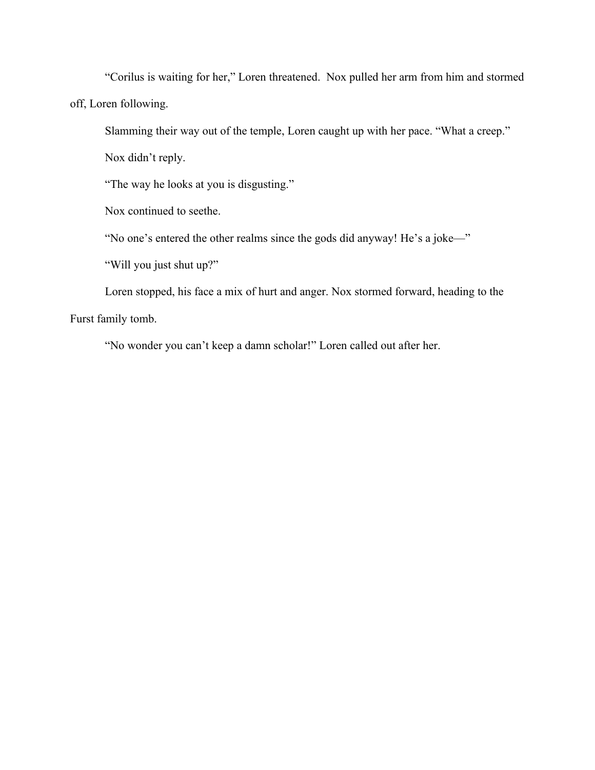“Corilus is waiting for her,” Loren threatened.  Nox pulled her arm from him and stormed off, Loren following.

Slamming their way out of the temple, Loren caught up with her pace. “What a creep.”

Nox didn’t reply.

“The way he looks at you is disgusting.”

Nox continued to seethe.

“No one’s entered the other realms since the gods did anyway! He’s a joke—”

“Will you just shut up?”

Loren stopped, his face a mix of hurt and anger. Nox stormed forward, heading to the Furst family tomb.

“No wonder you can’t keep a damn scholar!” Loren called out after her.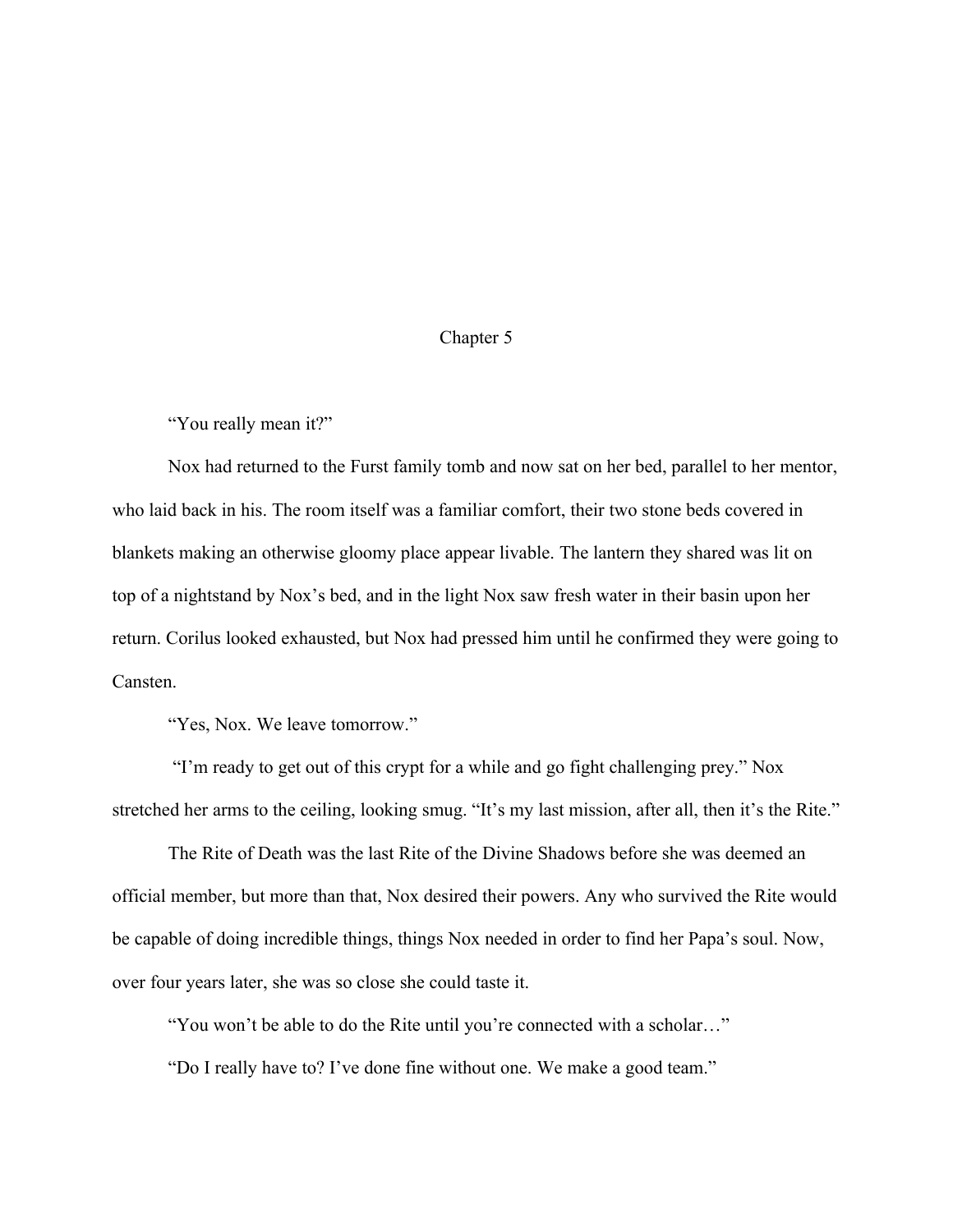# Chapter 5

"You really mean it?"

Nox had returned to the Furst family tomb and now sat on her bed, parallel to her mentor, who laid back in his. The room itself was a familiar comfort, their two stone beds covered in blankets making an otherwise gloomy place appear livable. The lantern they shared was lit on top of a nightstand by Nox's bed, and in the light Nox saw fresh water in their basin upon her return. Corilus looked exhausted, but Nox had pressed him until he confirmed they were going to Cansten.

"Yes, Nox. We leave tomorrow."

"I'm ready to get out of this crypt for a while and go fight challenging prey." Nox stretched her arms to the ceiling, looking smug. "It's my last mission, after all, then it's the Rite."

The Rite of Death was the last Rite of the Divine Shadows before she was deemed an official member, but more than that, Nox desired their powers. Any who survived the Rite would be capable of doing incredible things, things Nox needed in order to find her Papa's soul. Now, over four years later, she was so close she could taste it.

"You won't be able to do the Rite until you're connected with a scholar…"

"Do I really have to? I've done fine without one. We make a good team."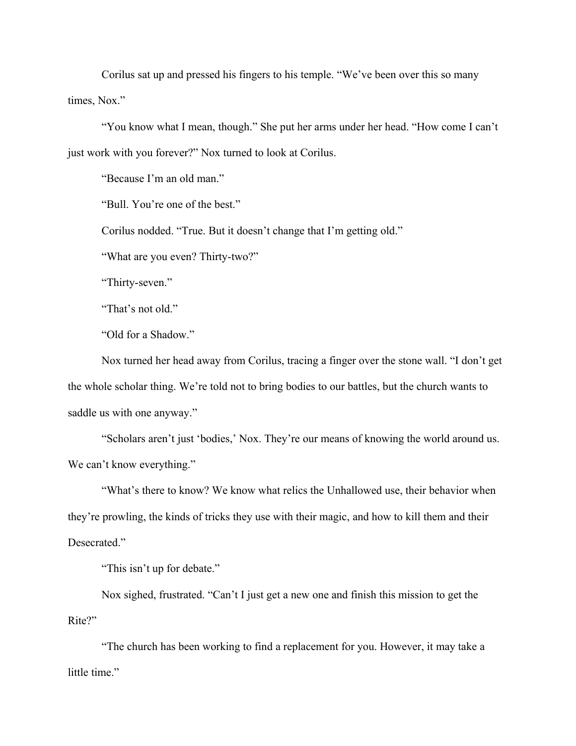Corilus sat up and pressed his fingers to his temple. “We’ve been over this so many times, Nox.”

“You know what I mean, though.” She put her arms under her head. “How come I can’t just work with you forever?” Nox turned to look at Corilus.

“Because I’m an old man.”

“Bull. You’re one of the best.”

Corilus nodded. “True. But it doesn’t change that I’m getting old.”

“What are you even? Thirty-two?”

“Thirty-seven.”

“That’s not old.”

“Old for a Shadow.”

Nox turned her head away from Corilus, tracing a finger over the stone wall. “I don’t get the whole scholar thing. We’re told not to bring bodies to our battles, but the church wants to saddle us with one anyway.”

“Scholars aren’t just ‘bodies,’ Nox. They’re our means of knowing the world around us. We can’t know everything.”

“What’s there to know? We know what relics the Unhallowed use, their behavior when they’re prowling, the kinds of tricks they use with their magic, and how to kill them and their Desecrated.”

“This isn’t up for debate.”

Nox sighed, frustrated. “Can’t I just get a new one and finish this mission to get the Rite?”

“The church has been working to find a replacement for you. However, it may take a little time.”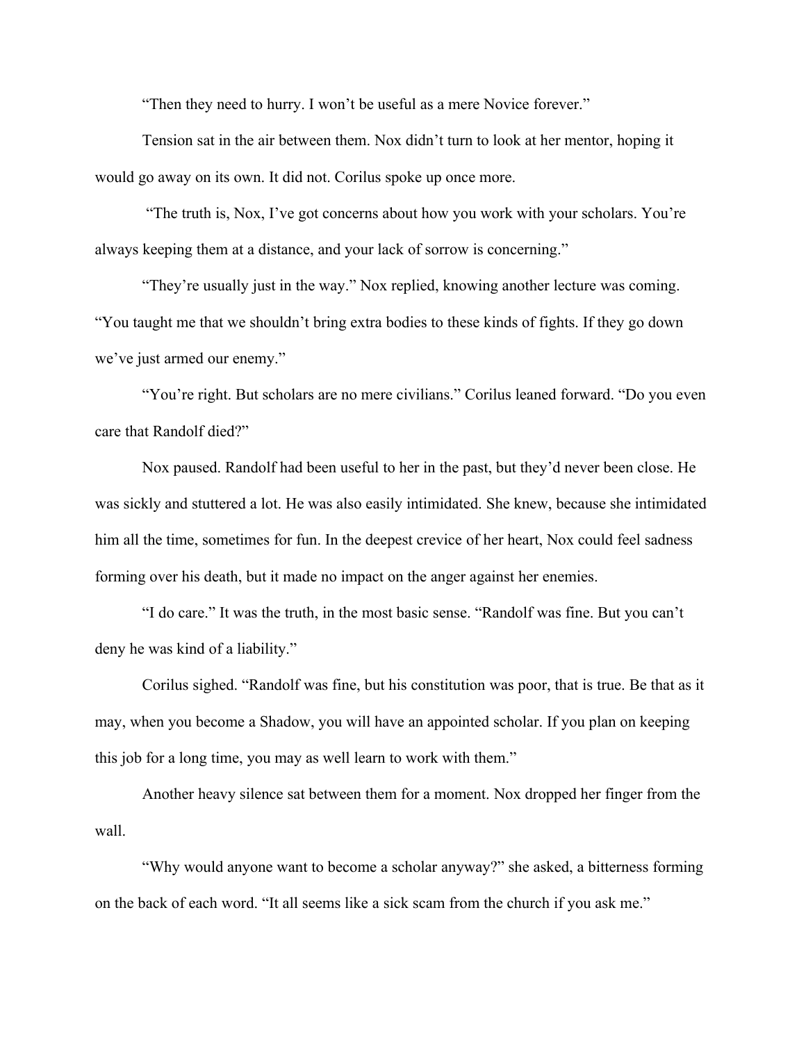"Then they need to hurry. I won't be useful as a mere Novice forever."

Tension sat in the air between them. Nox didn't turn to look at her mentor, hoping it would go away on its own. It did not. Corilus spoke up once more.

"The truth is, Nox, I've got concerns about how you work with your scholars. You're always keeping them at a distance, and your lack of sorrow is concerning."

"They're usually just in the way." Nox replied, knowing another lecture was coming. "You taught me that we shouldn't bring extra bodies to these kinds of fights. If they go down we've just armed our enemy."

"You're right. But scholars are no mere civilians." Corilus leaned forward. "Do you even care that Randolf died?"

Nox paused. Randolf had been useful to her in the past, but they'd never been close. He was sickly and stuttered a lot. He was also easily intimidated. She knew, because she intimidated him all the time, sometimes for fun. In the deepest crevice of her heart, Nox could feel sadness forming over his death, but it made no impact on the anger against her enemies.

"I do care." It was the truth, in the most basic sense. "Randolf was fine. But you can't deny he was kind of a liability."

Corilus sighed. "Randolf was fine, but his constitution was poor, that is true. Be that as it may, when you become a Shadow, you will have an appointed scholar. If you plan on keeping this job for a long time, you may as well learn to work with them."

Another heavy silence sat between them for a moment. Nox dropped her finger from the wall.

"Why would anyone want to become a scholar anyway?" she asked, a bitterness forming on the back of each word. "It all seems like a sick scam from the church if you ask me."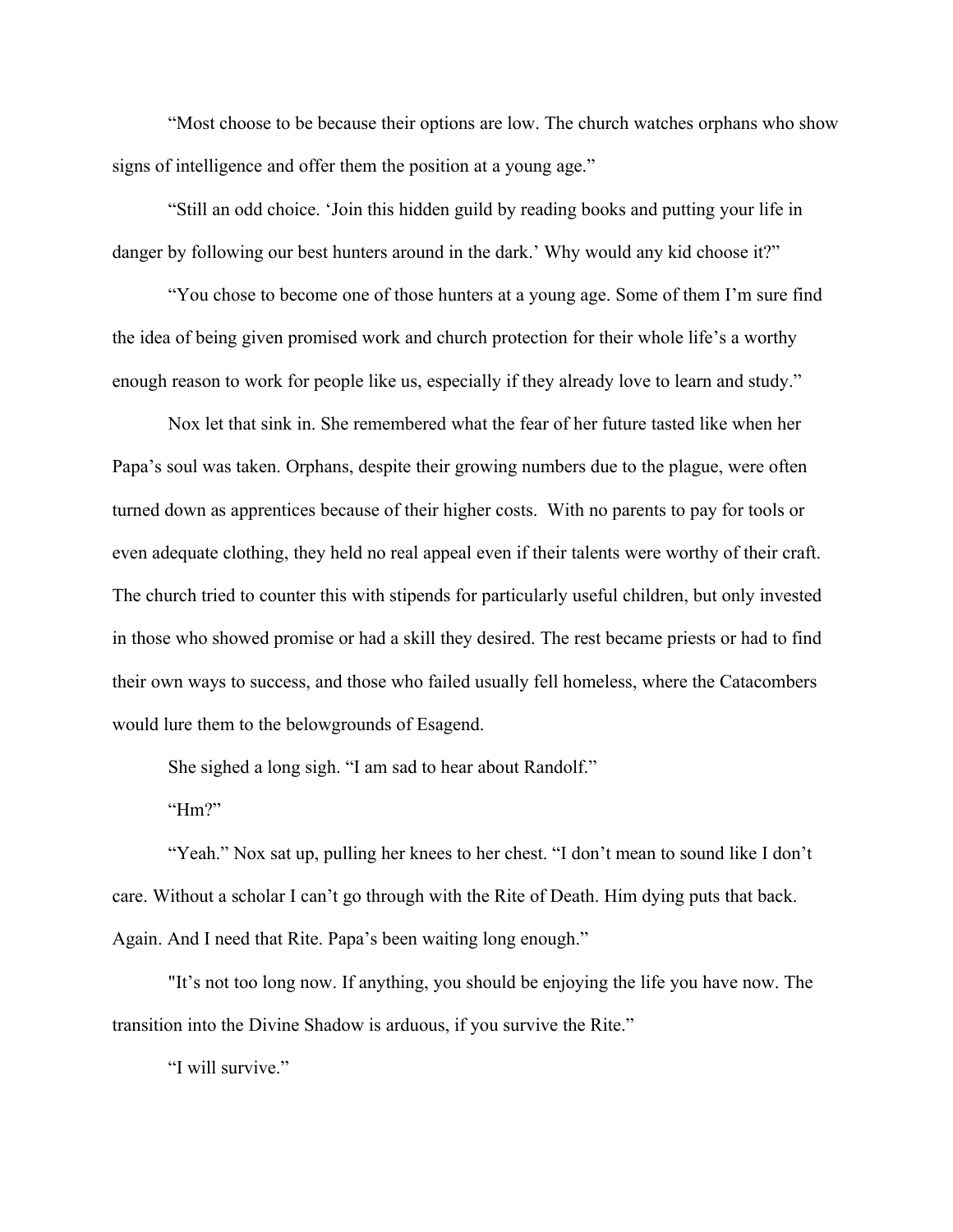"Most choose to be because their options are low. The church watches orphans who show signs of intelligence and offer them the position at a young age."

"Still an odd choice. 'Join this hidden guild by reading books and putting your life in danger by following our best hunters around in the dark.' Why would any kid choose it?"

"You chose to become one of those hunters at a young age. Some of them I'm sure find the idea of being given promised work and church protection for their whole life's a worthy enough reason to work for people like us, especially if they already love to learn and study."

Nox let that sink in. She remembered what the fear of her future tasted like when her Papa's soul was taken. Orphans, despite their growing numbers due to the plague, were often turned down as apprentices because of their higher costs. With no parents to pay for tools or even adequate clothing, they held no real appeal even if their talents were worthy of their craft. The church tried to counter this with stipends for particularly useful children, but only invested in those who showed promise or had a skill they desired. The rest became priests or had to find their own ways to success, and those who failed usually fell homeless, where the Catacombers would lure them to the belowgrounds of Esagend.

She sighed a long sigh. "I am sad to hear about Randolf."

"Hm?"

"Yeah." Nox sat up, pulling her knees to her chest. "I don't mean to sound like I don't care. Without a scholar I can't go through with the Rite of Death. Him dying puts that back. Again. And I need that Rite. Papa's been waiting long enough."

"It's not too long now. If anything, you should be enjoying the life you have now. The transition into the Divine Shadow is arduous, if you survive the Rite."

"I will survive."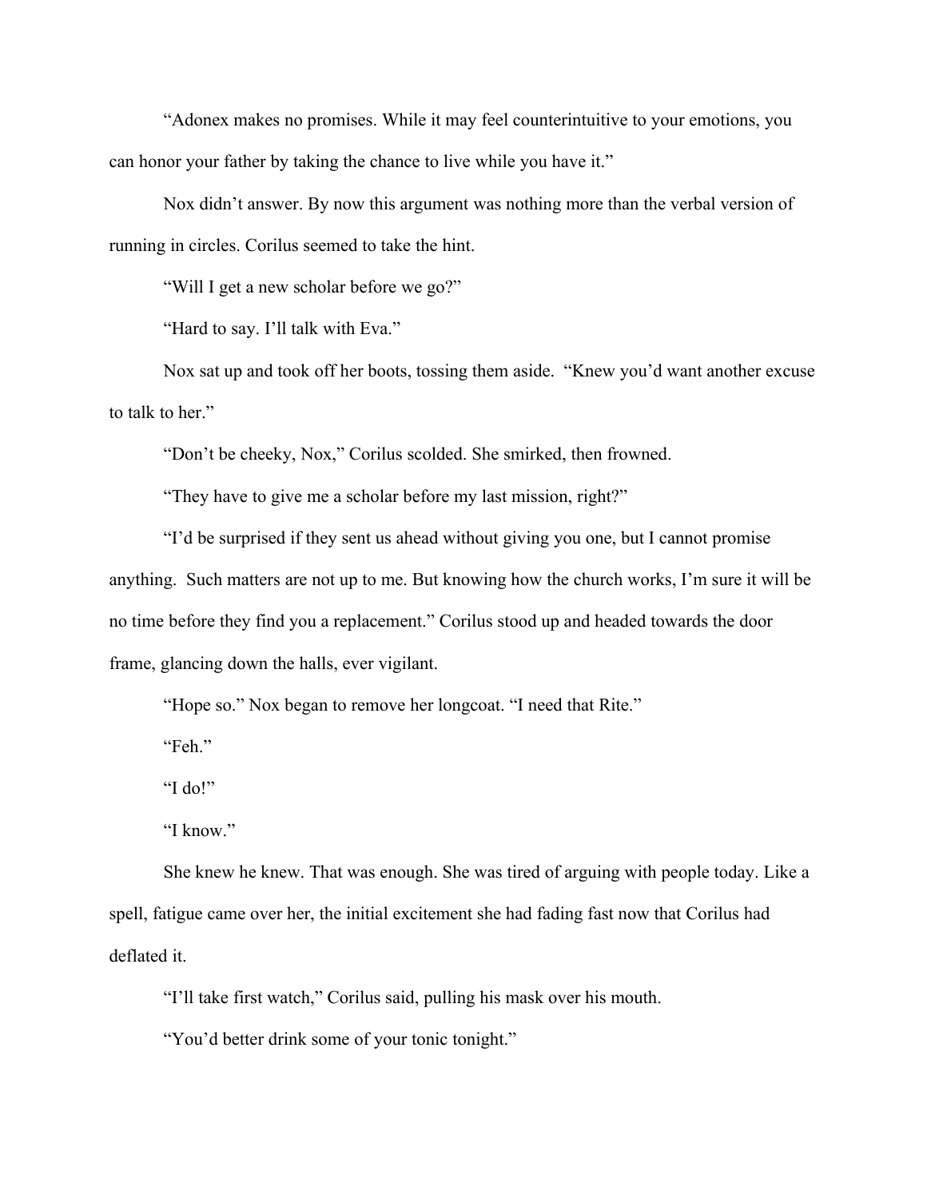"Adonex makes no promises. While it may feel counterintuitive to your emotions, you can honor your father by taking the chance to live while you have it."

Nox didn't answer. By now this argument was nothing more than the verbal version of running in circles. Corilus seemed to take the hint.

"Will I get a new scholar before we go?"

"Hard to say. I'll talk with Eva."

Nox sat up and took off her boots, tossing them aside. "Knew you'd want another excuse to talk to her."

"Don't be cheeky, Nox," Corilus scolded. She smirked, then frowned.

"They have to give me a scholar before my last mission, right?"

"I'd be surprised if they sent us ahead without giving you one, but I cannot promise anything. Such matters are not up to me. But knowing how the church works, I'm sure it will be no time before they find you a replacement." Corilus stood up and headed towards the door frame, glancing down the halls, ever vigilant.

"Hope so." Nox began to remove her longcoat. "I need that Rite."

"Feh."

"I do!"

"I know."

She knew he knew. That was enough. She was tired of arguing with people today. Like a spell, fatigue came over her, the initial excitement she had fading fast now that Corilus had deflated it.

"I'll take first watch," Corilus said, pulling his mask over his mouth.

"You'd better drink some of your tonic tonight."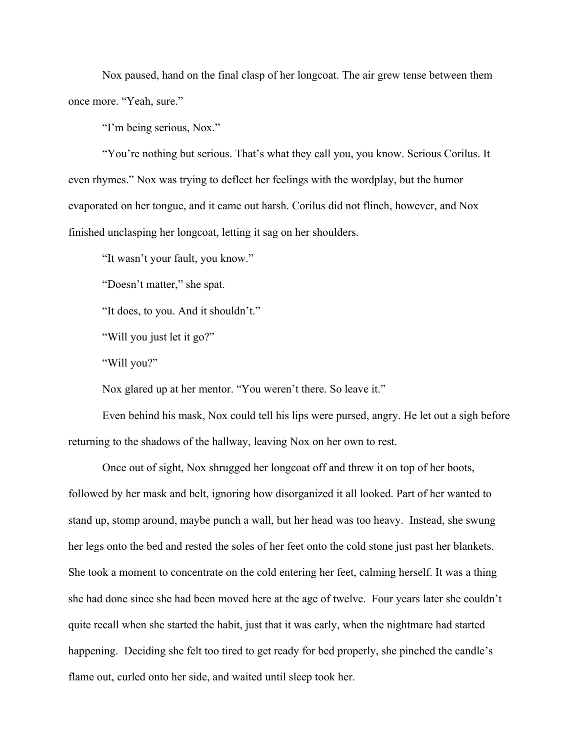Nox paused, hand on the final clasp of her longcoat. The air grew tense between them once more. "Yeah, sure."

"I'm being serious, Nox."

"You're nothing but serious. That's what they call you, you know. Serious Corilus. It even rhymes." Nox was trying to deflect her feelings with the wordplay, but the humor evaporated on her tongue, and it came out harsh. Corilus did not flinch, however, and Nox finished unclasping her longcoat, letting it sag on her shoulders.

"It wasn't your fault, you know."

"Doesn't matter," she spat.

"It does, to you. And it shouldn't."

"Will you just let it go?"

"Will you?"

Nox glared up at her mentor. "You weren't there. So leave it."

Even behind his mask, Nox could tell his lips were pursed, angry. He let out a sigh before returning to the shadows of the hallway, leaving Nox on her own to rest.

Once out of sight, Nox shrugged her longcoat off and threw it on top of her boots, followed by her mask and belt, ignoring how disorganized it all looked. Part of her wanted to stand up, stomp around, maybe punch a wall, but her head was too heavy. Instead, she swung her legs onto the bed and rested the soles of her feet onto the cold stone just past her blankets. She took a moment to concentrate on the cold entering her feet, calming herself. It was a thing she had done since she had been moved here at the age of twelve. Four years later she couldn't quite recall when she started the habit, just that it was early, when the nightmare had started happening. Deciding she felt too tired to get ready for bed properly, she pinched the candle's flame out, curled onto her side, and waited until sleep took her.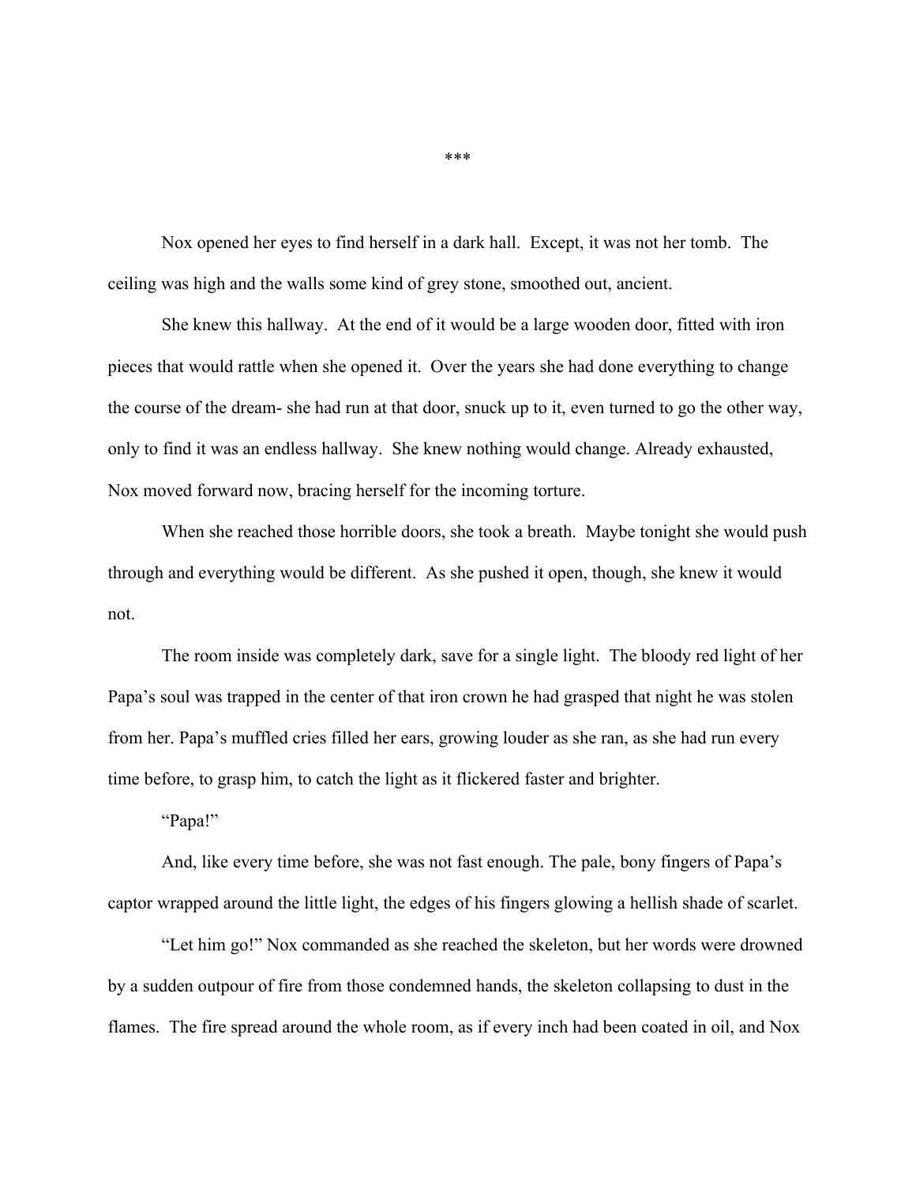***

Nox opened her eyes to find herself in a dark hall. Except, it was not her tomb. The ceiling was high and the walls some kind of grey stone, smoothed out, ancient.

She knew this hallway. At the end of it would be a large wooden door, fitted with iron pieces that would rattle when she opened it. Over the years she had done everything to change the course of the dream- she had run at that door, snuck up to it, even turned to go the other way, only to find it was an endless hallway. She knew nothing would change. Already exhausted, Nox moved forward now, bracing herself for the incoming torture.

When she reached those horrible doors, she took a breath. Maybe tonight she would push through and everything would be different. As she pushed it open, though, she knew it would not.

The room inside was completely dark, save for a single light. The bloody red light of her Papa's soul was trapped in the center of that iron crown he had grasped that night he was stolen from her. Papa's muffled cries filled her ears, growing louder as she ran, as she had run every time before, to grasp him, to catch the light as it flickered faster and brighter.

"Papa!"

And, like every time before, she was not fast enough. The pale, bony fingers of Papa's captor wrapped around the little light, the edges of his fingers glowing a hellish shade of scarlet.

"Let him go!" Nox commanded as she reached the skeleton, but her words were drowned by a sudden outpour of fire from those condemned hands, the skeleton collapsing to dust in the flames. The fire spread around the whole room, as if every inch had been coated in oil, and Nox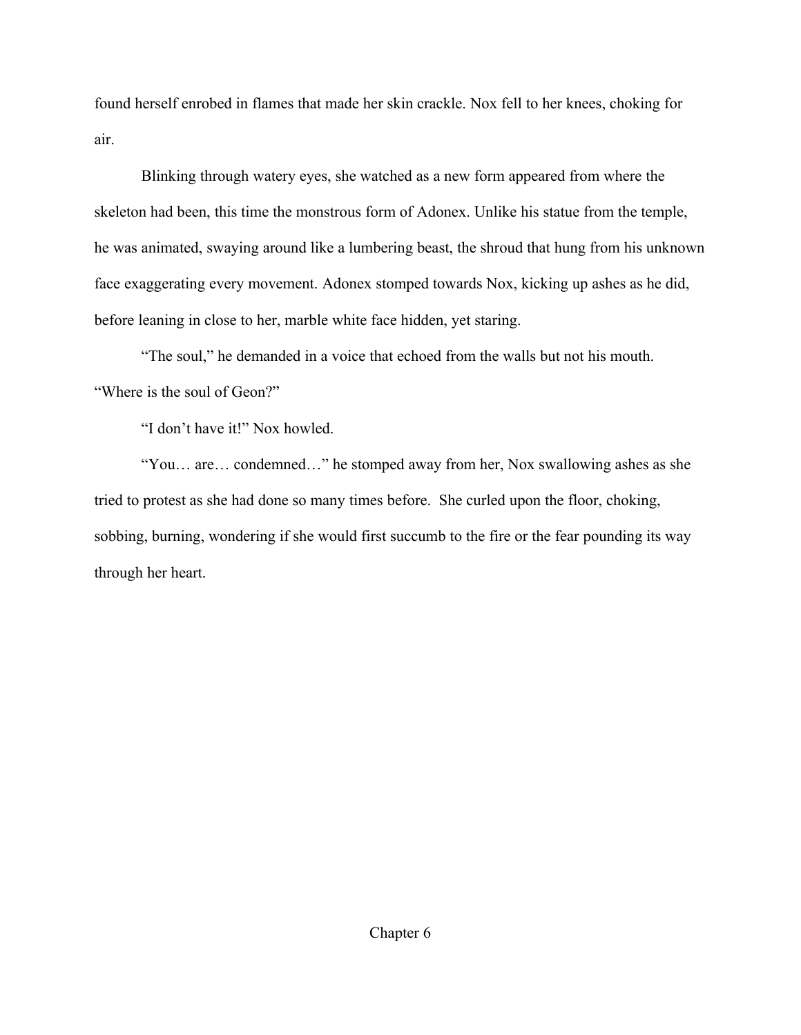found herself enrobed in flames that made her skin crackle. Nox fell to her knees, choking for air.

Blinking through watery eyes, she watched as a new form appeared from where the skeleton had been, this time the monstrous form of Adonex. Unlike his statue from the temple, he was animated, swaying around like a lumbering beast, the shroud that hung from his unknown face exaggerating every movement. Adonex stomped towards Nox, kicking up ashes as he did, before leaning in close to her, marble white face hidden, yet staring.

"The soul," he demanded in a voice that echoed from the walls but not his mouth. "Where is the soul of Geon?"

"I don't have it!" Nox howled.

"You… are… condemned…" he stomped away from her, Nox swallowing ashes as she tried to protest as she had done so many times before. She curled upon the floor, choking, sobbing, burning, wondering if she would first succumb to the fire or the fear pounding its way through her heart.

# Chapter 6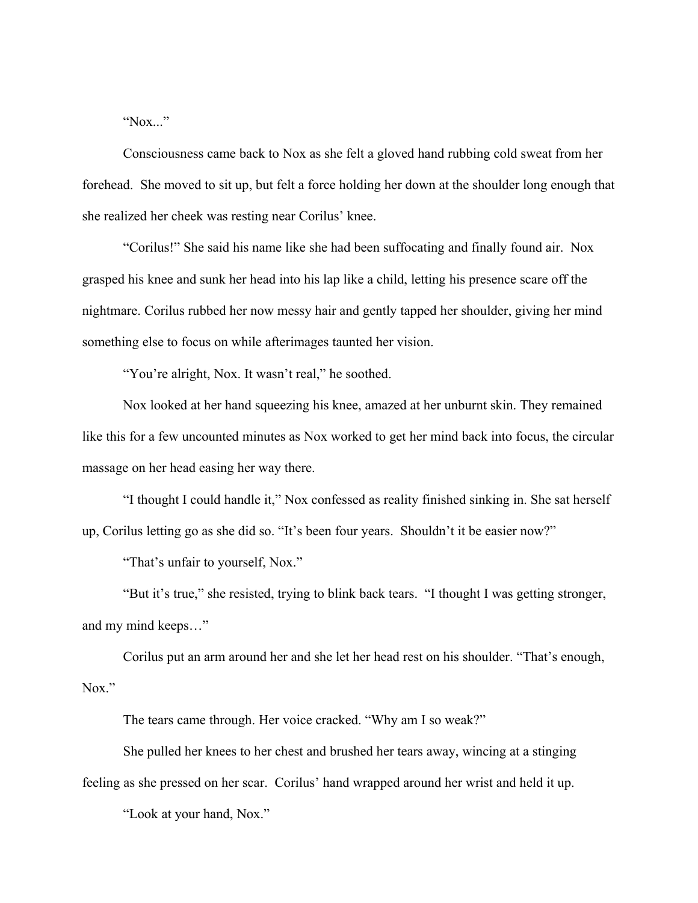"Nox..."

Consciousness came back to Nox as she felt a gloved hand rubbing cold sweat from her forehead. She moved to sit up, but felt a force holding her down at the shoulder long enough that she realized her cheek was resting near Corilus' knee.

"Corilus!" She said his name like she had been suffocating and finally found air. Nox grasped his knee and sunk her head into his lap like a child, letting his presence scare off the nightmare. Corilus rubbed her now messy hair and gently tapped her shoulder, giving her mind something else to focus on while afterimages taunted her vision.

"You're alright, Nox. It wasn't real," he soothed.

Nox looked at her hand squeezing his knee, amazed at her unburnt skin. They remained like this for a few uncounted minutes as Nox worked to get her mind back into focus, the circular massage on her head easing her way there.

"I thought I could handle it," Nox confessed as reality finished sinking in. She sat herself up, Corilus letting go as she did so. "It's been four years. Shouldn't it be easier now?"

"That's unfair to yourself, Nox."

"But it's true," she resisted, trying to blink back tears. "I thought I was getting stronger, and my mind keeps…"

Corilus put an arm around her and she let her head rest on his shoulder. "That's enough, Nox."

The tears came through. Her voice cracked. "Why am I so weak?"

She pulled her knees to her chest and brushed her tears away, wincing at a stinging feeling as she pressed on her scar. Corilus' hand wrapped around her wrist and held it up.

"Look at your hand, Nox."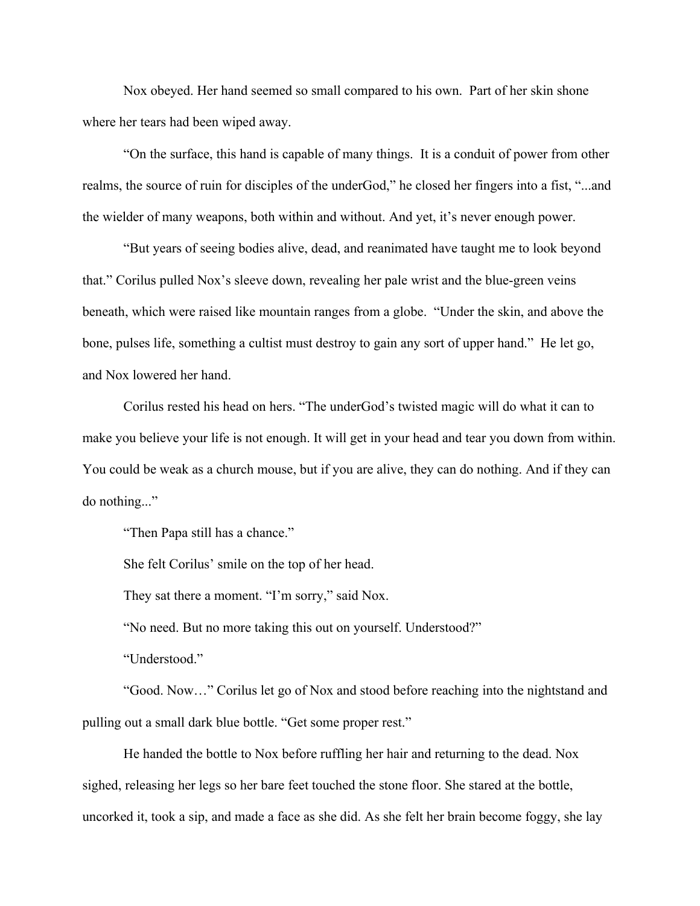Nox obeyed. Her hand seemed so small compared to his own. Part of her skin shone where her tears had been wiped away.

"On the surface, this hand is capable of many things. It is a conduit of power from other realms, the source of ruin for disciples of the underGod," he closed her fingers into a fist, "...and the wielder of many weapons, both within and without. And yet, it's never enough power.

"But years of seeing bodies alive, dead, and reanimated have taught me to look beyond that." Corilus pulled Nox's sleeve down, revealing her pale wrist and the blue-green veins beneath, which were raised like mountain ranges from a globe. "Under the skin, and above the bone, pulses life, something a cultist must destroy to gain any sort of upper hand." He let go, and Nox lowered her hand.

Corilus rested his head on hers. "The underGod's twisted magic will do what it can to make you believe your life is not enough. It will get in your head and tear you down from within. You could be weak as a church mouse, but if you are alive, they can do nothing. And if they can do nothing..."

"Then Papa still has a chance."

She felt Corilus' smile on the top of her head.

They sat there a moment. "I'm sorry," said Nox.

"No need. But no more taking this out on yourself. Understood?"

"Understood."

"Good. Now…" Corilus let go of Nox and stood before reaching into the nightstand and pulling out a small dark blue bottle. "Get some proper rest."

He handed the bottle to Nox before ruffling her hair and returning to the dead. Nox sighed, releasing her legs so her bare feet touched the stone floor. She stared at the bottle, uncorked it, took a sip, and made a face as she did. As she felt her brain become foggy, she lay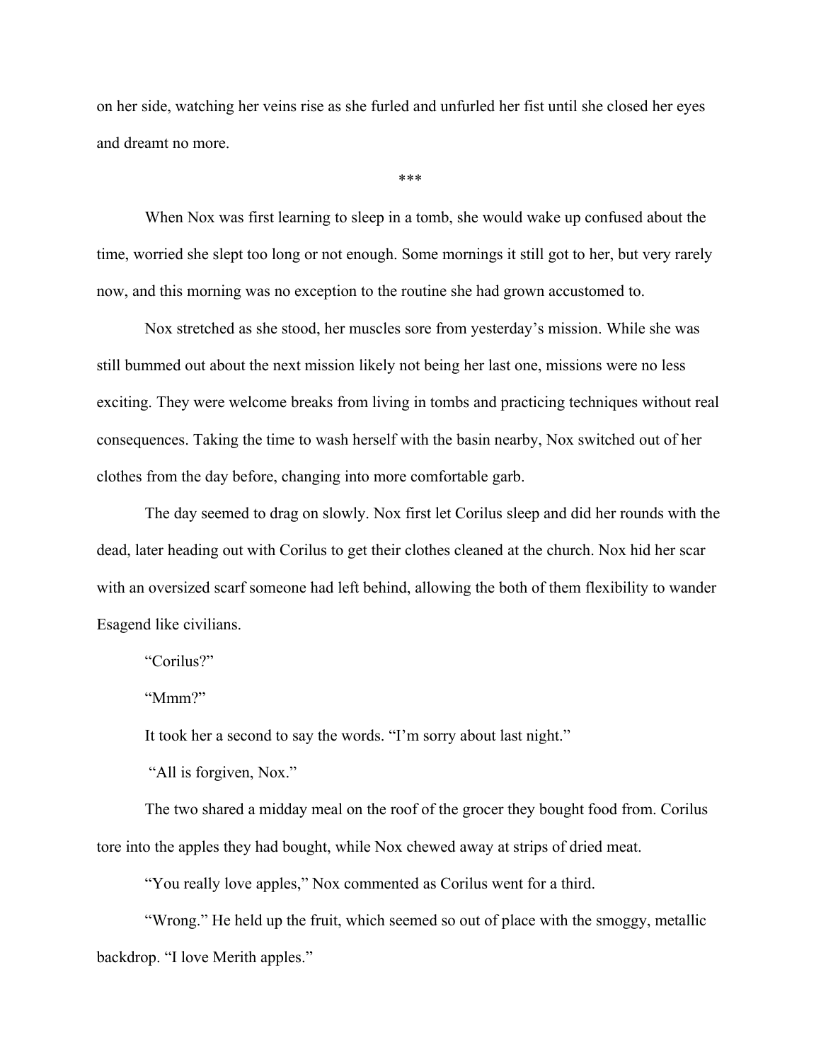on her side, watching her veins rise as she furled and unfurled her fist until she closed her eyes and dreamt no more.

***

When Nox was first learning to sleep in a tomb, she would wake up confused about the time, worried she slept too long or not enough. Some mornings it still got to her, but very rarely now, and this morning was no exception to the routine she had grown accustomed to.

Nox stretched as she stood, her muscles sore from yesterday's mission. While she was still bummed out about the next mission likely not being her last one, missions were no less exciting. They were welcome breaks from living in tombs and practicing techniques without real consequences. Taking the time to wash herself with the basin nearby, Nox switched out of her clothes from the day before, changing into more comfortable garb.

The day seemed to drag on slowly. Nox first let Corilus sleep and did her rounds with the dead, later heading out with Corilus to get their clothes cleaned at the church. Nox hid her scar with an oversized scarf someone had left behind, allowing the both of them flexibility to wander Esagend like civilians.

"Corilus?"

"Mmm?"

It took her a second to say the words. "I'm sorry about last night."

"All is forgiven, Nox."

The two shared a midday meal on the roof of the grocer they bought food from. Corilus tore into the apples they had bought, while Nox chewed away at strips of dried meat.

"You really love apples," Nox commented as Corilus went for a third.

"Wrong." He held up the fruit, which seemed so out of place with the smoggy, metallic backdrop. "I love Merith apples."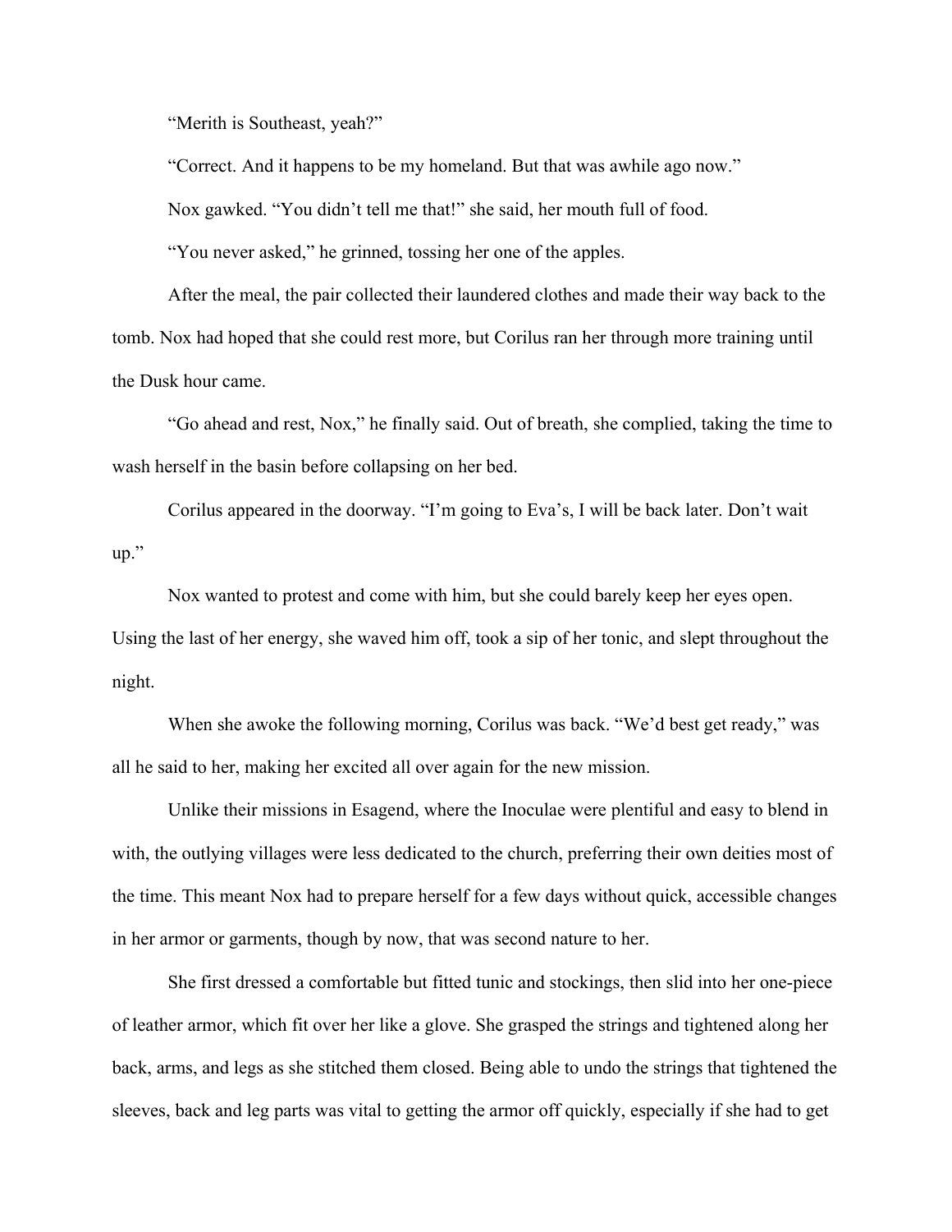"Merith is Southeast, yeah?"

"Correct. And it happens to be my homeland. But that was awhile ago now."

Nox gawked. "You didn't tell me that!" she said, her mouth full of food.

"You never asked," he grinned, tossing her one of the apples.

After the meal, the pair collected their laundered clothes and made their way back to the tomb. Nox had hoped that she could rest more, but Corilus ran her through more training until the Dusk hour came.

"Go ahead and rest, Nox," he finally said. Out of breath, she complied, taking the time to wash herself in the basin before collapsing on her bed.

Corilus appeared in the doorway. "I'm going to Eva's, I will be back later. Don't wait up."

Nox wanted to protest and come with him, but she could barely keep her eyes open. Using the last of her energy, she waved him off, took a sip of her tonic, and slept throughout the night.

When she awoke the following morning, Corilus was back. "We'd best get ready," was all he said to her, making her excited all over again for the new mission.

Unlike their missions in Esagend, where the Inoculae were plentiful and easy to blend in with, the outlying villages were less dedicated to the church, preferring their own deities most of the time. This meant Nox had to prepare herself for a few days without quick, accessible changes in her armor or garments, though by now, that was second nature to her.

She first dressed a comfortable but fitted tunic and stockings, then slid into her one-piece of leather armor, which fit over her like a glove. She grasped the strings and tightened along her back, arms, and legs as she stitched them closed. Being able to undo the strings that tightened the sleeves, back and leg parts was vital to getting the armor off quickly, especially if she had to get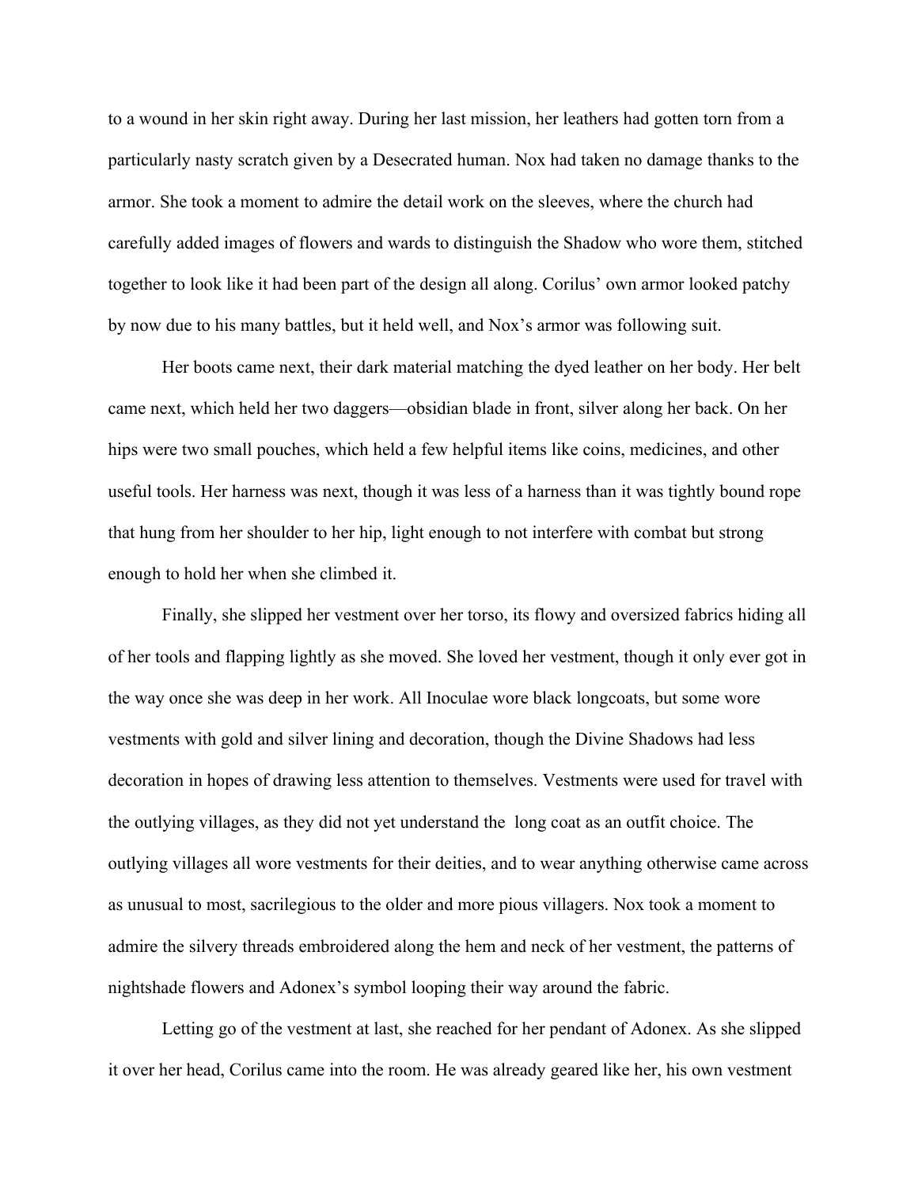to a wound in her skin right away. During her last mission, her leathers had gotten torn from a particularly nasty scratch given by a Desecrated human. Nox had taken no damage thanks to the armor. She took a moment to admire the detail work on the sleeves, where the church had carefully added images of flowers and wards to distinguish the Shadow who wore them, stitched together to look like it had been part of the design all along. Corilus' own armor looked patchy by now due to his many battles, but it held well, and Nox's armor was following suit.

Her boots came next, their dark material matching the dyed leather on her body. Her belt came next, which held her two daggers—obsidian blade in front, silver along her back. On her hips were two small pouches, which held a few helpful items like coins, medicines, and other useful tools. Her harness was next, though it was less of a harness than it was tightly bound rope that hung from her shoulder to her hip, light enough to not interfere with combat but strong enough to hold her when she climbed it.

Finally, she slipped her vestment over her torso, its flowy and oversized fabrics hiding all of her tools and flapping lightly as she moved. She loved her vestment, though it only ever got in the way once she was deep in her work. All Inoculae wore black longcoats, but some wore vestments with gold and silver lining and decoration, though the Divine Shadows had less decoration in hopes of drawing less attention to themselves. Vestments were used for travel with the outlying villages, as they did not yet understand the  long coat as an outfit choice. The outlying villages all wore vestments for their deities, and to wear anything otherwise came across as unusual to most, sacrilegious to the older and more pious villagers. Nox took a moment to admire the silvery threads embroidered along the hem and neck of her vestment, the patterns of nightshade flowers and Adonex's symbol looping their way around the fabric.

Letting go of the vestment at last, she reached for her pendant of Adonex. As she slipped it over her head, Corilus came into the room. He was already geared like her, his own vestment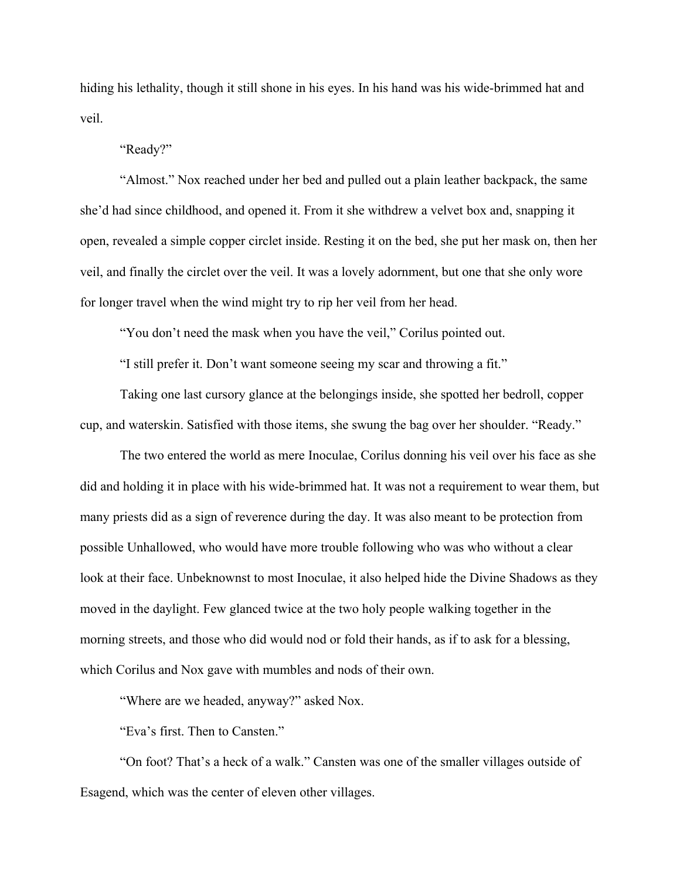hiding his lethality, though it still shone in his eyes. In his hand was his wide-brimmed hat and veil.

"Ready?"

"Almost." Nox reached under her bed and pulled out a plain leather backpack, the same she'd had since childhood, and opened it. From it she withdrew a velvet box and, snapping it open, revealed a simple copper circlet inside. Resting it on the bed, she put her mask on, then her veil, and finally the circlet over the veil. It was a lovely adornment, but one that she only wore for longer travel when the wind might try to rip her veil from her head.

"You don't need the mask when you have the veil," Corilus pointed out.

"I still prefer it. Don't want someone seeing my scar and throwing a fit."

Taking one last cursory glance at the belongings inside, she spotted her bedroll, copper cup, and waterskin. Satisfied with those items, she swung the bag over her shoulder. "Ready."

The two entered the world as mere Inoculae, Corilus donning his veil over his face as she did and holding it in place with his wide-brimmed hat. It was not a requirement to wear them, but many priests did as a sign of reverence during the day. It was also meant to be protection from possible Unhallowed, who would have more trouble following who was who without a clear look at their face. Unbeknownst to most Inoculae, it also helped hide the Divine Shadows as they moved in the daylight. Few glanced twice at the two holy people walking together in the morning streets, and those who did would nod or fold their hands, as if to ask for a blessing, which Corilus and Nox gave with mumbles and nods of their own.

"Where are we headed, anyway?" asked Nox.

"Eva's first. Then to Cansten."

"On foot? That's a heck of a walk." Cansten was one of the smaller villages outside of Esagend, which was the center of eleven other villages.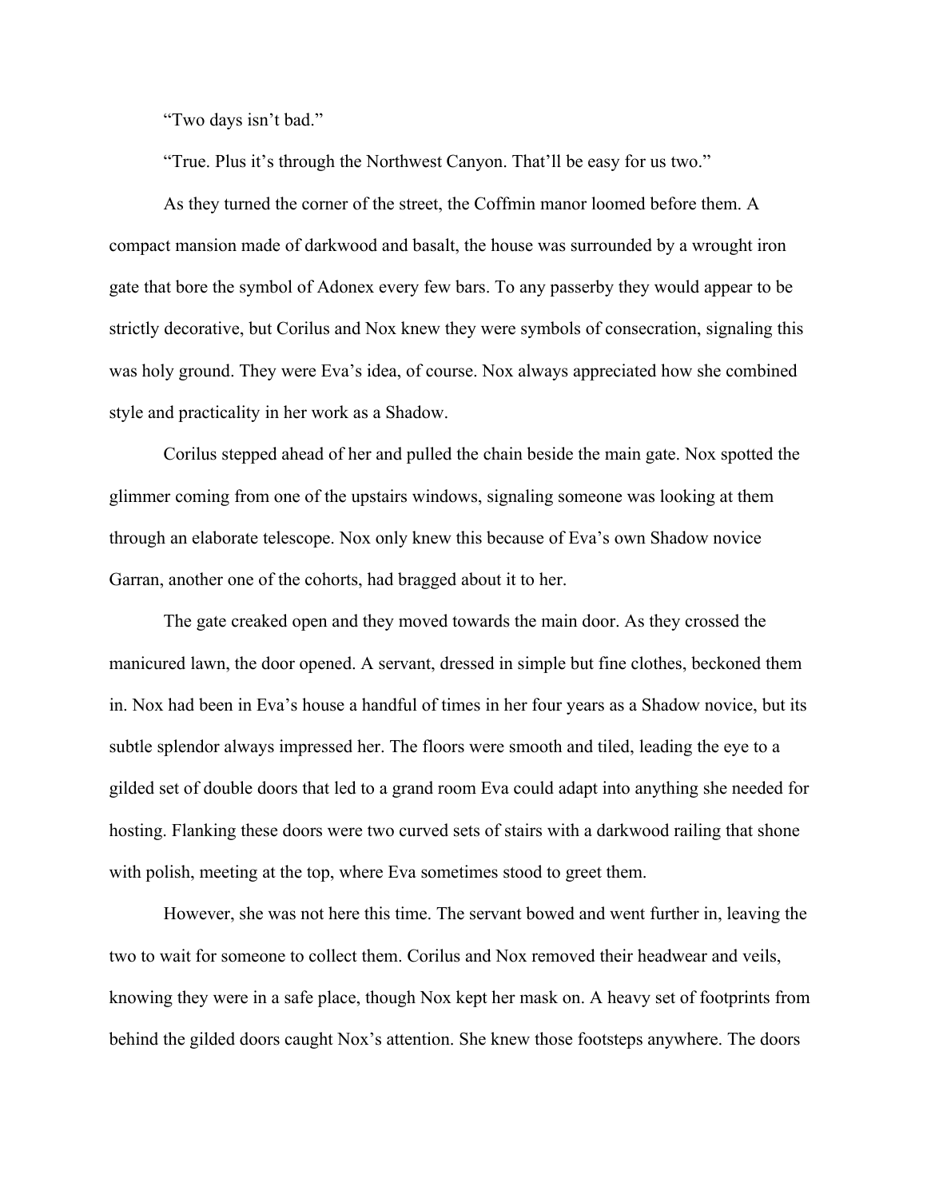"Two days isn't bad."

"True. Plus it's through the Northwest Canyon. That'll be easy for us two."

As they turned the corner of the street, the Coffmin manor loomed before them. A compact mansion made of darkwood and basalt, the house was surrounded by a wrought iron gate that bore the symbol of Adonex every few bars. To any passerby they would appear to be strictly decorative, but Corilus and Nox knew they were symbols of consecration, signaling this was holy ground. They were Eva's idea, of course. Nox always appreciated how she combined style and practicality in her work as a Shadow.

Corilus stepped ahead of her and pulled the chain beside the main gate. Nox spotted the glimmer coming from one of the upstairs windows, signaling someone was looking at them through an elaborate telescope. Nox only knew this because of Eva's own Shadow novice Garran, another one of the cohorts, had bragged about it to her.

The gate creaked open and they moved towards the main door. As they crossed the manicured lawn, the door opened. A servant, dressed in simple but fine clothes, beckoned them in. Nox had been in Eva's house a handful of times in her four years as a Shadow novice, but its subtle splendor always impressed her. The floors were smooth and tiled, leading the eye to a gilded set of double doors that led to a grand room Eva could adapt into anything she needed for hosting. Flanking these doors were two curved sets of stairs with a darkwood railing that shone with polish, meeting at the top, where Eva sometimes stood to greet them.

However, she was not here this time. The servant bowed and went further in, leaving the two to wait for someone to collect them. Corilus and Nox removed their headwear and veils, knowing they were in a safe place, though Nox kept her mask on. A heavy set of footprints from behind the gilded doors caught Nox's attention. She knew those footsteps anywhere. The doors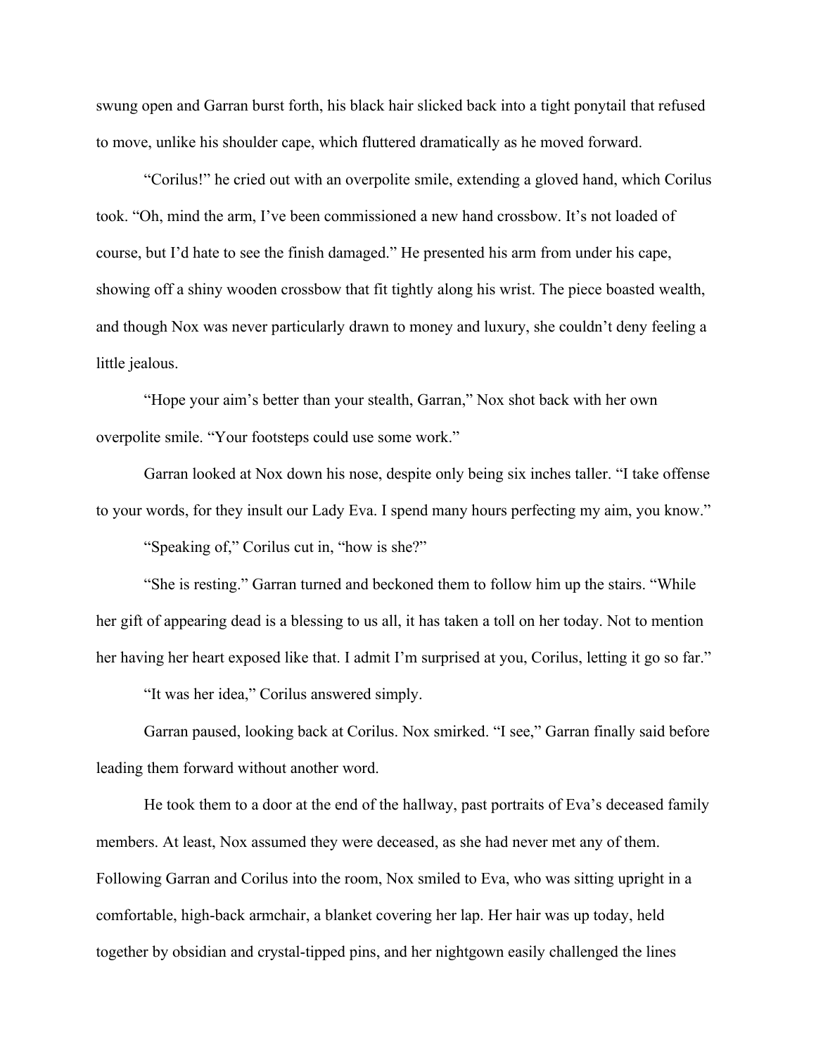swung open and Garran burst forth, his black hair slicked back into a tight ponytail that refused to move, unlike his shoulder cape, which fluttered dramatically as he moved forward.

"Corilus!" he cried out with an overpolite smile, extending a gloved hand, which Corilus took. "Oh, mind the arm, I've been commissioned a new hand crossbow. It's not loaded of course, but I'd hate to see the finish damaged." He presented his arm from under his cape, showing off a shiny wooden crossbow that fit tightly along his wrist. The piece boasted wealth, and though Nox was never particularly drawn to money and luxury, she couldn't deny feeling a little jealous.

"Hope your aim's better than your stealth, Garran," Nox shot back with her own overpolite smile. "Your footsteps could use some work."

Garran looked at Nox down his nose, despite only being six inches taller. "I take offense to your words, for they insult our Lady Eva. I spend many hours perfecting my aim, you know."

"Speaking of," Corilus cut in, "how is she?"

"She is resting." Garran turned and beckoned them to follow him up the stairs. "While her gift of appearing dead is a blessing to us all, it has taken a toll on her today. Not to mention her having her heart exposed like that. I admit I'm surprised at you, Corilus, letting it go so far."

"It was her idea," Corilus answered simply.

Garran paused, looking back at Corilus. Nox smirked. "I see," Garran finally said before leading them forward without another word.

He took them to a door at the end of the hallway, past portraits of Eva's deceased family members. At least, Nox assumed they were deceased, as she had never met any of them. Following Garran and Corilus into the room, Nox smiled to Eva, who was sitting upright in a comfortable, high-back armchair, a blanket covering her lap. Her hair was up today, held together by obsidian and crystal-tipped pins, and her nightgown easily challenged the lines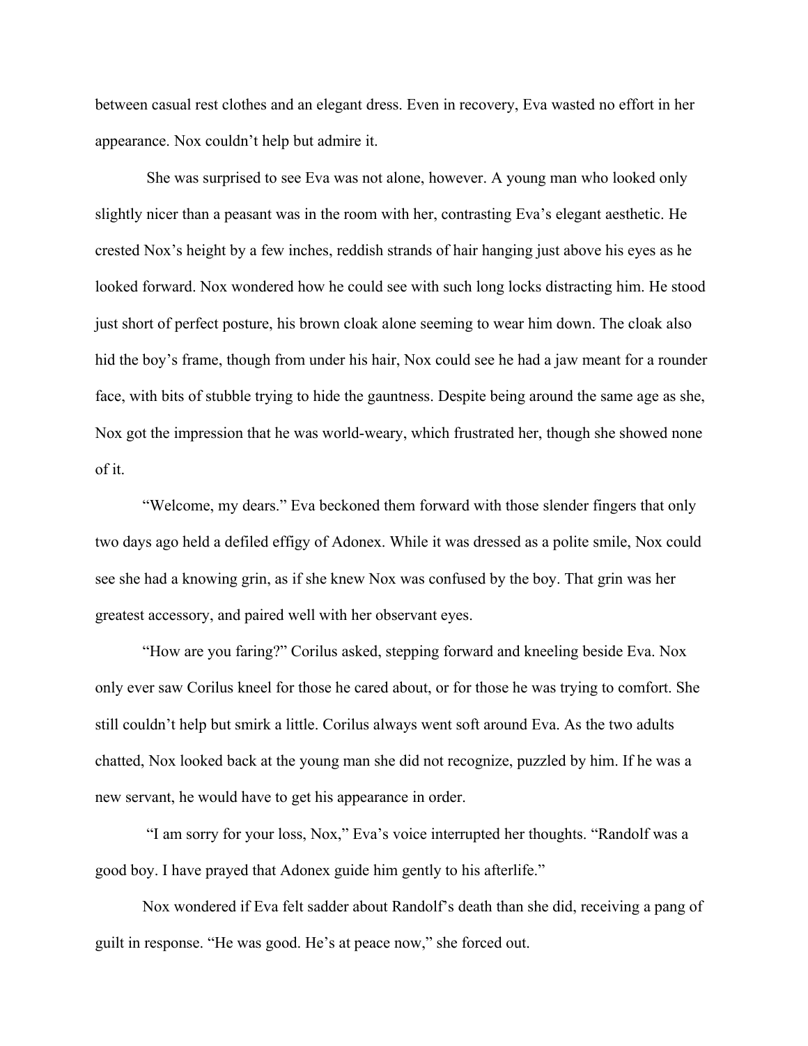between casual rest clothes and an elegant dress. Even in recovery, Eva wasted no effort in her appearance. Nox couldn't help but admire it.

She was surprised to see Eva was not alone, however. A young man who looked only slightly nicer than a peasant was in the room with her, contrasting Eva's elegant aesthetic. He crested Nox's height by a few inches, reddish strands of hair hanging just above his eyes as he looked forward. Nox wondered how he could see with such long locks distracting him. He stood just short of perfect posture, his brown cloak alone seeming to wear him down. The cloak also hid the boy's frame, though from under his hair, Nox could see he had a jaw meant for a rounder face, with bits of stubble trying to hide the gauntness. Despite being around the same age as she, Nox got the impression that he was world-weary, which frustrated her, though she showed none of it.

"Welcome, my dears." Eva beckoned them forward with those slender fingers that only two days ago held a defiled effigy of Adonex. While it was dressed as a polite smile, Nox could see she had a knowing grin, as if she knew Nox was confused by the boy. That grin was her greatest accessory, and paired well with her observant eyes.

"How are you faring?" Corilus asked, stepping forward and kneeling beside Eva. Nox only ever saw Corilus kneel for those he cared about, or for those he was trying to comfort. She still couldn't help but smirk a little. Corilus always went soft around Eva. As the two adults chatted, Nox looked back at the young man she did not recognize, puzzled by him. If he was a new servant, he would have to get his appearance in order.

"I am sorry for your loss, Nox," Eva's voice interrupted her thoughts. "Randolf was a good boy. I have prayed that Adonex guide him gently to his afterlife."

Nox wondered if Eva felt sadder about Randolf's death than she did, receiving a pang of guilt in response. "He was good. He's at peace now," she forced out.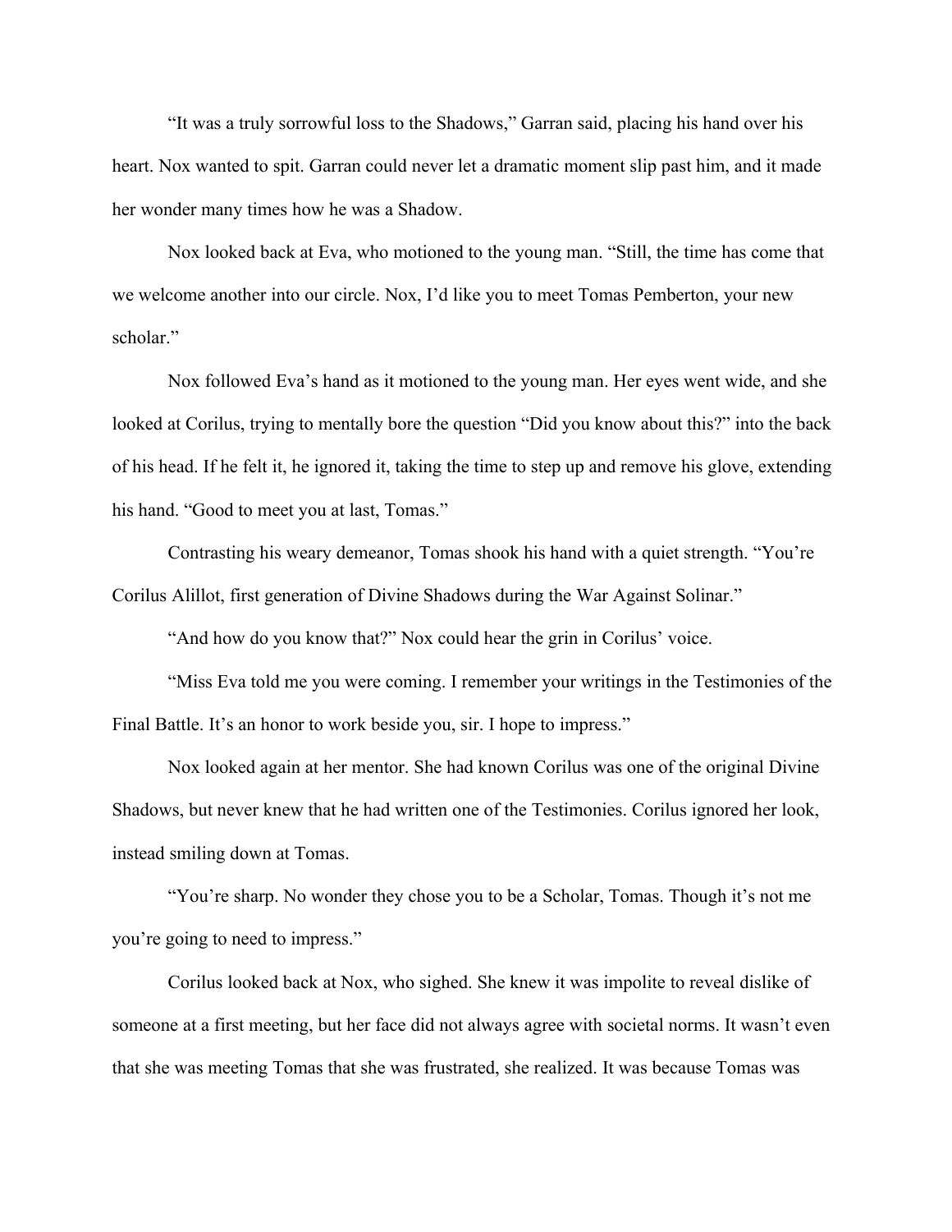"It was a truly sorrowful loss to the Shadows," Garran said, placing his hand over his heart. Nox wanted to spit. Garran could never let a dramatic moment slip past him, and it made her wonder many times how he was a Shadow.

Nox looked back at Eva, who motioned to the young man. "Still, the time has come that we welcome another into our circle. Nox, I'd like you to meet Tomas Pemberton, your new scholar."

Nox followed Eva's hand as it motioned to the young man. Her eyes went wide, and she looked at Corilus, trying to mentally bore the question "Did you know about this?" into the back of his head. If he felt it, he ignored it, taking the time to step up and remove his glove, extending his hand. "Good to meet you at last, Tomas."

Contrasting his weary demeanor, Tomas shook his hand with a quiet strength. "You're Corilus Alillot, first generation of Divine Shadows during the War Against Solinar."

"And how do you know that?" Nox could hear the grin in Corilus' voice.

"Miss Eva told me you were coming. I remember your writings in the Testimonies of the Final Battle. It's an honor to work beside you, sir. I hope to impress."

Nox looked again at her mentor. She had known Corilus was one of the original Divine Shadows, but never knew that he had written one of the Testimonies. Corilus ignored her look, instead smiling down at Tomas.

"You're sharp. No wonder they chose you to be a Scholar, Tomas. Though it's not me you're going to need to impress."

Corilus looked back at Nox, who sighed. She knew it was impolite to reveal dislike of someone at a first meeting, but her face did not always agree with societal norms. It wasn't even that she was meeting Tomas that she was frustrated, she realized. It was because Tomas was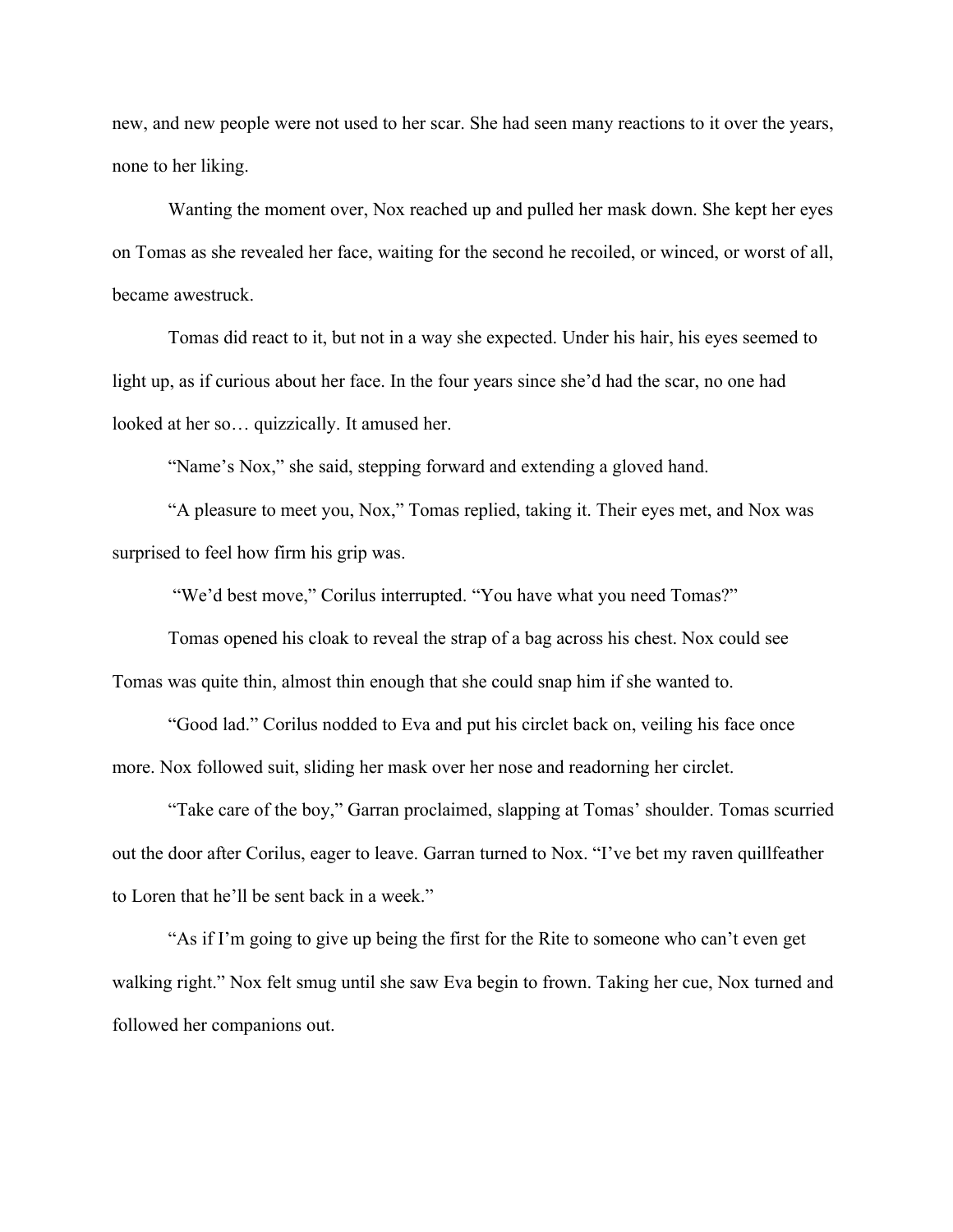new, and new people were not used to her scar. She had seen many reactions to it over the years, none to her liking.

Wanting the moment over, Nox reached up and pulled her mask down. She kept her eyes on Tomas as she revealed her face, waiting for the second he recoiled, or winced, or worst of all, became awestruck.

Tomas did react to it, but not in a way she expected. Under his hair, his eyes seemed to light up, as if curious about her face. In the four years since she'd had the scar, no one had looked at her so… quizzically. It amused her.

"Name's Nox," she said, stepping forward and extending a gloved hand.

"A pleasure to meet you, Nox," Tomas replied, taking it. Their eyes met, and Nox was surprised to feel how firm his grip was.

"We'd best move," Corilus interrupted. "You have what you need Tomas?"

Tomas opened his cloak to reveal the strap of a bag across his chest. Nox could see Tomas was quite thin, almost thin enough that she could snap him if she wanted to.

"Good lad." Corilus nodded to Eva and put his circlet back on, veiling his face once more. Nox followed suit, sliding her mask over her nose and readorning her circlet.

"Take care of the boy," Garran proclaimed, slapping at Tomas' shoulder. Tomas scurried out the door after Corilus, eager to leave. Garran turned to Nox. "I've bet my raven quillfeather to Loren that he'll be sent back in a week."

"As if I'm going to give up being the first for the Rite to someone who can't even get walking right." Nox felt smug until she saw Eva begin to frown. Taking her cue, Nox turned and followed her companions out.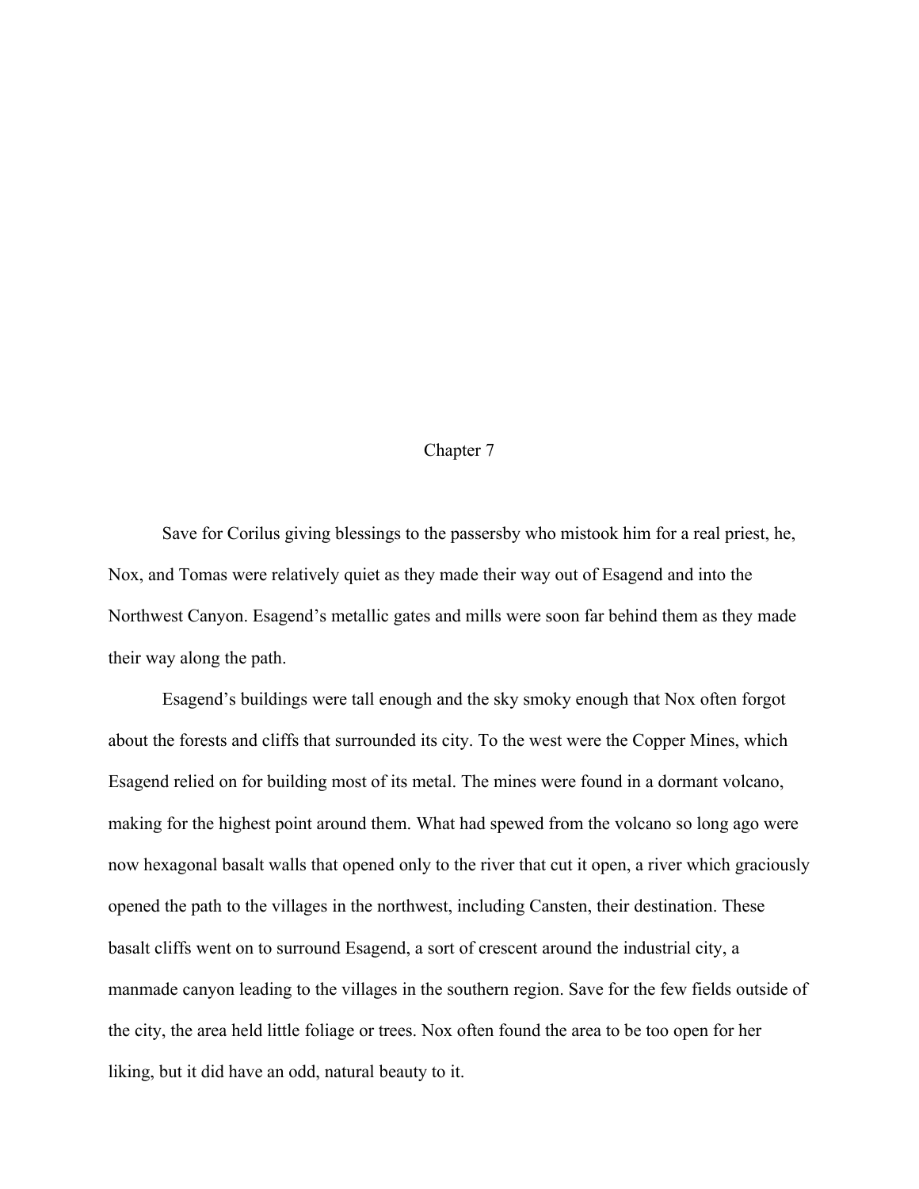# Chapter 7

Save for Corilus giving blessings to the passersby who mistook him for a real priest, he, Nox, and Tomas were relatively quiet as they made their way out of Esagend and into the Northwest Canyon. Esagend's metallic gates and mills were soon far behind them as they made their way along the path.

Esagend's buildings were tall enough and the sky smoky enough that Nox often forgot about the forests and cliffs that surrounded its city. To the west were the Copper Mines, which Esagend relied on for building most of its metal. The mines were found in a dormant volcano, making for the highest point around them. What had spewed from the volcano so long ago were now hexagonal basalt walls that opened only to the river that cut it open, a river which graciously opened the path to the villages in the northwest, including Cansten, their destination. These basalt cliffs went on to surround Esagend, a sort of crescent around the industrial city, a manmade canyon leading to the villages in the southern region. Save for the few fields outside of the city, the area held little foliage or trees. Nox often found the area to be too open for her liking, but it did have an odd, natural beauty to it.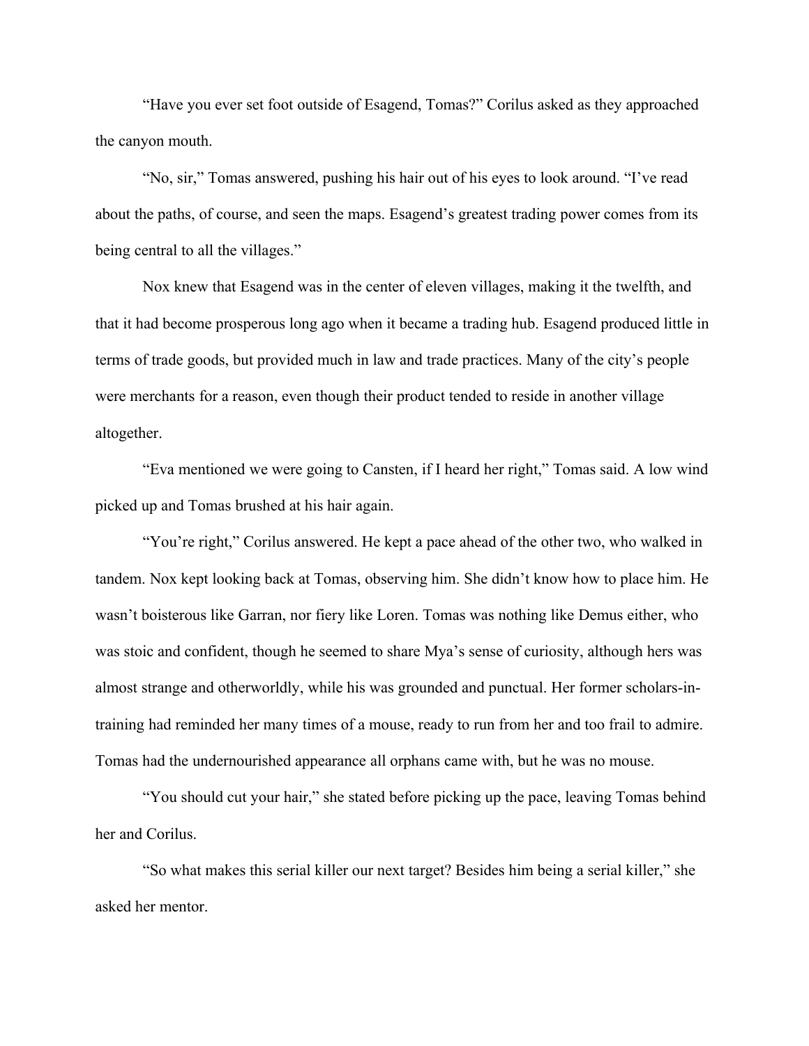"Have you ever set foot outside of Esagend, Tomas?" Corilus asked as they approached the canyon mouth.

"No, sir," Tomas answered, pushing his hair out of his eyes to look around. "I've read about the paths, of course, and seen the maps. Esagend's greatest trading power comes from its being central to all the villages."

Nox knew that Esagend was in the center of eleven villages, making it the twelfth, and that it had become prosperous long ago when it became a trading hub. Esagend produced little in terms of trade goods, but provided much in law and trade practices. Many of the city's people were merchants for a reason, even though their product tended to reside in another village altogether.

"Eva mentioned we were going to Cansten, if I heard her right," Tomas said. A low wind picked up and Tomas brushed at his hair again.

"You're right," Corilus answered. He kept a pace ahead of the other two, who walked in tandem. Nox kept looking back at Tomas, observing him. She didn't know how to place him. He wasn't boisterous like Garran, nor fiery like Loren. Tomas was nothing like Demus either, who was stoic and confident, though he seemed to share Mya's sense of curiosity, although hers was almost strange and otherworldly, while his was grounded and punctual. Her former scholars-in-training had reminded her many times of a mouse, ready to run from her and too frail to admire. Tomas had the undernourished appearance all orphans came with, but he was no mouse.

"You should cut your hair," she stated before picking up the pace, leaving Tomas behind her and Corilus.

"So what makes this serial killer our next target? Besides him being a serial killer," she asked her mentor.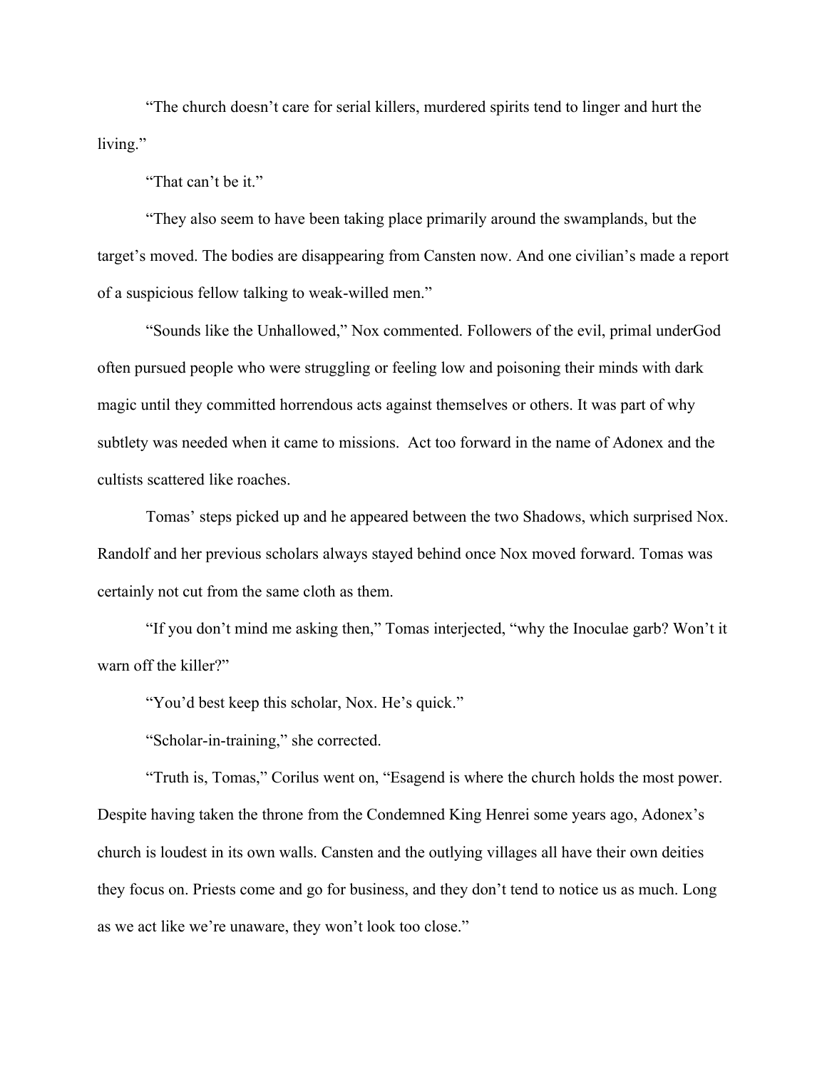"The church doesn't care for serial killers, murdered spirits tend to linger and hurt the living."

"That can't be it."

"They also seem to have been taking place primarily around the swamplands, but the target's moved. The bodies are disappearing from Cansten now. And one civilian's made a report of a suspicious fellow talking to weak-willed men."

"Sounds like the Unhallowed," Nox commented. Followers of the evil, primal underGod often pursued people who were struggling or feeling low and poisoning their minds with dark magic until they committed horrendous acts against themselves or others. It was part of why subtlety was needed when it came to missions. Act too forward in the name of Adonex and the cultists scattered like roaches.

Tomas' steps picked up and he appeared between the two Shadows, which surprised Nox. Randolf and her previous scholars always stayed behind once Nox moved forward. Tomas was certainly not cut from the same cloth as them.

"If you don't mind me asking then," Tomas interjected, "why the Inoculae garb? Won't it warn off the killer?"

"You'd best keep this scholar, Nox. He's quick."

"Scholar-in-training," she corrected.

"Truth is, Tomas," Corilus went on, "Esagend is where the church holds the most power. Despite having taken the throne from the Condemned King Henrei some years ago, Adonex's church is loudest in its own walls. Cansten and the outlying villages all have their own deities they focus on. Priests come and go for business, and they don't tend to notice us as much. Long as we act like we're unaware, they won't look too close."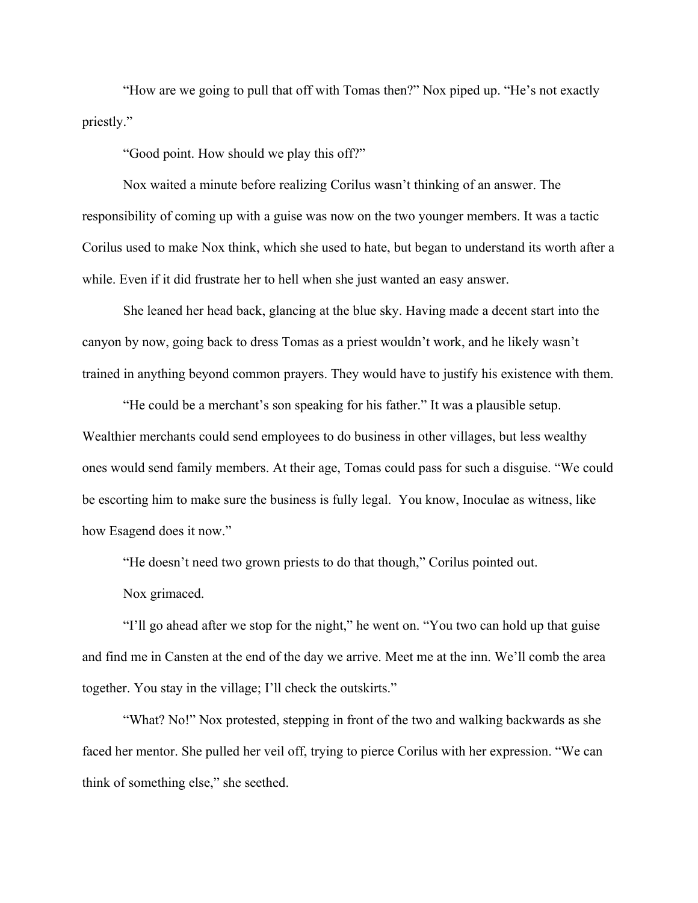"How are we going to pull that off with Tomas then?" Nox piped up. "He's not exactly priestly."

"Good point. How should we play this off?"

Nox waited a minute before realizing Corilus wasn't thinking of an answer. The responsibility of coming up with a guise was now on the two younger members. It was a tactic Corilus used to make Nox think, which she used to hate, but began to understand its worth after a while. Even if it did frustrate her to hell when she just wanted an easy answer.

She leaned her head back, glancing at the blue sky. Having made a decent start into the canyon by now, going back to dress Tomas as a priest wouldn't work, and he likely wasn't trained in anything beyond common prayers. They would have to justify his existence with them.

"He could be a merchant's son speaking for his father." It was a plausible setup. Wealthier merchants could send employees to do business in other villages, but less wealthy ones would send family members. At their age, Tomas could pass for such a disguise. "We could be escorting him to make sure the business is fully legal. You know, Inoculae as witness, like how Esagend does it now."

"He doesn't need two grown priests to do that though," Corilus pointed out.

Nox grimaced.

"I'll go ahead after we stop for the night," he went on. "You two can hold up that guise and find me in Cansten at the end of the day we arrive. Meet me at the inn. We'll comb the area together. You stay in the village; I'll check the outskirts."

"What? No!" Nox protested, stepping in front of the two and walking backwards as she faced her mentor. She pulled her veil off, trying to pierce Corilus with her expression. "We can think of something else," she seethed.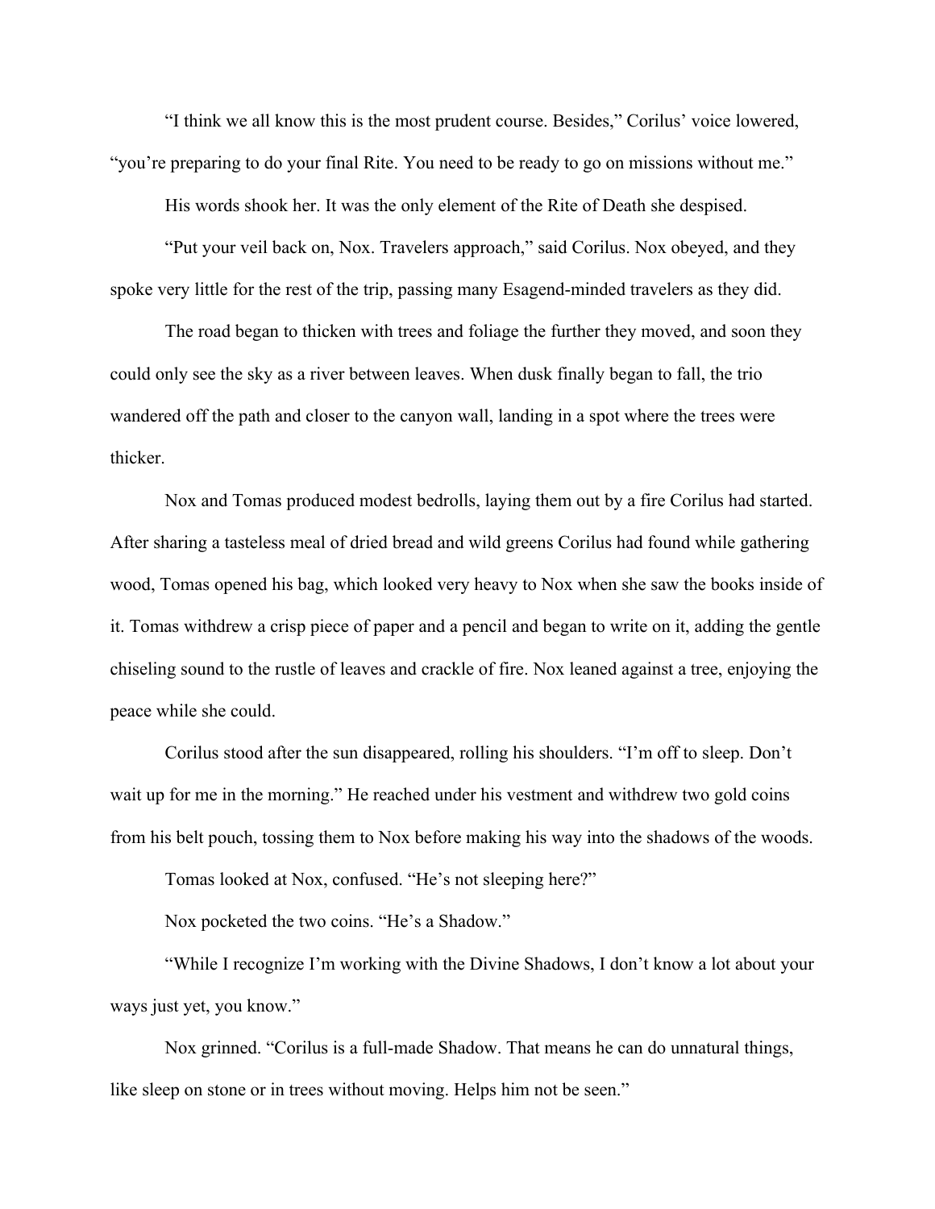"I think we all know this is the most prudent course. Besides," Corilus' voice lowered, "you're preparing to do your final Rite. You need to be ready to go on missions without me."

His words shook her. It was the only element of the Rite of Death she despised.

"Put your veil back on, Nox. Travelers approach," said Corilus. Nox obeyed, and they spoke very little for the rest of the trip, passing many Esagend-minded travelers as they did.

The road began to thicken with trees and foliage the further they moved, and soon they could only see the sky as a river between leaves. When dusk finally began to fall, the trio wandered off the path and closer to the canyon wall, landing in a spot where the trees were thicker.

Nox and Tomas produced modest bedrolls, laying them out by a fire Corilus had started. After sharing a tasteless meal of dried bread and wild greens Corilus had found while gathering wood, Tomas opened his bag, which looked very heavy to Nox when she saw the books inside of it. Tomas withdrew a crisp piece of paper and a pencil and began to write on it, adding the gentle chiseling sound to the rustle of leaves and crackle of fire. Nox leaned against a tree, enjoying the peace while she could.

Corilus stood after the sun disappeared, rolling his shoulders. "I'm off to sleep. Don't wait up for me in the morning." He reached under his vestment and withdrew two gold coins from his belt pouch, tossing them to Nox before making his way into the shadows of the woods.

Tomas looked at Nox, confused. "He's not sleeping here?"

Nox pocketed the two coins. "He's a Shadow."

"While I recognize I'm working with the Divine Shadows, I don't know a lot about your ways just yet, you know."

Nox grinned. "Corilus is a full-made Shadow. That means he can do unnatural things, like sleep on stone or in trees without moving. Helps him not be seen."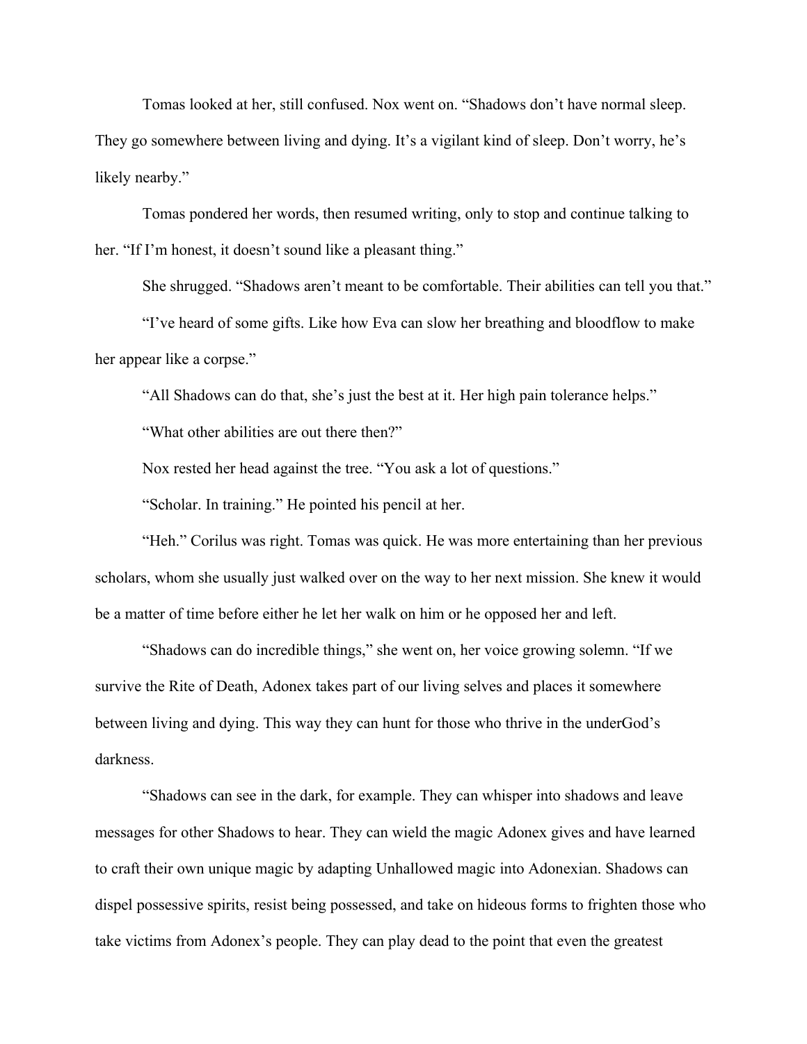Tomas looked at her, still confused. Nox went on. "Shadows don't have normal sleep. They go somewhere between living and dying. It's a vigilant kind of sleep. Don't worry, he's likely nearby."

Tomas pondered her words, then resumed writing, only to stop and continue talking to her. "If I'm honest, it doesn't sound like a pleasant thing."

She shrugged. "Shadows aren't meant to be comfortable. Their abilities can tell you that."

"I've heard of some gifts. Like how Eva can slow her breathing and bloodflow to make her appear like a corpse."

"All Shadows can do that, she's just the best at it. Her high pain tolerance helps."

"What other abilities are out there then?"

Nox rested her head against the tree. "You ask a lot of questions."

"Scholar. In training." He pointed his pencil at her.

"Heh." Corilus was right. Tomas was quick. He was more entertaining than her previous scholars, whom she usually just walked over on the way to her next mission. She knew it would be a matter of time before either he let her walk on him or he opposed her and left.

"Shadows can do incredible things," she went on, her voice growing solemn. "If we survive the Rite of Death, Adonex takes part of our living selves and places it somewhere between living and dying. This way they can hunt for those who thrive in the underGod's darkness.

"Shadows can see in the dark, for example. They can whisper into shadows and leave messages for other Shadows to hear. They can wield the magic Adonex gives and have learned to craft their own unique magic by adapting Unhallowed magic into Adonexian. Shadows can dispel possessive spirits, resist being possessed, and take on hideous forms to frighten those who take victims from Adonex's people. They can play dead to the point that even the greatest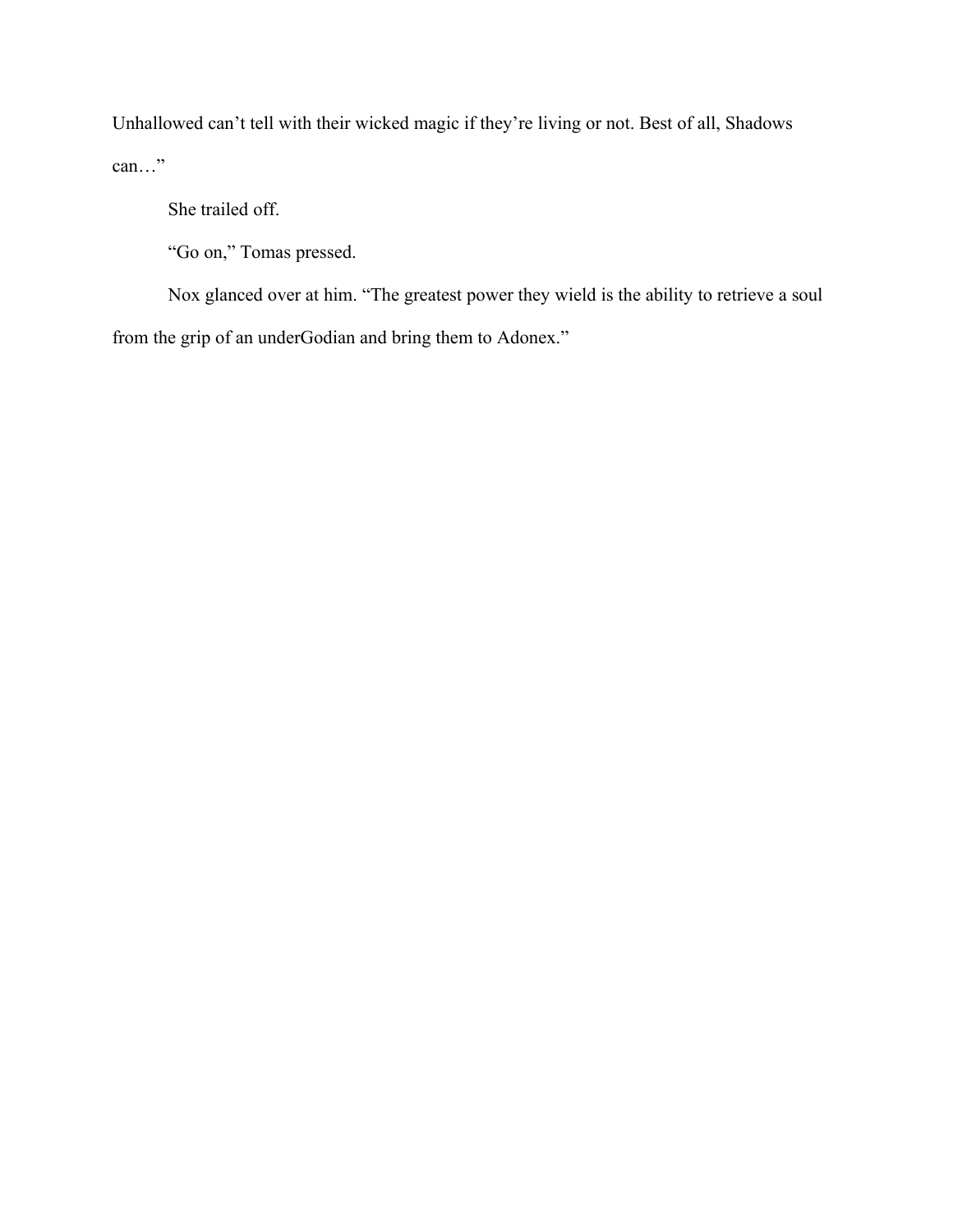Unhallowed can't tell with their wicked magic if they're living or not. Best of all, Shadows can…"

She trailed off.

"Go on," Tomas pressed.

Nox glanced over at him. "The greatest power they wield is the ability to retrieve a soul from the grip of an underGodian and bring them to Adonex."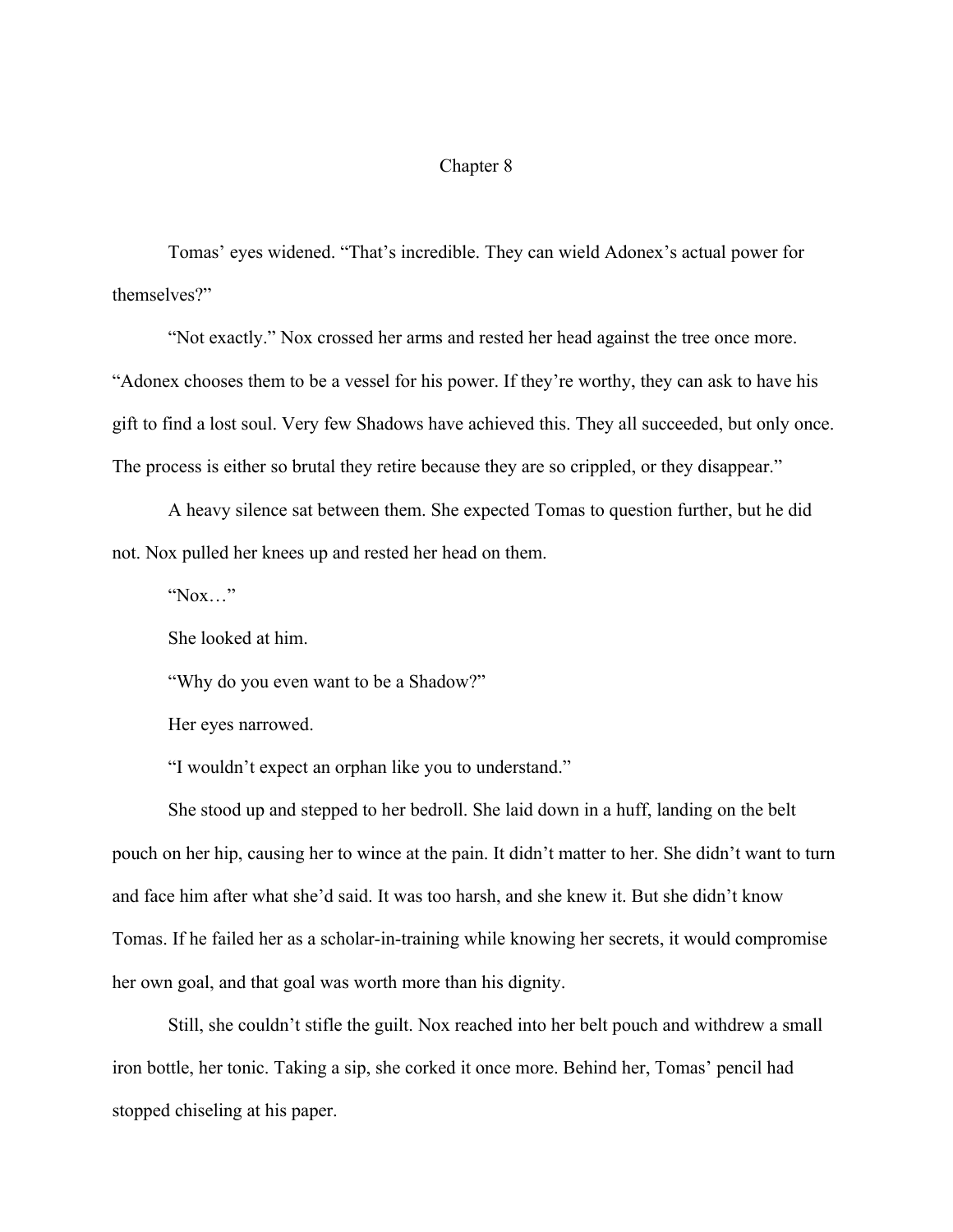# Chapter 8

Tomas' eyes widened. "That's incredible. They can wield Adonex's actual power for themselves?"

"Not exactly." Nox crossed her arms and rested her head against the tree once more. "Adonex chooses them to be a vessel for his power. If they're worthy, they can ask to have his gift to find a lost soul. Very few Shadows have achieved this. They all succeeded, but only once. The process is either so brutal they retire because they are so crippled, or they disappear."

A heavy silence sat between them. She expected Tomas to question further, but he did not. Nox pulled her knees up and rested her head on them.

"Nox…"

She looked at him.

"Why do you even want to be a Shadow?"

Her eyes narrowed.

"I wouldn't expect an orphan like you to understand."

She stood up and stepped to her bedroll. She laid down in a huff, landing on the belt pouch on her hip, causing her to wince at the pain. It didn't matter to her. She didn't want to turn and face him after what she'd said. It was too harsh, and she knew it. But she didn't know Tomas. If he failed her as a scholar-in-training while knowing her secrets, it would compromise her own goal, and that goal was worth more than his dignity.

Still, she couldn't stifle the guilt. Nox reached into her belt pouch and withdrew a small iron bottle, her tonic. Taking a sip, she corked it once more. Behind her, Tomas' pencil had stopped chiseling at his paper.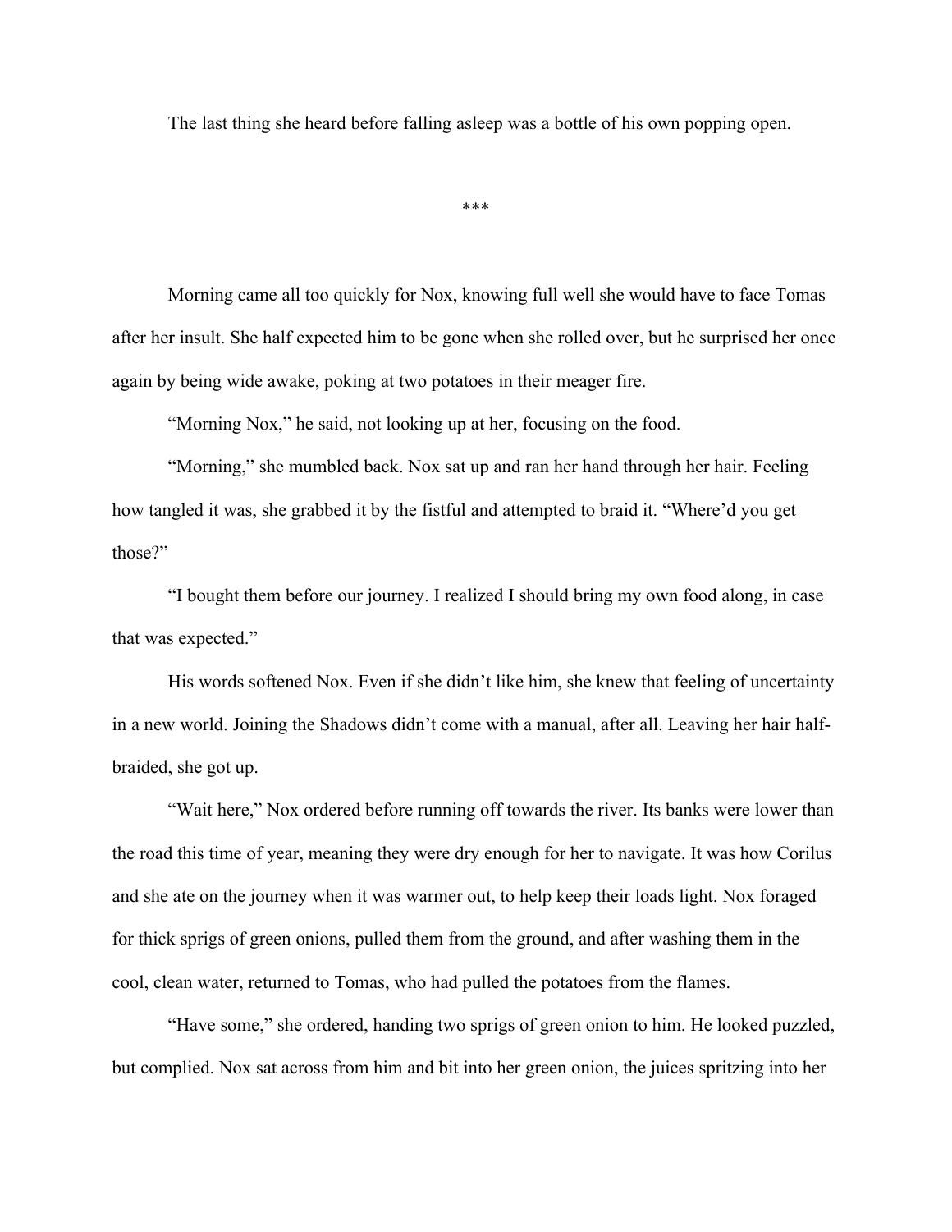The last thing she heard before falling asleep was a bottle of his own popping open.

***

Morning came all too quickly for Nox, knowing full well she would have to face Tomas after her insult. She half expected him to be gone when she rolled over, but he surprised her once again by being wide awake, poking at two potatoes in their meager fire.

"Morning Nox," he said, not looking up at her, focusing on the food.

"Morning," she mumbled back. Nox sat up and ran her hand through her hair. Feeling how tangled it was, she grabbed it by the fistful and attempted to braid it. "Where'd you get those?"

"I bought them before our journey. I realized I should bring my own food along, in case that was expected."

His words softened Nox. Even if she didn't like him, she knew that feeling of uncertainty in a new world. Joining the Shadows didn't come with a manual, after all. Leaving her hair half-braided, she got up.

"Wait here," Nox ordered before running off towards the river. Its banks were lower than the road this time of year, meaning they were dry enough for her to navigate. It was how Corilus and she ate on the journey when it was warmer out, to help keep their loads light. Nox foraged for thick sprigs of green onions, pulled them from the ground, and after washing them in the cool, clean water, returned to Tomas, who had pulled the potatoes from the flames.

"Have some," she ordered, handing two sprigs of green onion to him. He looked puzzled, but complied. Nox sat across from him and bit into her green onion, the juices spritzing into her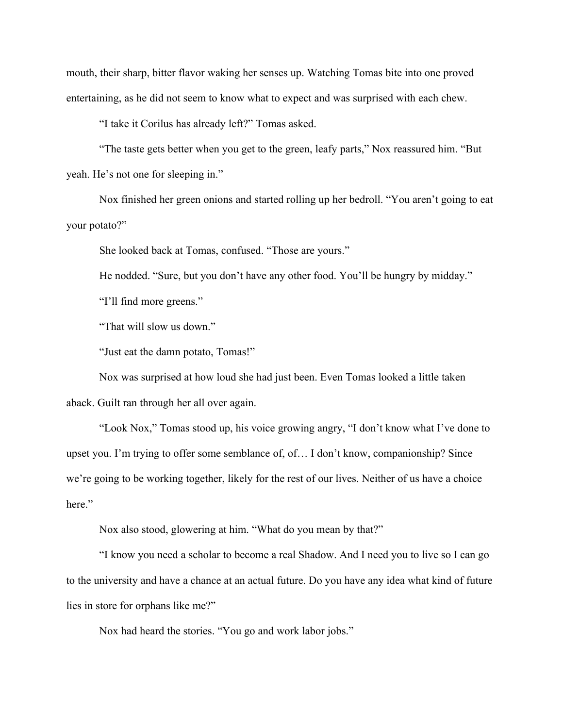mouth, their sharp, bitter flavor waking her senses up. Watching Tomas bite into one proved entertaining, as he did not seem to know what to expect and was surprised with each chew.

"I take it Corilus has already left?" Tomas asked.

"The taste gets better when you get to the green, leafy parts," Nox reassured him. "But yeah. He's not one for sleeping in."

Nox finished her green onions and started rolling up her bedroll. "You aren't going to eat your potato?"

She looked back at Tomas, confused. "Those are yours."

He nodded. "Sure, but you don't have any other food. You'll be hungry by midday."

"I'll find more greens."

"That will slow us down."

"Just eat the damn potato, Tomas!"

Nox was surprised at how loud she had just been. Even Tomas looked a little taken aback. Guilt ran through her all over again.

"Look Nox," Tomas stood up, his voice growing angry, "I don't know what I've done to upset you. I'm trying to offer some semblance of, of… I don't know, companionship? Since we're going to be working together, likely for the rest of our lives. Neither of us have a choice here."

Nox also stood, glowering at him. "What do you mean by that?"

"I know you need a scholar to become a real Shadow. And I need you to live so I can go to the university and have a chance at an actual future. Do you have any idea what kind of future lies in store for orphans like me?"

Nox had heard the stories. "You go and work labor jobs."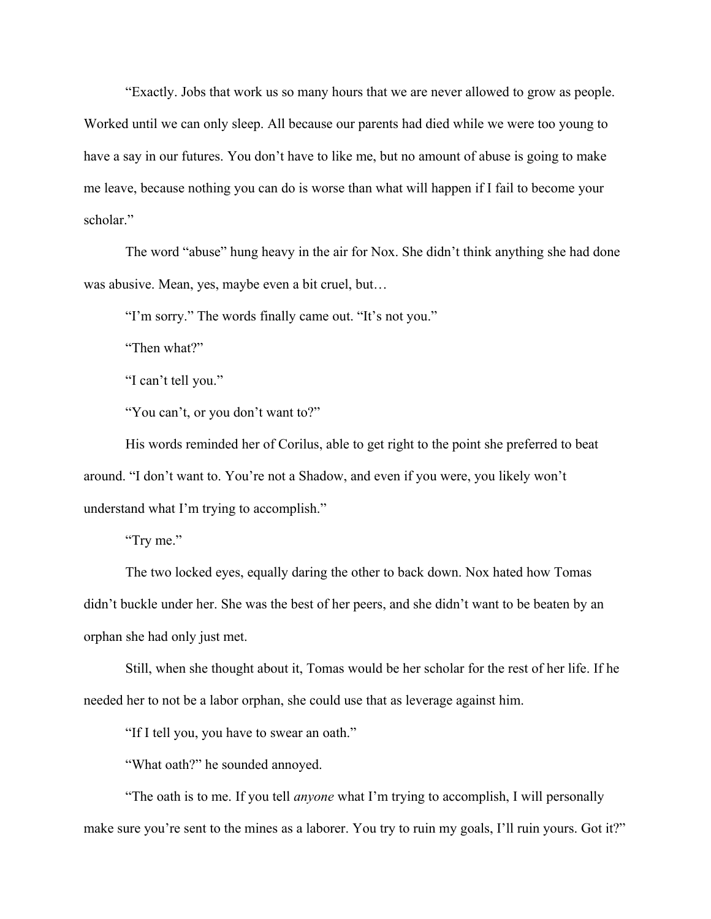"Exactly. Jobs that work us so many hours that we are never allowed to grow as people. Worked until we can only sleep. All because our parents had died while we were too young to have a say in our futures. You don't have to like me, but no amount of abuse is going to make me leave, because nothing you can do is worse than what will happen if I fail to become your scholar."

The word "abuse" hung heavy in the air for Nox. She didn't think anything she had done was abusive. Mean, yes, maybe even a bit cruel, but…

"I'm sorry." The words finally came out. "It's not you."

"Then what?"

"I can't tell you."

"You can't, or you don't want to?"

His words reminded her of Corilus, able to get right to the point she preferred to beat around. "I don't want to. You're not a Shadow, and even if you were, you likely won't understand what I'm trying to accomplish."

"Try me."

The two locked eyes, equally daring the other to back down. Nox hated how Tomas didn't buckle under her. She was the best of her peers, and she didn't want to be beaten by an orphan she had only just met.

Still, when she thought about it, Tomas would be her scholar for the rest of her life. If he needed her to not be a labor orphan, she could use that as leverage against him.

"If I tell you, you have to swear an oath."

"What oath?" he sounded annoyed.

"The oath is to me. If you tell *anyone* what I'm trying to accomplish, I will personally make sure you're sent to the mines as a laborer. You try to ruin my goals, I'll ruin yours. Got it?"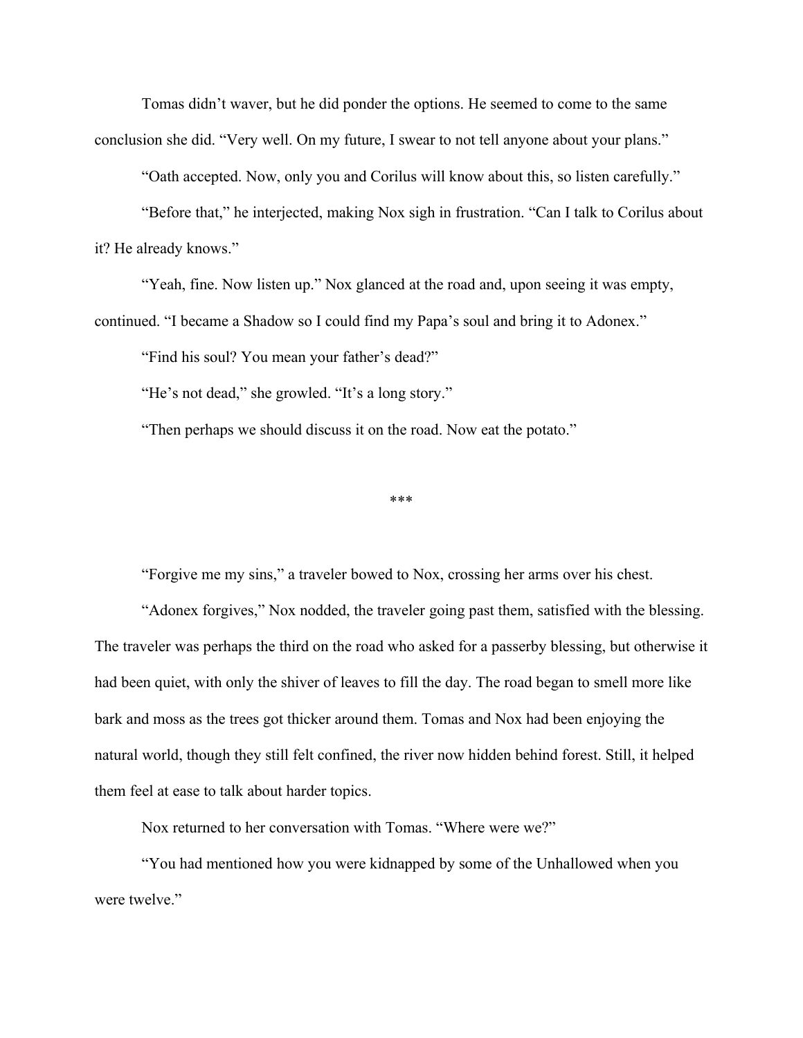Tomas didn't waver, but he did ponder the options. He seemed to come to the same conclusion she did. "Very well. On my future, I swear to not tell anyone about your plans."

"Oath accepted. Now, only you and Corilus will know about this, so listen carefully."

"Before that," he interjected, making Nox sigh in frustration. "Can I talk to Corilus about it? He already knows."

"Yeah, fine. Now listen up." Nox glanced at the road and, upon seeing it was empty, continued. "I became a Shadow so I could find my Papa's soul and bring it to Adonex."

"Find his soul? You mean your father's dead?"

"He's not dead," she growled. "It's a long story."

"Then perhaps we should discuss it on the road. Now eat the potato."

***

"Forgive me my sins," a traveler bowed to Nox, crossing her arms over his chest.

"Adonex forgives," Nox nodded, the traveler going past them, satisfied with the blessing. The traveler was perhaps the third on the road who asked for a passerby blessing, but otherwise it had been quiet, with only the shiver of leaves to fill the day. The road began to smell more like bark and moss as the trees got thicker around them. Tomas and Nox had been enjoying the natural world, though they still felt confined, the river now hidden behind forest. Still, it helped them feel at ease to talk about harder topics.

Nox returned to her conversation with Tomas. "Where were we?"

"You had mentioned how you were kidnapped by some of the Unhallowed when you were twelve."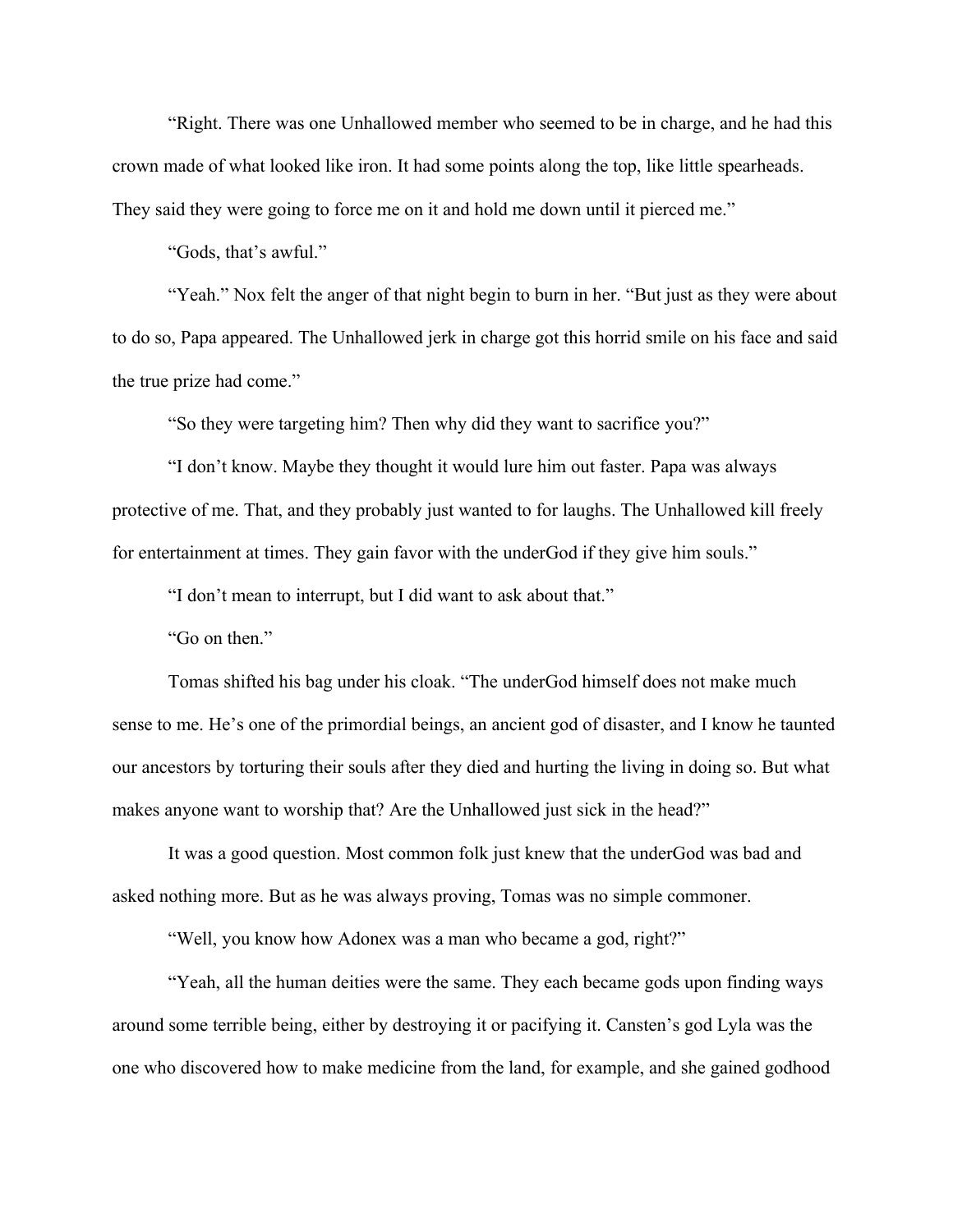"Right. There was one Unhallowed member who seemed to be in charge, and he had this crown made of what looked like iron. It had some points along the top, like little spearheads. They said they were going to force me on it and hold me down until it pierced me."

"Gods, that's awful."

"Yeah." Nox felt the anger of that night begin to burn in her. "But just as they were about to do so, Papa appeared. The Unhallowed jerk in charge got this horrid smile on his face and said the true prize had come."

"So they were targeting him? Then why did they want to sacrifice you?"

"I don't know. Maybe they thought it would lure him out faster. Papa was always protective of me. That, and they probably just wanted to for laughs. The Unhallowed kill freely for entertainment at times. They gain favor with the underGod if they give him souls."

"I don't mean to interrupt, but I did want to ask about that."

"Go on then."

Tomas shifted his bag under his cloak. "The underGod himself does not make much sense to me. He's one of the primordial beings, an ancient god of disaster, and I know he taunted our ancestors by torturing their souls after they died and hurting the living in doing so. But what makes anyone want to worship that? Are the Unhallowed just sick in the head?"

It was a good question. Most common folk just knew that the underGod was bad and asked nothing more. But as he was always proving, Tomas was no simple commoner.

"Well, you know how Adonex was a man who became a god, right?"

"Yeah, all the human deities were the same. They each became gods upon finding ways around some terrible being, either by destroying it or pacifying it. Cansten's god Lyla was the one who discovered how to make medicine from the land, for example, and she gained godhood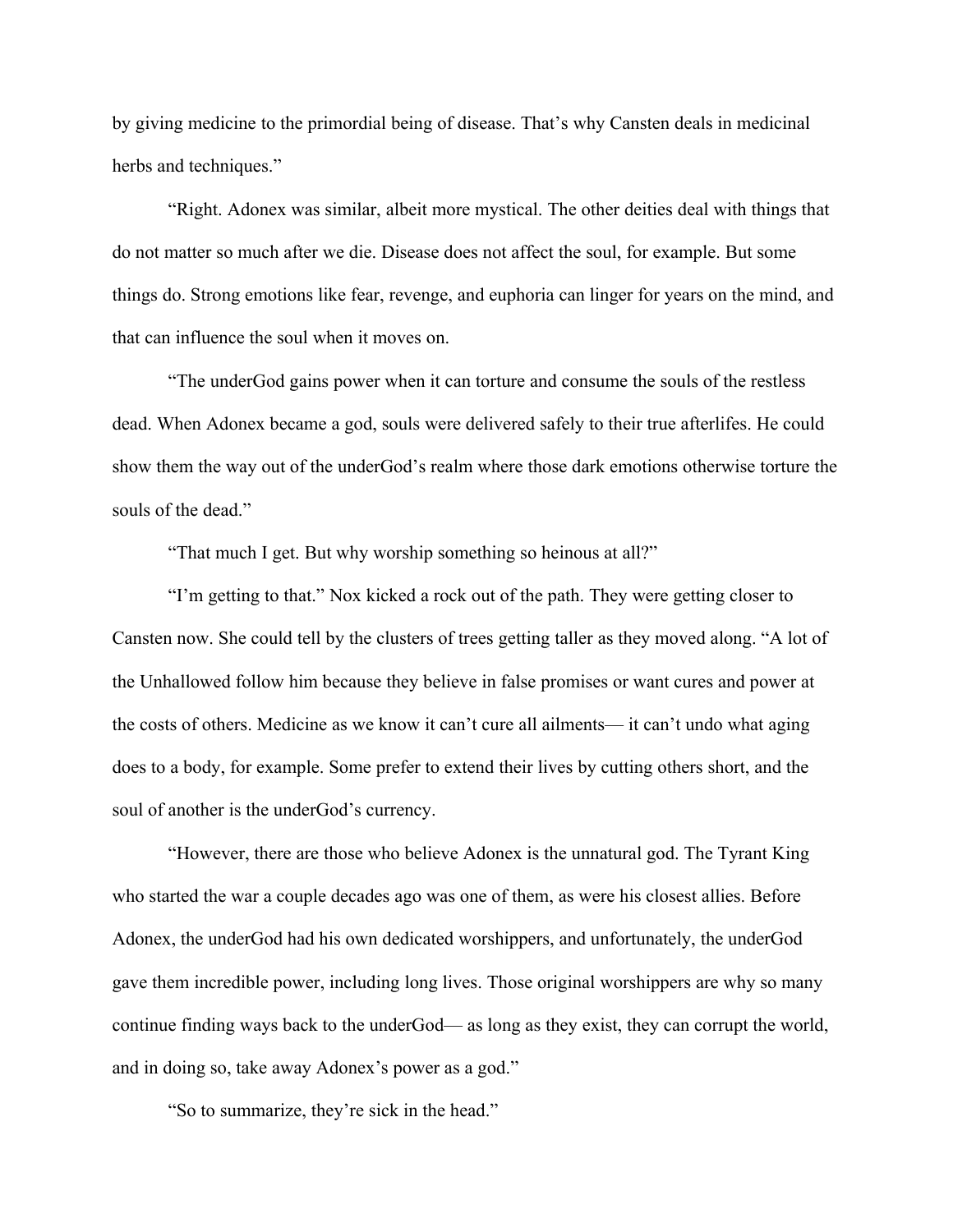by giving medicine to the primordial being of disease. That's why Cansten deals in medicinal herbs and techniques."

"Right. Adonex was similar, albeit more mystical. The other deities deal with things that do not matter so much after we die. Disease does not affect the soul, for example. But some things do. Strong emotions like fear, revenge, and euphoria can linger for years on the mind, and that can influence the soul when it moves on.

"The underGod gains power when it can torture and consume the souls of the restless dead. When Adonex became a god, souls were delivered safely to their true afterlifes. He could show them the way out of the underGod's realm where those dark emotions otherwise torture the souls of the dead."

"That much I get. But why worship something so heinous at all?"

"I'm getting to that." Nox kicked a rock out of the path. They were getting closer to Cansten now. She could tell by the clusters of trees getting taller as they moved along. "A lot of the Unhallowed follow him because they believe in false promises or want cures and power at the costs of others. Medicine as we know it can't cure all ailments— it can't undo what aging does to a body, for example. Some prefer to extend their lives by cutting others short, and the soul of another is the underGod's currency.

"However, there are those who believe Adonex is the unnatural god. The Tyrant King who started the war a couple decades ago was one of them, as were his closest allies. Before Adonex, the underGod had his own dedicated worshippers, and unfortunately, the underGod gave them incredible power, including long lives. Those original worshippers are why so many continue finding ways back to the underGod— as long as they exist, they can corrupt the world, and in doing so, take away Adonex's power as a god."

"So to summarize, they're sick in the head."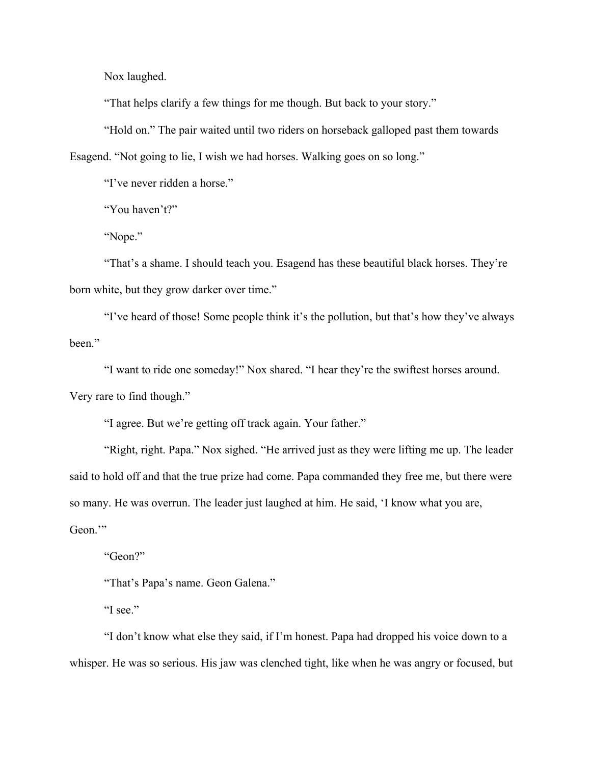Nox laughed.

"That helps clarify a few things for me though. But back to your story."

"Hold on." The pair waited until two riders on horseback galloped past them towards Esagend. "Not going to lie, I wish we had horses. Walking goes on so long."

"I've never ridden a horse."

"You haven't?"

"Nope."

"That's a shame. I should teach you. Esagend has these beautiful black horses. They're born white, but they grow darker over time."

"I've heard of those! Some people think it's the pollution, but that's how they've always been."

"I want to ride one someday!" Nox shared. "I hear they're the swiftest horses around. Very rare to find though."

"I agree. But we're getting off track again. Your father."

"Right, right. Papa." Nox sighed. "He arrived just as they were lifting me up. The leader said to hold off and that the true prize had come. Papa commanded they free me, but there were so many. He was overrun. The leader just laughed at him. He said, 'I know what you are, Geon.'"

"Geon?"

"That's Papa's name. Geon Galena."

"I see."

"I don't know what else they said, if I'm honest. Papa had dropped his voice down to a whisper. He was so serious. His jaw was clenched tight, like when he was angry or focused, but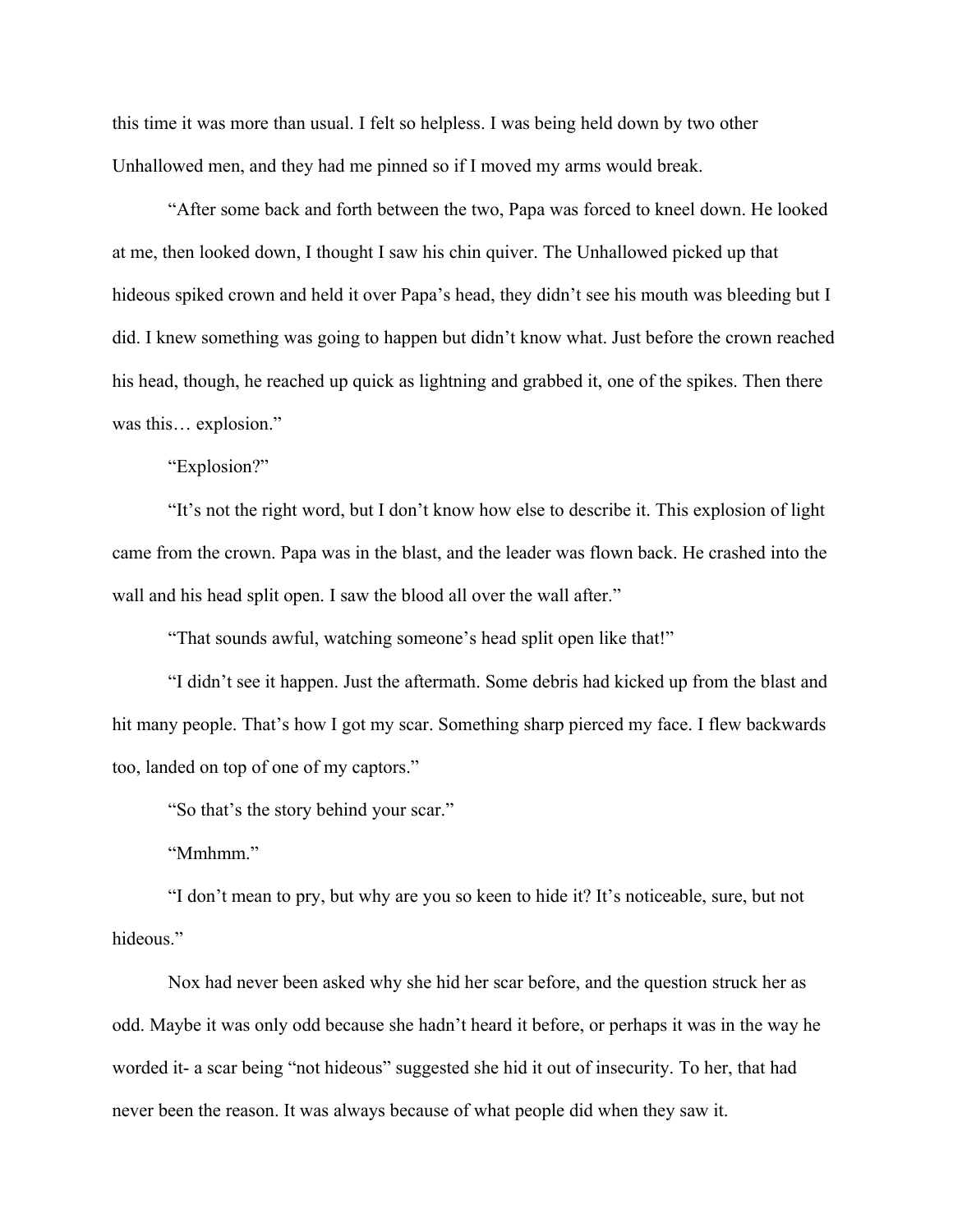this time it was more than usual. I felt so helpless. I was being held down by two other Unhallowed men, and they had me pinned so if I moved my arms would break.

"After some back and forth between the two, Papa was forced to kneel down. He looked at me, then looked down, I thought I saw his chin quiver. The Unhallowed picked up that hideous spiked crown and held it over Papa's head, they didn't see his mouth was bleeding but I did. I knew something was going to happen but didn't know what. Just before the crown reached his head, though, he reached up quick as lightning and grabbed it, one of the spikes. Then there was this… explosion."

"Explosion?"

"It's not the right word, but I don't know how else to describe it. This explosion of light came from the crown. Papa was in the blast, and the leader was flown back. He crashed into the wall and his head split open. I saw the blood all over the wall after."

"That sounds awful, watching someone's head split open like that!"

"I didn't see it happen. Just the aftermath. Some debris had kicked up from the blast and hit many people. That's how I got my scar. Something sharp pierced my face. I flew backwards too, landed on top of one of my captors."

"So that's the story behind your scar."

"Mmhmm."

"I don't mean to pry, but why are you so keen to hide it? It's noticeable, sure, but not hideous."

Nox had never been asked why she hid her scar before, and the question struck her as odd. Maybe it was only odd because she hadn't heard it before, or perhaps it was in the way he worded it- a scar being "not hideous" suggested she hid it out of insecurity. To her, that had never been the reason. It was always because of what people did when they saw it.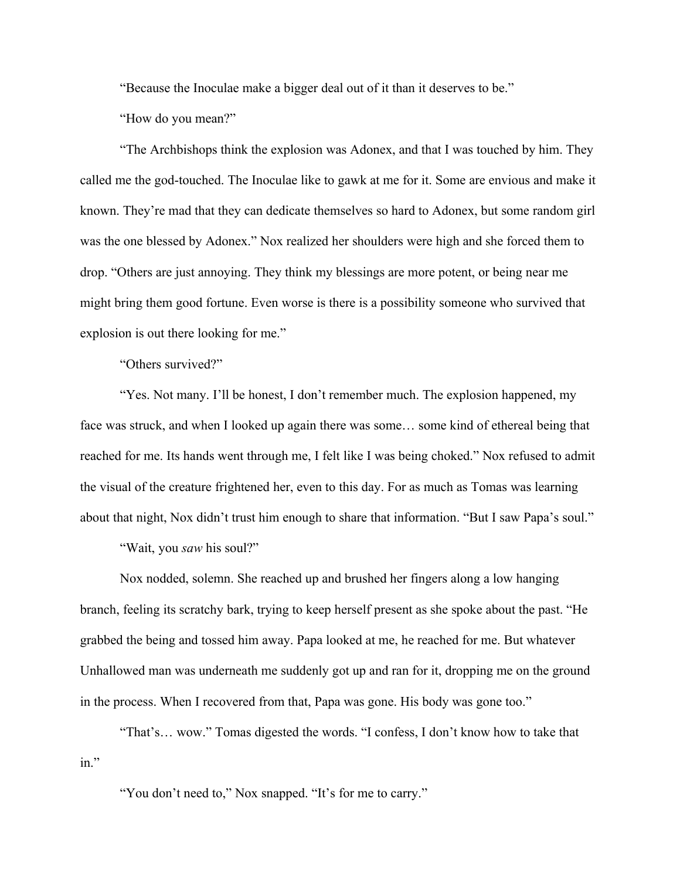"Because the Inoculae make a bigger deal out of it than it deserves to be."

"How do you mean?"

"The Archbishops think the explosion was Adonex, and that I was touched by him. They called me the god-touched. The Inoculae like to gawk at me for it. Some are envious and make it known. They're mad that they can dedicate themselves so hard to Adonex, but some random girl was the one blessed by Adonex." Nox realized her shoulders were high and she forced them to drop. "Others are just annoying. They think my blessings are more potent, or being near me might bring them good fortune. Even worse is there is a possibility someone who survived that explosion is out there looking for me."

"Others survived?"

"Yes. Not many. I'll be honest, I don't remember much. The explosion happened, my face was struck, and when I looked up again there was some… some kind of ethereal being that reached for me. Its hands went through me, I felt like I was being choked." Nox refused to admit the visual of the creature frightened her, even to this day. For as much as Tomas was learning about that night, Nox didn't trust him enough to share that information. "But I saw Papa's soul."

"Wait, you *saw* his soul?"

Nox nodded, solemn. She reached up and brushed her fingers along a low hanging branch, feeling its scratchy bark, trying to keep herself present as she spoke about the past. "He grabbed the being and tossed him away. Papa looked at me, he reached for me. But whatever Unhallowed man was underneath me suddenly got up and ran for it, dropping me on the ground in the process. When I recovered from that, Papa was gone. His body was gone too."

"That's… wow." Tomas digested the words. "I confess, I don't know how to take that in."

"You don't need to," Nox snapped. "It's for me to carry."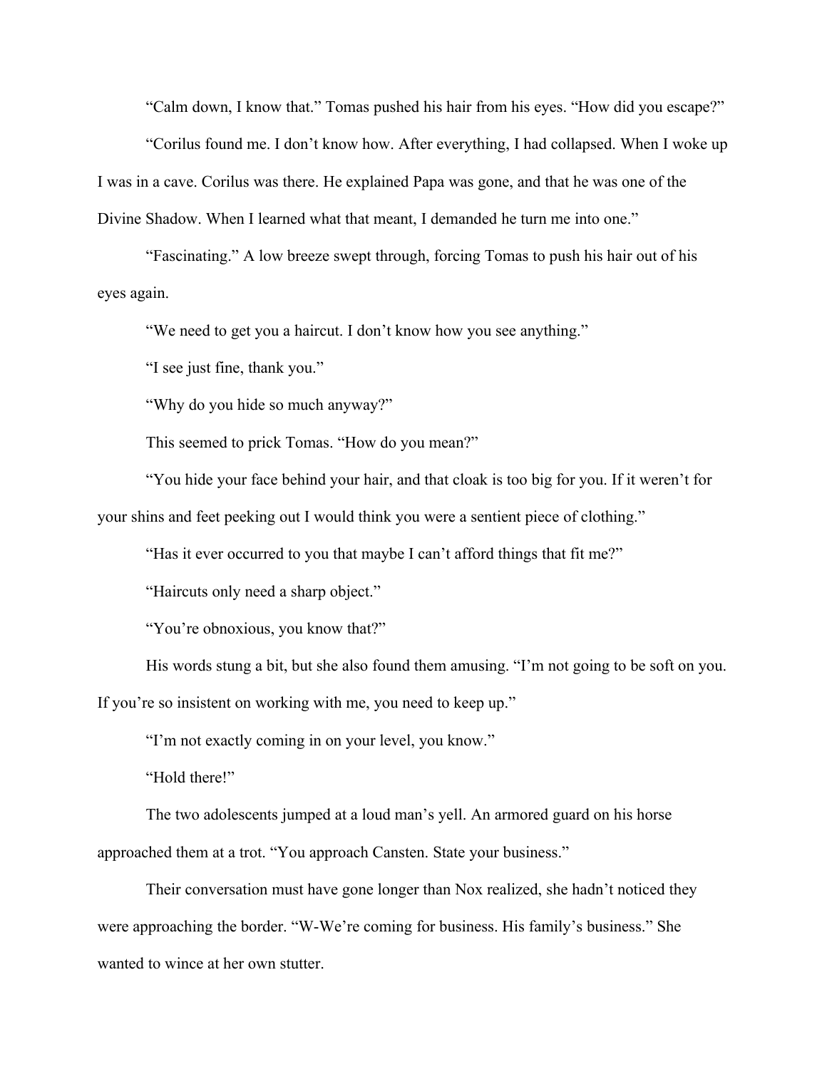"Calm down, I know that." Tomas pushed his hair from his eyes. "How did you escape?"

"Corilus found me. I don't know how. After everything, I had collapsed. When I woke up I was in a cave. Corilus was there. He explained Papa was gone, and that he was one of the Divine Shadow. When I learned what that meant, I demanded he turn me into one."

"Fascinating." A low breeze swept through, forcing Tomas to push his hair out of his eyes again.

"We need to get you a haircut. I don't know how you see anything."

"I see just fine, thank you."

"Why do you hide so much anyway?"

This seemed to prick Tomas. "How do you mean?"

"You hide your face behind your hair, and that cloak is too big for you. If it weren't for your shins and feet peeking out I would think you were a sentient piece of clothing."

"Has it ever occurred to you that maybe I can't afford things that fit me?"

"Haircuts only need a sharp object."

"You're obnoxious, you know that?"

His words stung a bit, but she also found them amusing. "I'm not going to be soft on you. If you're so insistent on working with me, you need to keep up."

"I'm not exactly coming in on your level, you know."

"Hold there!"

The two adolescents jumped at a loud man's yell. An armored guard on his horse approached them at a trot. "You approach Cansten. State your business."

Their conversation must have gone longer than Nox realized, she hadn't noticed they were approaching the border. "W-We're coming for business. His family's business." She wanted to wince at her own stutter.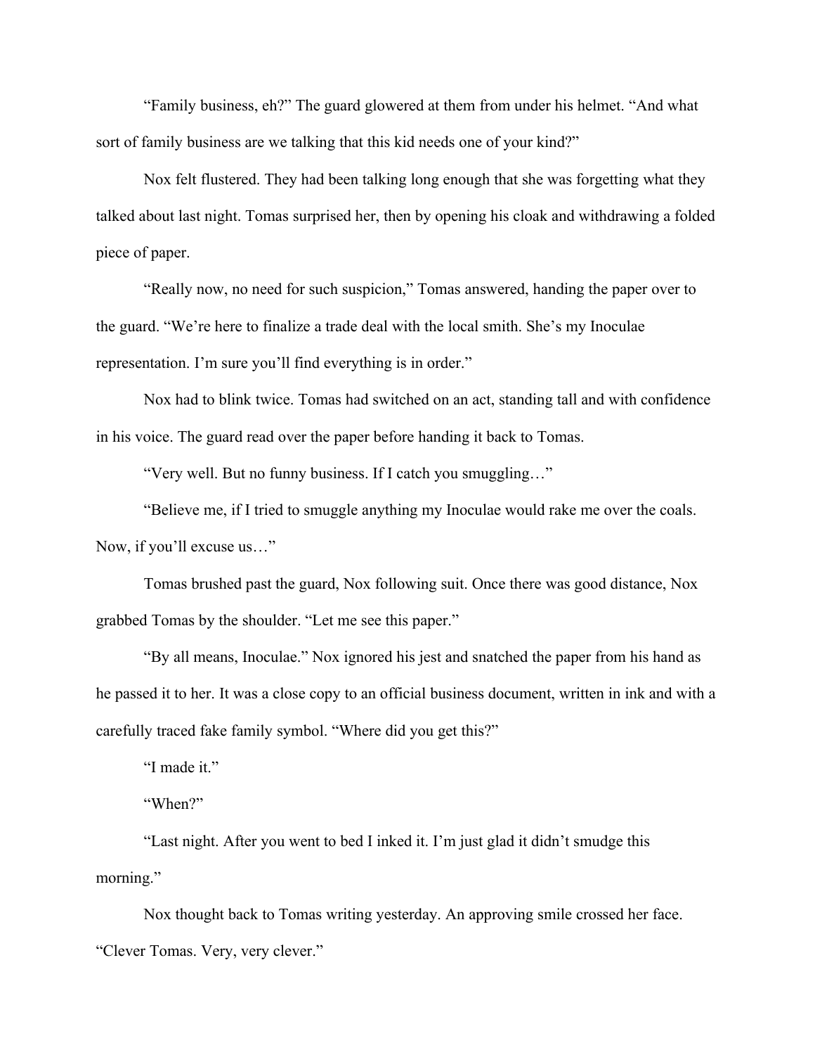"Family business, eh?" The guard glowered at them from under his helmet. "And what sort of family business are we talking that this kid needs one of your kind?"

Nox felt flustered. They had been talking long enough that she was forgetting what they talked about last night. Tomas surprised her, then by opening his cloak and withdrawing a folded piece of paper.

"Really now, no need for such suspicion," Tomas answered, handing the paper over to the guard. "We're here to finalize a trade deal with the local smith. She's my Inoculae representation. I'm sure you'll find everything is in order."

Nox had to blink twice. Tomas had switched on an act, standing tall and with confidence in his voice. The guard read over the paper before handing it back to Tomas.

"Very well. But no funny business. If I catch you smuggling…"

"Believe me, if I tried to smuggle anything my Inoculae would rake me over the coals. Now, if you'll excuse us…"

Tomas brushed past the guard, Nox following suit. Once there was good distance, Nox grabbed Tomas by the shoulder. "Let me see this paper."

"By all means, Inoculae." Nox ignored his jest and snatched the paper from his hand as he passed it to her. It was a close copy to an official business document, written in ink and with a carefully traced fake family symbol. "Where did you get this?"

"I made it."

"When?"

"Last night. After you went to bed I inked it. I'm just glad it didn't smudge this morning."

Nox thought back to Tomas writing yesterday. An approving smile crossed her face. "Clever Tomas. Very, very clever."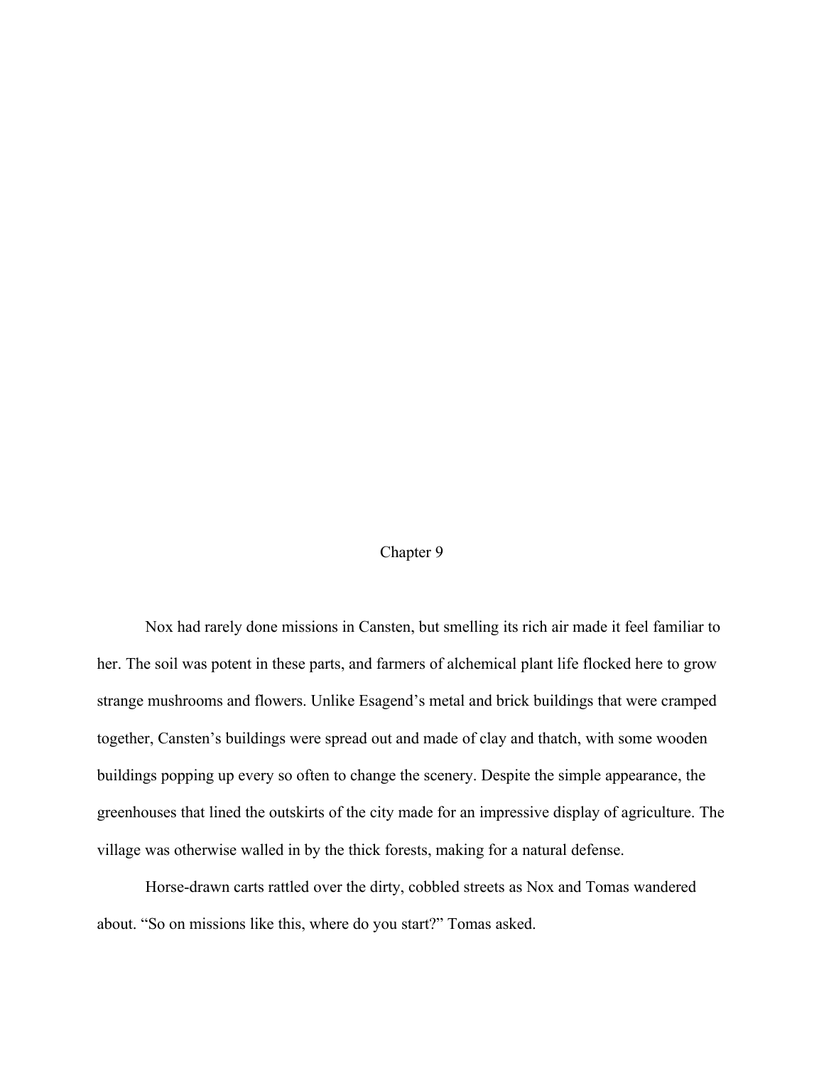# Chapter 9

Nox had rarely done missions in Cansten, but smelling its rich air made it feel familiar to her. The soil was potent in these parts, and farmers of alchemical plant life flocked here to grow strange mushrooms and flowers. Unlike Esagend's metal and brick buildings that were cramped together, Cansten's buildings were spread out and made of clay and thatch, with some wooden buildings popping up every so often to change the scenery. Despite the simple appearance, the greenhouses that lined the outskirts of the city made for an impressive display of agriculture. The village was otherwise walled in by the thick forests, making for a natural defense.

Horse-drawn carts rattled over the dirty, cobbled streets as Nox and Tomas wandered about. "So on missions like this, where do you start?" Tomas asked.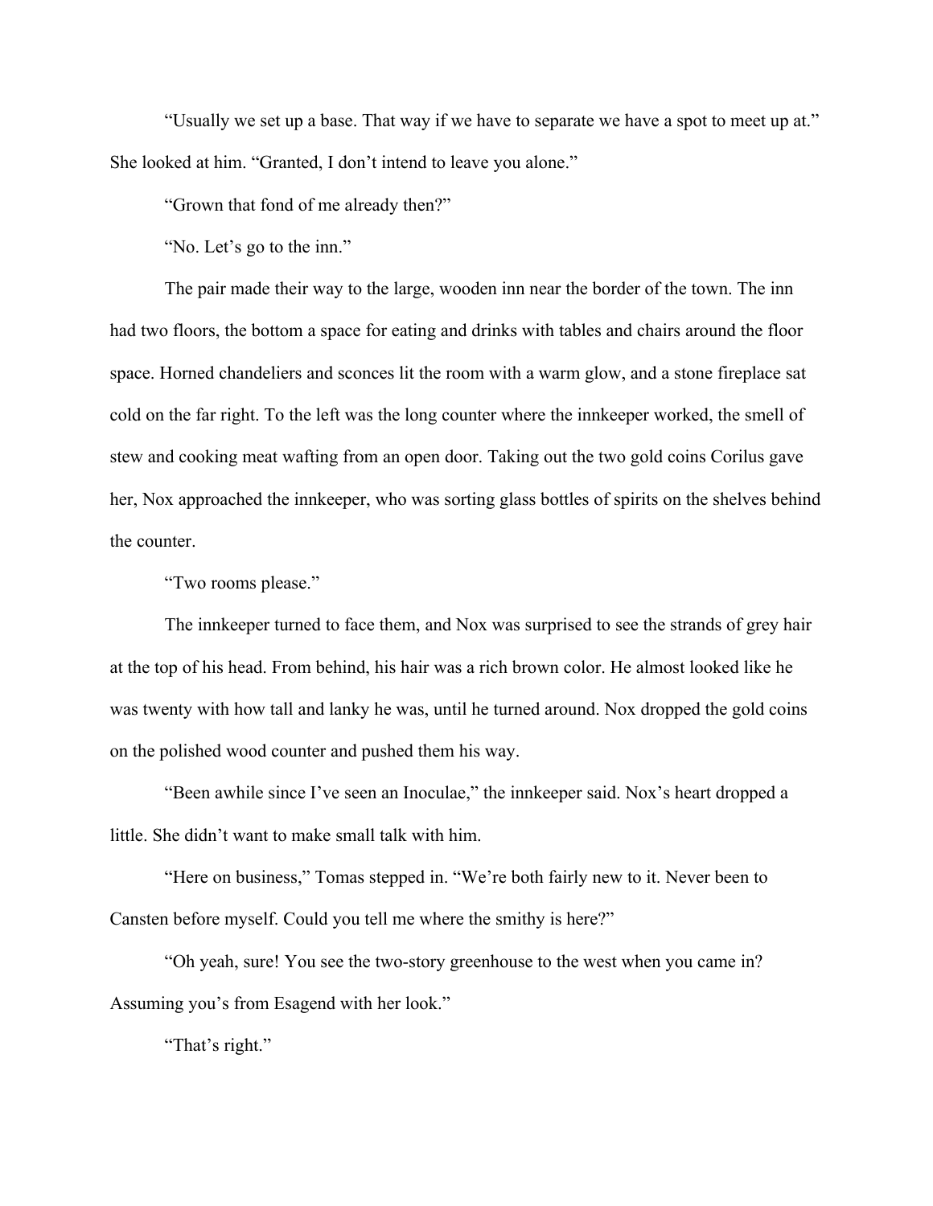"Usually we set up a base. That way if we have to separate we have a spot to meet up at." She looked at him. "Granted, I don't intend to leave you alone."

"Grown that fond of me already then?"

"No. Let's go to the inn."

The pair made their way to the large, wooden inn near the border of the town. The inn had two floors, the bottom a space for eating and drinks with tables and chairs around the floor space. Horned chandeliers and sconces lit the room with a warm glow, and a stone fireplace sat cold on the far right. To the left was the long counter where the innkeeper worked, the smell of stew and cooking meat wafting from an open door. Taking out the two gold coins Corilus gave her, Nox approached the innkeeper, who was sorting glass bottles of spirits on the shelves behind the counter.

"Two rooms please."

The innkeeper turned to face them, and Nox was surprised to see the strands of grey hair at the top of his head. From behind, his hair was a rich brown color. He almost looked like he was twenty with how tall and lanky he was, until he turned around. Nox dropped the gold coins on the polished wood counter and pushed them his way.

"Been awhile since I've seen an Inoculae," the innkeeper said. Nox's heart dropped a little. She didn't want to make small talk with him.

"Here on business," Tomas stepped in. "We're both fairly new to it. Never been to Cansten before myself. Could you tell me where the smithy is here?"

"Oh yeah, sure! You see the two-story greenhouse to the west when you came in? Assuming you's from Esagend with her look."

"That's right."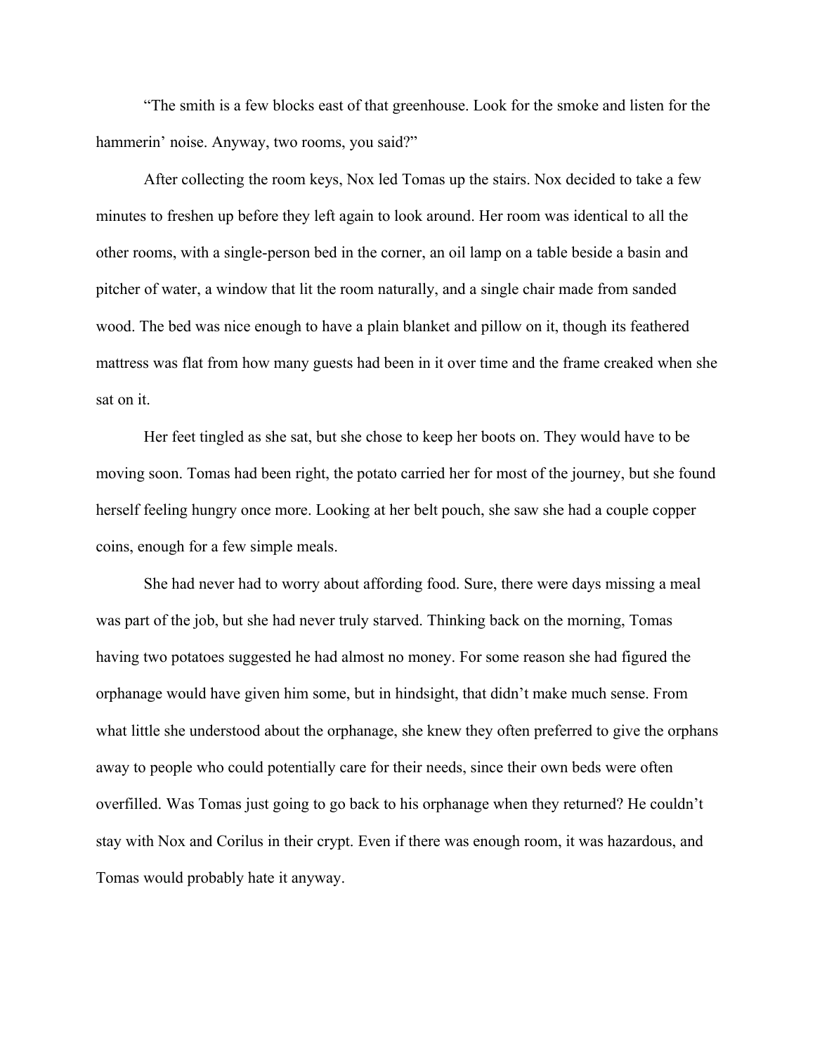"The smith is a few blocks east of that greenhouse. Look for the smoke and listen for the hammerin' noise. Anyway, two rooms, you said?"

After collecting the room keys, Nox led Tomas up the stairs. Nox decided to take a few minutes to freshen up before they left again to look around. Her room was identical to all the other rooms, with a single-person bed in the corner, an oil lamp on a table beside a basin and pitcher of water, a window that lit the room naturally, and a single chair made from sanded wood. The bed was nice enough to have a plain blanket and pillow on it, though its feathered mattress was flat from how many guests had been in it over time and the frame creaked when she sat on it.

Her feet tingled as she sat, but she chose to keep her boots on. They would have to be moving soon. Tomas had been right, the potato carried her for most of the journey, but she found herself feeling hungry once more. Looking at her belt pouch, she saw she had a couple copper coins, enough for a few simple meals.

She had never had to worry about affording food. Sure, there were days missing a meal was part of the job, but she had never truly starved. Thinking back on the morning, Tomas having two potatoes suggested he had almost no money. For some reason she had figured the orphanage would have given him some, but in hindsight, that didn't make much sense. From what little she understood about the orphanage, she knew they often preferred to give the orphans away to people who could potentially care for their needs, since their own beds were often overfilled. Was Tomas just going to go back to his orphanage when they returned? He couldn't stay with Nox and Corilus in their crypt. Even if there was enough room, it was hazardous, and Tomas would probably hate it anyway.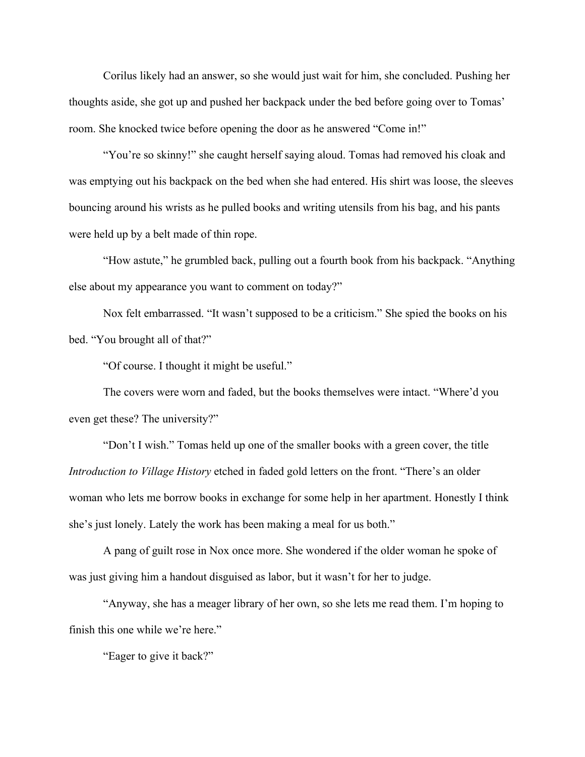Corilus likely had an answer, so she would just wait for him, she concluded. Pushing her thoughts aside, she got up and pushed her backpack under the bed before going over to Tomas' room. She knocked twice before opening the door as he answered "Come in!"

"You're so skinny!" she caught herself saying aloud. Tomas had removed his cloak and was emptying out his backpack on the bed when she had entered. His shirt was loose, the sleeves bouncing around his wrists as he pulled books and writing utensils from his bag, and his pants were held up by a belt made of thin rope.

"How astute," he grumbled back, pulling out a fourth book from his backpack. "Anything else about my appearance you want to comment on today?"

Nox felt embarrassed. "It wasn't supposed to be a criticism." She spied the books on his bed. "You brought all of that?"

"Of course. I thought it might be useful."

The covers were worn and faded, but the books themselves were intact. "Where'd you even get these? The university?"

"Don't I wish." Tomas held up one of the smaller books with a green cover, the title *Introduction to Village History* etched in faded gold letters on the front. "There's an older woman who lets me borrow books in exchange for some help in her apartment. Honestly I think she's just lonely. Lately the work has been making a meal for us both."

A pang of guilt rose in Nox once more. She wondered if the older woman he spoke of was just giving him a handout disguised as labor, but it wasn't for her to judge.

"Anyway, she has a meager library of her own, so she lets me read them. I'm hoping to finish this one while we're here."

"Eager to give it back?"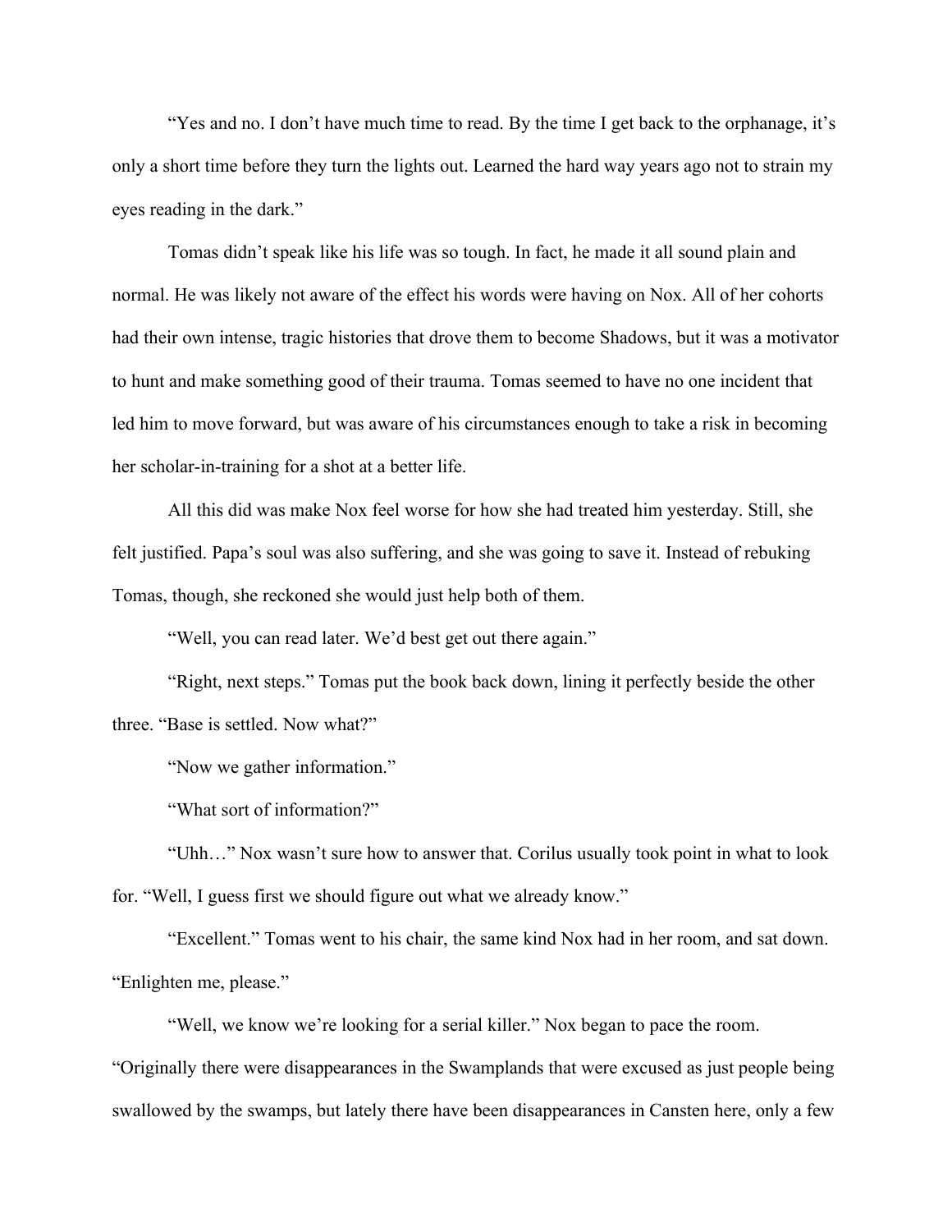"Yes and no. I don't have much time to read. By the time I get back to the orphanage, it's only a short time before they turn the lights out. Learned the hard way years ago not to strain my eyes reading in the dark."

Tomas didn't speak like his life was so tough. In fact, he made it all sound plain and normal. He was likely not aware of the effect his words were having on Nox. All of her cohorts had their own intense, tragic histories that drove them to become Shadows, but it was a motivator to hunt and make something good of their trauma. Tomas seemed to have no one incident that led him to move forward, but was aware of his circumstances enough to take a risk in becoming her scholar-in-training for a shot at a better life.

All this did was make Nox feel worse for how she had treated him yesterday. Still, she felt justified. Papa's soul was also suffering, and she was going to save it. Instead of rebuking Tomas, though, she reckoned she would just help both of them.

"Well, you can read later. We'd best get out there again."

"Right, next steps." Tomas put the book back down, lining it perfectly beside the other three. "Base is settled. Now what?"

"Now we gather information."

"What sort of information?"

"Uhh…" Nox wasn't sure how to answer that. Corilus usually took point in what to look for. "Well, I guess first we should figure out what we already know."

"Excellent." Tomas went to his chair, the same kind Nox had in her room, and sat down. "Enlighten me, please."

"Well, we know we're looking for a serial killer." Nox began to pace the room. "Originally there were disappearances in the Swamplands that were excused as just people being swallowed by the swamps, but lately there have been disappearances in Cansten here, only a few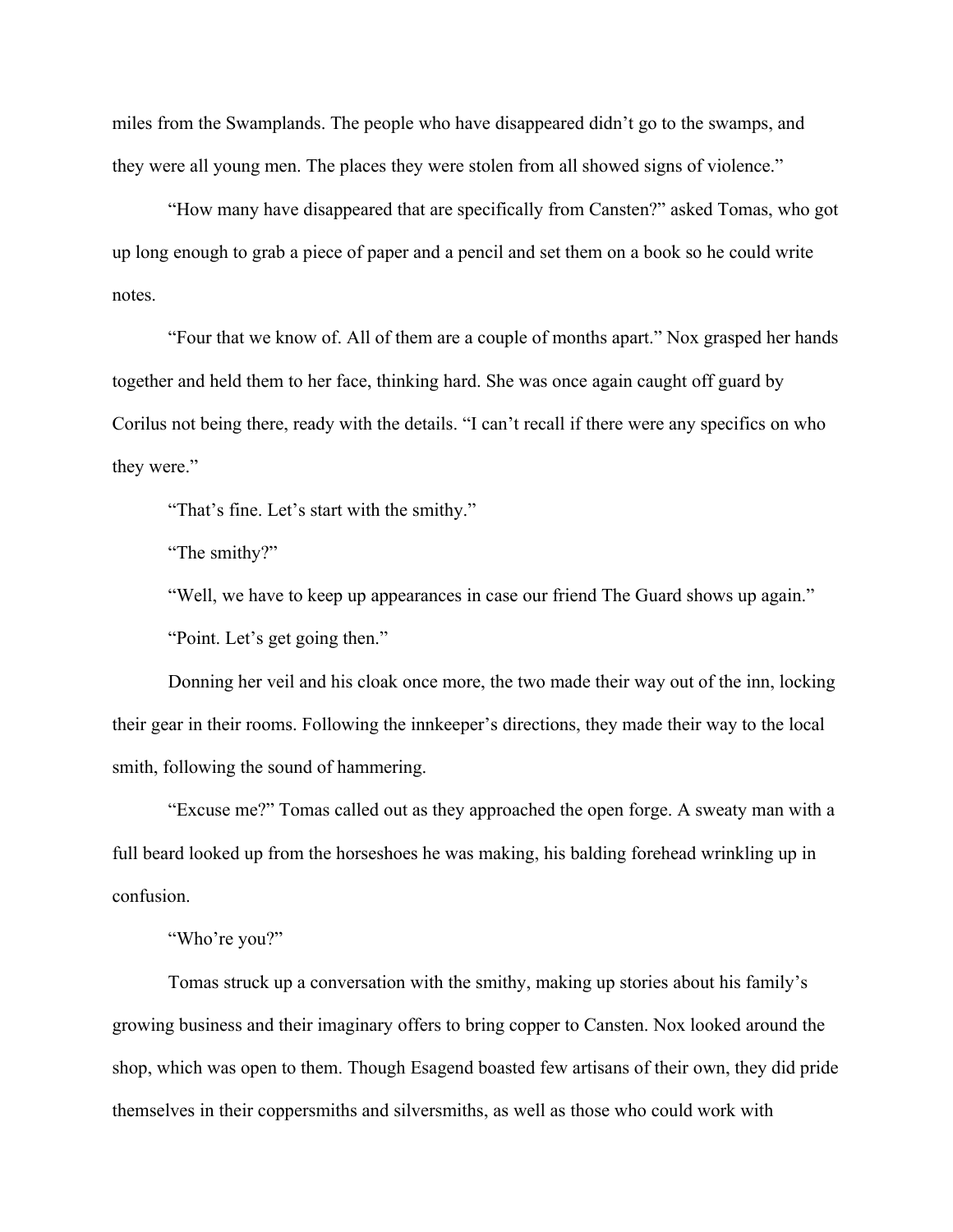miles from the Swamplands. The people who have disappeared didn't go to the swamps, and they were all young men. The places they were stolen from all showed signs of violence."

"How many have disappeared that are specifically from Cansten?" asked Tomas, who got up long enough to grab a piece of paper and a pencil and set them on a book so he could write notes.

"Four that we know of. All of them are a couple of months apart." Nox grasped her hands together and held them to her face, thinking hard. She was once again caught off guard by Corilus not being there, ready with the details. "I can't recall if there were any specifics on who they were."

"That's fine. Let's start with the smithy."

"The smithy?"

"Well, we have to keep up appearances in case our friend The Guard shows up again."

"Point. Let's get going then."

Donning her veil and his cloak once more, the two made their way out of the inn, locking their gear in their rooms. Following the innkeeper's directions, they made their way to the local smith, following the sound of hammering.

"Excuse me?" Tomas called out as they approached the open forge. A sweaty man with a full beard looked up from the horseshoes he was making, his balding forehead wrinkling up in confusion.

"Who're you?"

Tomas struck up a conversation with the smithy, making up stories about his family's growing business and their imaginary offers to bring copper to Cansten. Nox looked around the shop, which was open to them. Though Esagend boasted few artisans of their own, they did pride themselves in their coppersmiths and silversmiths, as well as those who could work with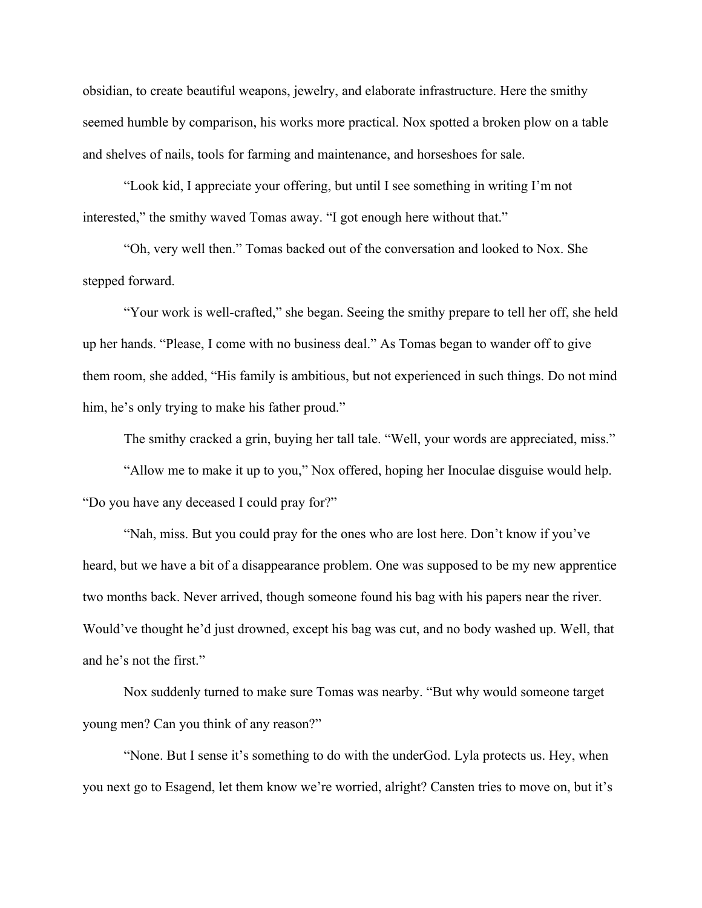obsidian, to create beautiful weapons, jewelry, and elaborate infrastructure. Here the smithy seemed humble by comparison, his works more practical. Nox spotted a broken plow on a table and shelves of nails, tools for farming and maintenance, and horseshoes for sale.

"Look kid, I appreciate your offering, but until I see something in writing I'm not interested," the smithy waved Tomas away. "I got enough here without that."

"Oh, very well then." Tomas backed out of the conversation and looked to Nox. She stepped forward.

"Your work is well-crafted," she began. Seeing the smithy prepare to tell her off, she held up her hands. "Please, I come with no business deal." As Tomas began to wander off to give them room, she added, "His family is ambitious, but not experienced in such things. Do not mind him, he's only trying to make his father proud."

The smithy cracked a grin, buying her tall tale. "Well, your words are appreciated, miss."

"Allow me to make it up to you," Nox offered, hoping her Inoculae disguise would help. "Do you have any deceased I could pray for?"

"Nah, miss. But you could pray for the ones who are lost here. Don't know if you've heard, but we have a bit of a disappearance problem. One was supposed to be my new apprentice two months back. Never arrived, though someone found his bag with his papers near the river. Would've thought he'd just drowned, except his bag was cut, and no body washed up. Well, that and he's not the first."

Nox suddenly turned to make sure Tomas was nearby. "But why would someone target young men? Can you think of any reason?"

"None. But I sense it's something to do with the underGod. Lyla protects us. Hey, when you next go to Esagend, let them know we're worried, alright? Cansten tries to move on, but it's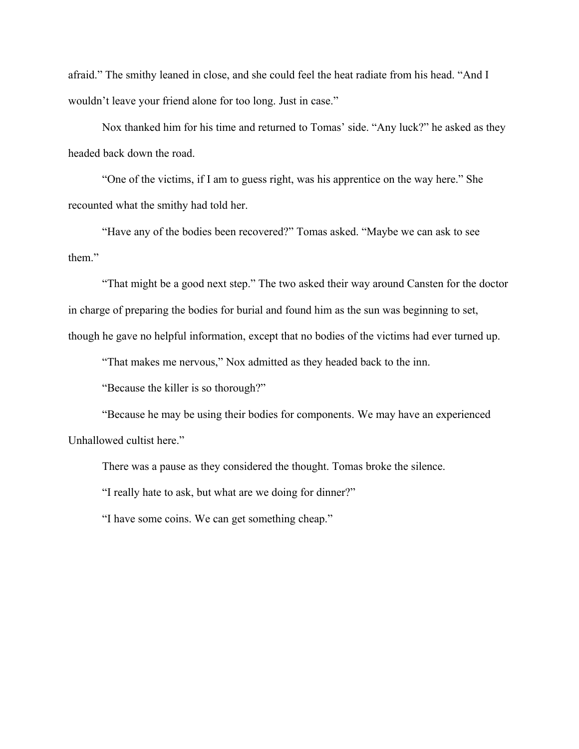afraid." The smithy leaned in close, and she could feel the heat radiate from his head. "And I wouldn't leave your friend alone for too long. Just in case."

Nox thanked him for his time and returned to Tomas' side. "Any luck?" he asked as they headed back down the road.

"One of the victims, if I am to guess right, was his apprentice on the way here." She recounted what the smithy had told her.

"Have any of the bodies been recovered?" Tomas asked. "Maybe we can ask to see them."

"That might be a good next step." The two asked their way around Cansten for the doctor in charge of preparing the bodies for burial and found him as the sun was beginning to set, though he gave no helpful information, except that no bodies of the victims had ever turned up.

"That makes me nervous," Nox admitted as they headed back to the inn.

"Because the killer is so thorough?"

"Because he may be using their bodies for components. We may have an experienced Unhallowed cultist here."

There was a pause as they considered the thought. Tomas broke the silence.

"I really hate to ask, but what are we doing for dinner?"

"I have some coins. We can get something cheap."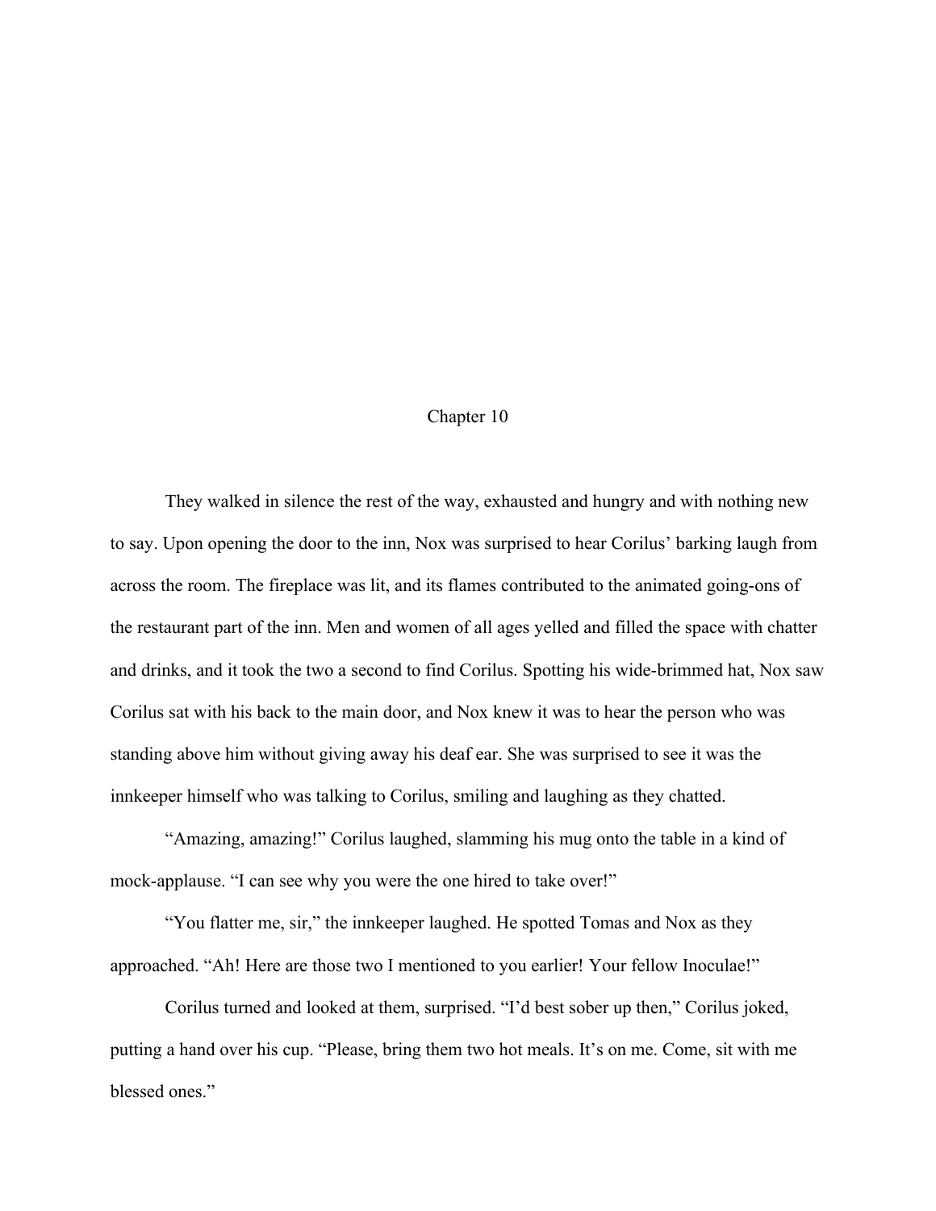# Chapter 10

They walked in silence the rest of the way, exhausted and hungry and with nothing new to say. Upon opening the door to the inn, Nox was surprised to hear Corilus' barking laugh from across the room. The fireplace was lit, and its flames contributed to the animated going-ons of the restaurant part of the inn. Men and women of all ages yelled and filled the space with chatter and drinks, and it took the two a second to find Corilus. Spotting his wide-brimmed hat, Nox saw Corilus sat with his back to the main door, and Nox knew it was to hear the person who was standing above him without giving away his deaf ear. She was surprised to see it was the innkeeper himself who was talking to Corilus, smiling and laughing as they chatted.

"Amazing, amazing!" Corilus laughed, slamming his mug onto the table in a kind of mock-applause. "I can see why you were the one hired to take over!"

"You flatter me, sir," the innkeeper laughed. He spotted Tomas and Nox as they approached. "Ah! Here are those two I mentioned to you earlier! Your fellow Inoculae!"

Corilus turned and looked at them, surprised. "I'd best sober up then," Corilus joked, putting a hand over his cup. "Please, bring them two hot meals. It's on me. Come, sit with me blessed ones."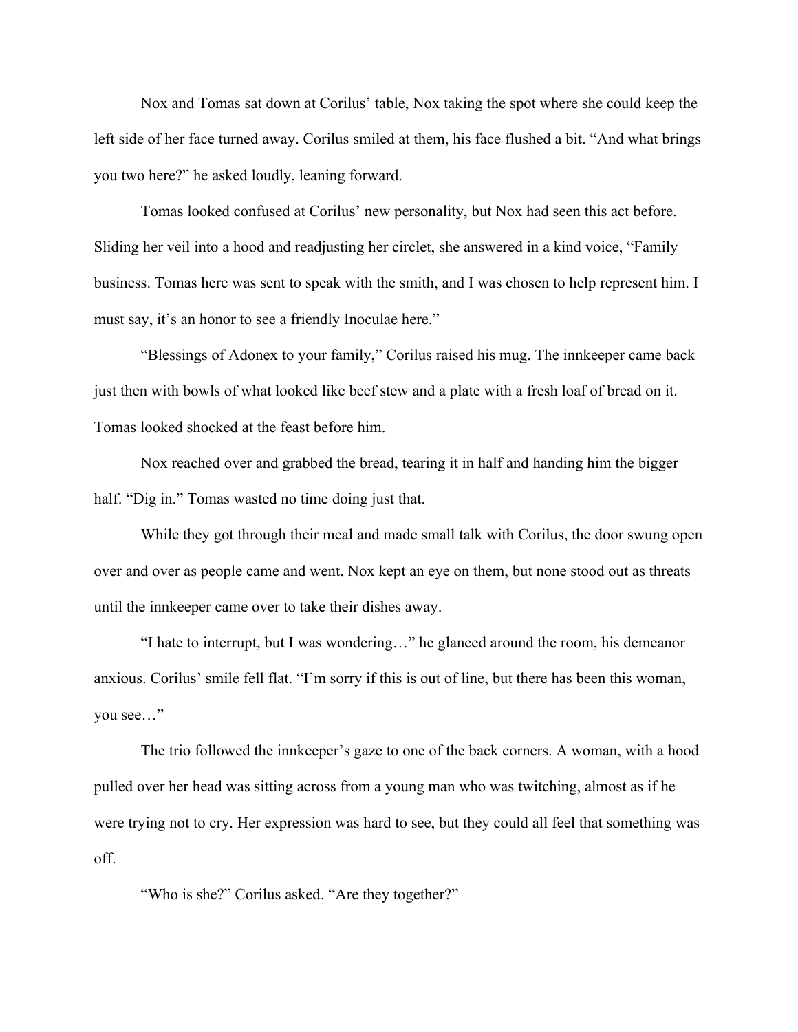Nox and Tomas sat down at Corilus' table, Nox taking the spot where she could keep the left side of her face turned away. Corilus smiled at them, his face flushed a bit. "And what brings you two here?" he asked loudly, leaning forward.

Tomas looked confused at Corilus' new personality, but Nox had seen this act before. Sliding her veil into a hood and readjusting her circlet, she answered in a kind voice, "Family business. Tomas here was sent to speak with the smith, and I was chosen to help represent him. I must say, it's an honor to see a friendly Inoculae here."

"Blessings of Adonex to your family," Corilus raised his mug. The innkeeper came back just then with bowls of what looked like beef stew and a plate with a fresh loaf of bread on it. Tomas looked shocked at the feast before him.

Nox reached over and grabbed the bread, tearing it in half and handing him the bigger half. "Dig in." Tomas wasted no time doing just that.

While they got through their meal and made small talk with Corilus, the door swung open over and over as people came and went. Nox kept an eye on them, but none stood out as threats until the innkeeper came over to take their dishes away.

"I hate to interrupt, but I was wondering…" he glanced around the room, his demeanor anxious. Corilus' smile fell flat. "I'm sorry if this is out of line, but there has been this woman, you see…"

The trio followed the innkeeper's gaze to one of the back corners. A woman, with a hood pulled over her head was sitting across from a young man who was twitching, almost as if he were trying not to cry. Her expression was hard to see, but they could all feel that something was off.

"Who is she?" Corilus asked. "Are they together?"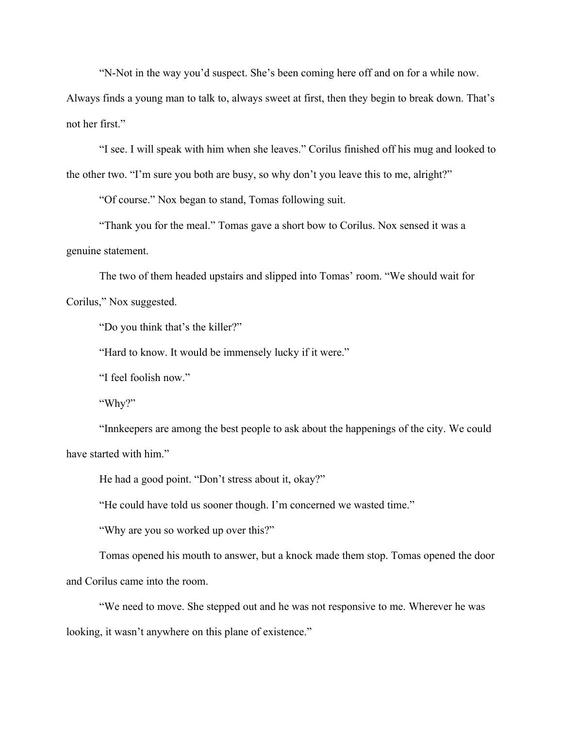"N-Not in the way you'd suspect. She's been coming here off and on for a while now. Always finds a young man to talk to, always sweet at first, then they begin to break down. That's not her first."

"I see. I will speak with him when she leaves." Corilus finished off his mug and looked to the other two. "I'm sure you both are busy, so why don't you leave this to me, alright?"

"Of course." Nox began to stand, Tomas following suit.

"Thank you for the meal." Tomas gave a short bow to Corilus. Nox sensed it was a genuine statement.

The two of them headed upstairs and slipped into Tomas' room. "We should wait for Corilus," Nox suggested.

"Do you think that's the killer?"

"Hard to know. It would be immensely lucky if it were."

"I feel foolish now."

"Why?"

"Innkeepers are among the best people to ask about the happenings of the city. We could have started with him."

He had a good point. "Don't stress about it, okay?"

"He could have told us sooner though. I'm concerned we wasted time."

"Why are you so worked up over this?"

Tomas opened his mouth to answer, but a knock made them stop. Tomas opened the door and Corilus came into the room.

"We need to move. She stepped out and he was not responsive to me. Wherever he was looking, it wasn't anywhere on this plane of existence."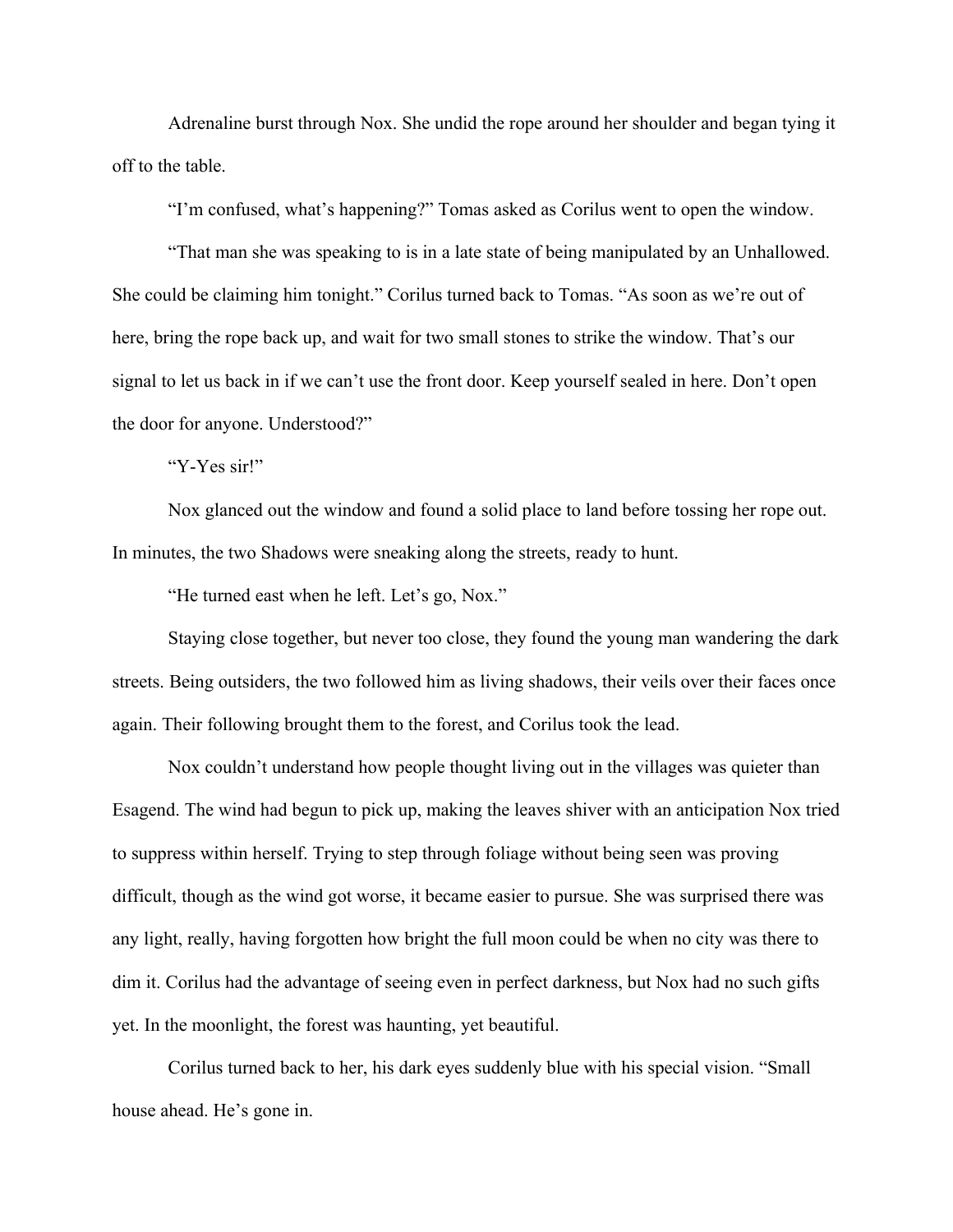Adrenaline burst through Nox. She undid the rope around her shoulder and began tying it off to the table.

"I'm confused, what's happening?" Tomas asked as Corilus went to open the window.

"That man she was speaking to is in a late state of being manipulated by an Unhallowed. She could be claiming him tonight." Corilus turned back to Tomas. "As soon as we're out of here, bring the rope back up, and wait for two small stones to strike the window. That's our signal to let us back in if we can't use the front door. Keep yourself sealed in here. Don't open the door for anyone. Understood?"

"Y-Yes sir!"

Nox glanced out the window and found a solid place to land before tossing her rope out. In minutes, the two Shadows were sneaking along the streets, ready to hunt.

"He turned east when he left. Let's go, Nox."

Staying close together, but never too close, they found the young man wandering the dark streets. Being outsiders, the two followed him as living shadows, their veils over their faces once again. Their following brought them to the forest, and Corilus took the lead.

Nox couldn't understand how people thought living out in the villages was quieter than Esagend. The wind had begun to pick up, making the leaves shiver with an anticipation Nox tried to suppress within herself. Trying to step through foliage without being seen was proving difficult, though as the wind got worse, it became easier to pursue. She was surprised there was any light, really, having forgotten how bright the full moon could be when no city was there to dim it. Corilus had the advantage of seeing even in perfect darkness, but Nox had no such gifts yet. In the moonlight, the forest was haunting, yet beautiful.

Corilus turned back to her, his dark eyes suddenly blue with his special vision. "Small house ahead. He's gone in.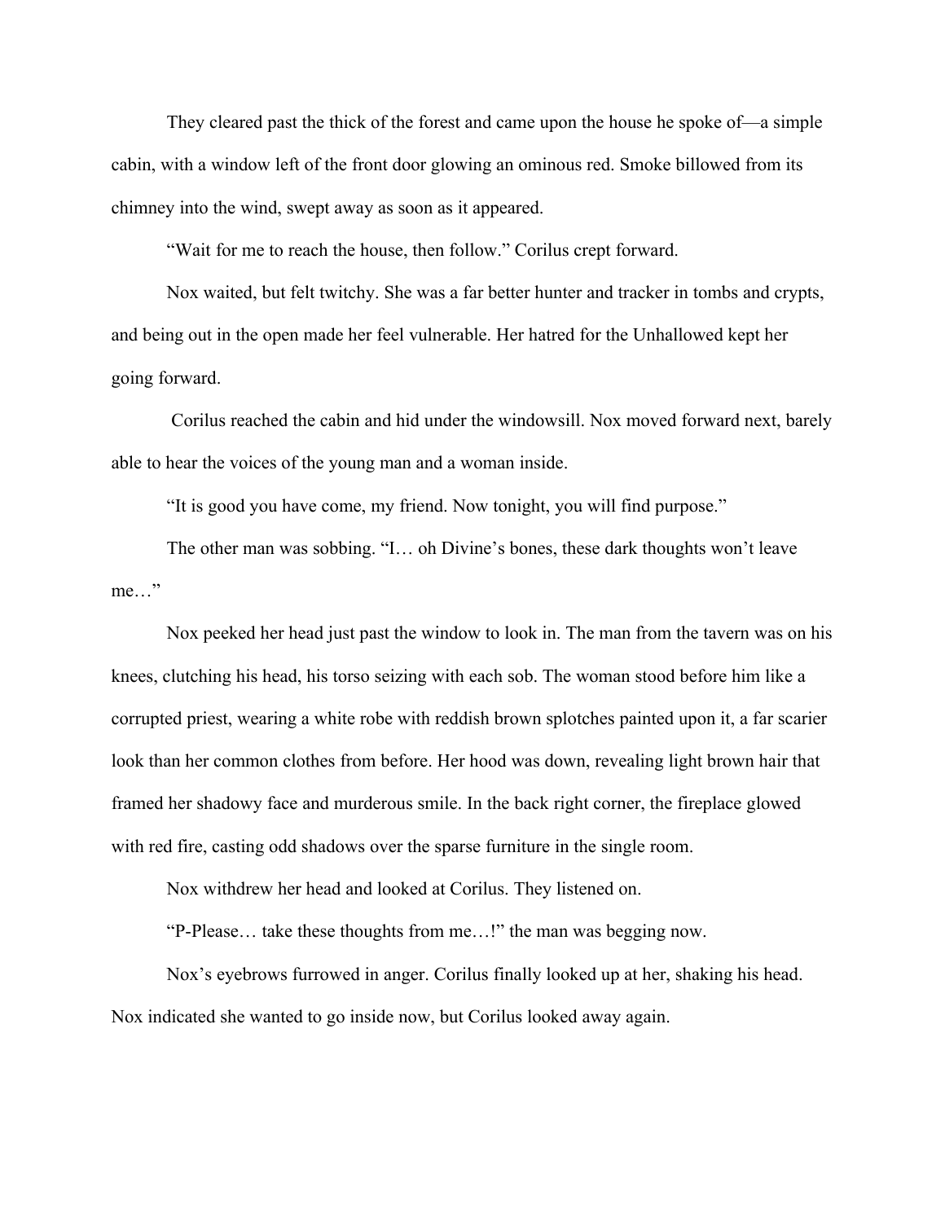They cleared past the thick of the forest and came upon the house he spoke of—a simple cabin, with a window left of the front door glowing an ominous red. Smoke billowed from its chimney into the wind, swept away as soon as it appeared.

"Wait for me to reach the house, then follow." Corilus crept forward.

Nox waited, but felt twitchy. She was a far better hunter and tracker in tombs and crypts, and being out in the open made her feel vulnerable. Her hatred for the Unhallowed kept her going forward.

Corilus reached the cabin and hid under the windowsill. Nox moved forward next, barely able to hear the voices of the young man and a woman inside.

"It is good you have come, my friend. Now tonight, you will find purpose."

The other man was sobbing. "I… oh Divine's bones, these dark thoughts won't leave me…"

Nox peeked her head just past the window to look in. The man from the tavern was on his knees, clutching his head, his torso seizing with each sob. The woman stood before him like a corrupted priest, wearing a white robe with reddish brown splotches painted upon it, a far scarier look than her common clothes from before. Her hood was down, revealing light brown hair that framed her shadowy face and murderous smile. In the back right corner, the fireplace glowed with red fire, casting odd shadows over the sparse furniture in the single room.

Nox withdrew her head and looked at Corilus. They listened on.

"P-Please… take these thoughts from me…!" the man was begging now.

Nox's eyebrows furrowed in anger. Corilus finally looked up at her, shaking his head. Nox indicated she wanted to go inside now, but Corilus looked away again.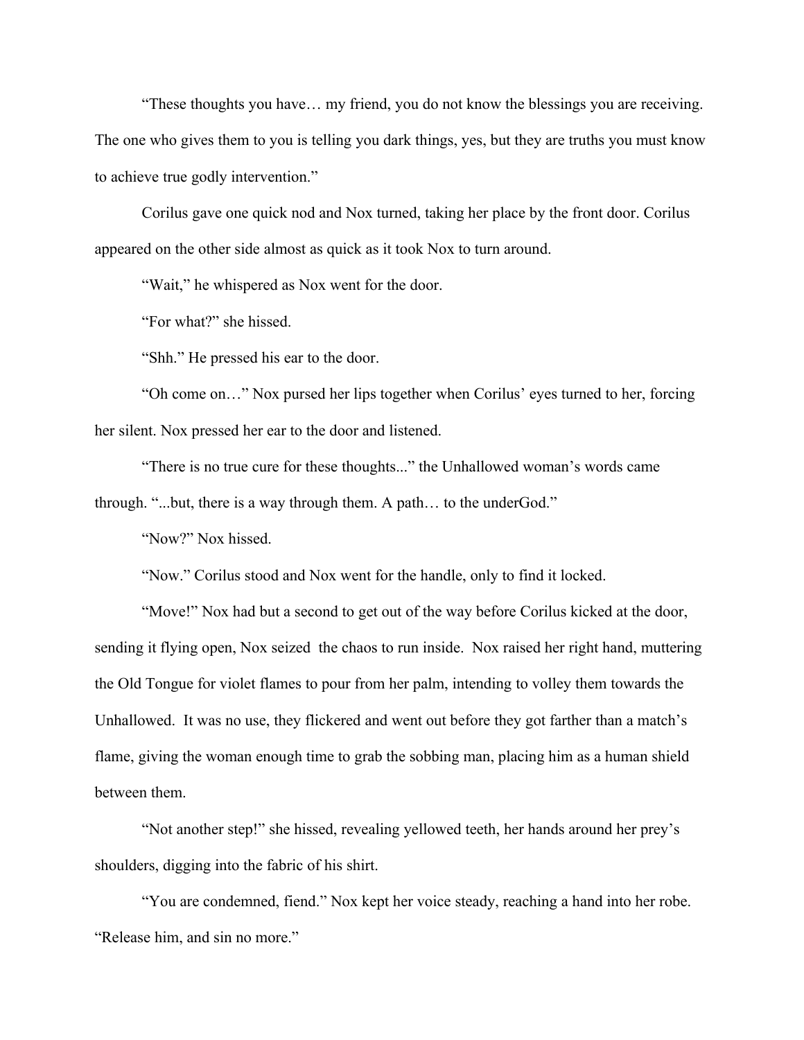"These thoughts you have… my friend, you do not know the blessings you are receiving. The one who gives them to you is telling you dark things, yes, but they are truths you must know to achieve true godly intervention."

Corilus gave one quick nod and Nox turned, taking her place by the front door. Corilus appeared on the other side almost as quick as it took Nox to turn around.

"Wait," he whispered as Nox went for the door.

"For what?" she hissed.

"Shh." He pressed his ear to the door.

"Oh come on…" Nox pursed her lips together when Corilus' eyes turned to her, forcing her silent. Nox pressed her ear to the door and listened.

"There is no true cure for these thoughts..." the Unhallowed woman's words came through. "...but, there is a way through them. A path… to the underGod."

"Now?" Nox hissed.

"Now." Corilus stood and Nox went for the handle, only to find it locked.

"Move!" Nox had but a second to get out of the way before Corilus kicked at the door, sending it flying open, Nox seized  the chaos to run inside.  Nox raised her right hand, muttering the Old Tongue for violet flames to pour from her palm, intending to volley them towards the Unhallowed.  It was no use, they flickered and went out before they got farther than a match's flame, giving the woman enough time to grab the sobbing man, placing him as a human shield between them.

"Not another step!" she hissed, revealing yellowed teeth, her hands around her prey's shoulders, digging into the fabric of his shirt.

"You are condemned, fiend." Nox kept her voice steady, reaching a hand into her robe. "Release him, and sin no more."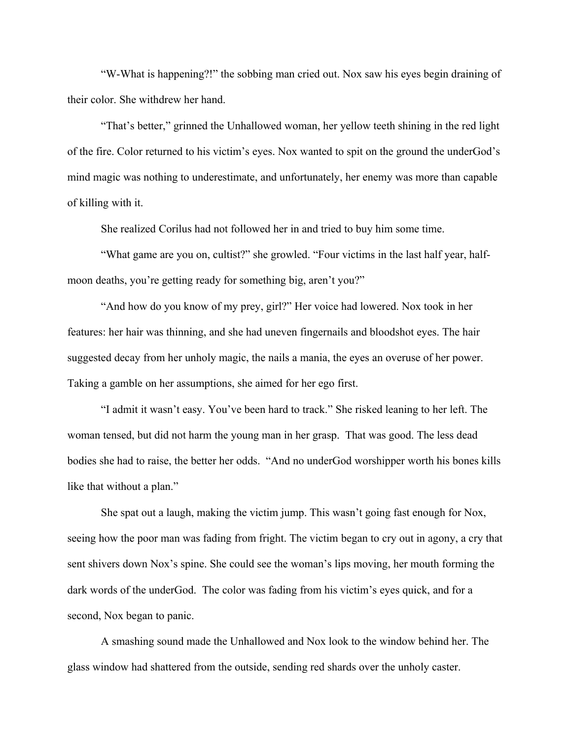"W-What is happening?!" the sobbing man cried out. Nox saw his eyes begin draining of their color. She withdrew her hand.

"That's better," grinned the Unhallowed woman, her yellow teeth shining in the red light of the fire. Color returned to his victim's eyes. Nox wanted to spit on the ground the underGod's mind magic was nothing to underestimate, and unfortunately, her enemy was more than capable of killing with it.

She realized Corilus had not followed her in and tried to buy him some time.

"What game are you on, cultist?" she growled. "Four victims in the last half year, half-moon deaths, you're getting ready for something big, aren't you?"

"And how do you know of my prey, girl?" Her voice had lowered. Nox took in her features: her hair was thinning, and she had uneven fingernails and bloodshot eyes. The hair suggested decay from her unholy magic, the nails a mania, the eyes an overuse of her power. Taking a gamble on her assumptions, she aimed for her ego first.

"I admit it wasn't easy. You've been hard to track." She risked leaning to her left. The woman tensed, but did not harm the young man in her grasp. That was good. The less dead bodies she had to raise, the better her odds. "And no underGod worshipper worth his bones kills like that without a plan."

She spat out a laugh, making the victim jump. This wasn't going fast enough for Nox, seeing how the poor man was fading from fright. The victim began to cry out in agony, a cry that sent shivers down Nox's spine. She could see the woman's lips moving, her mouth forming the dark words of the underGod. The color was fading from his victim's eyes quick, and for a second, Nox began to panic.

A smashing sound made the Unhallowed and Nox look to the window behind her. The glass window had shattered from the outside, sending red shards over the unholy caster.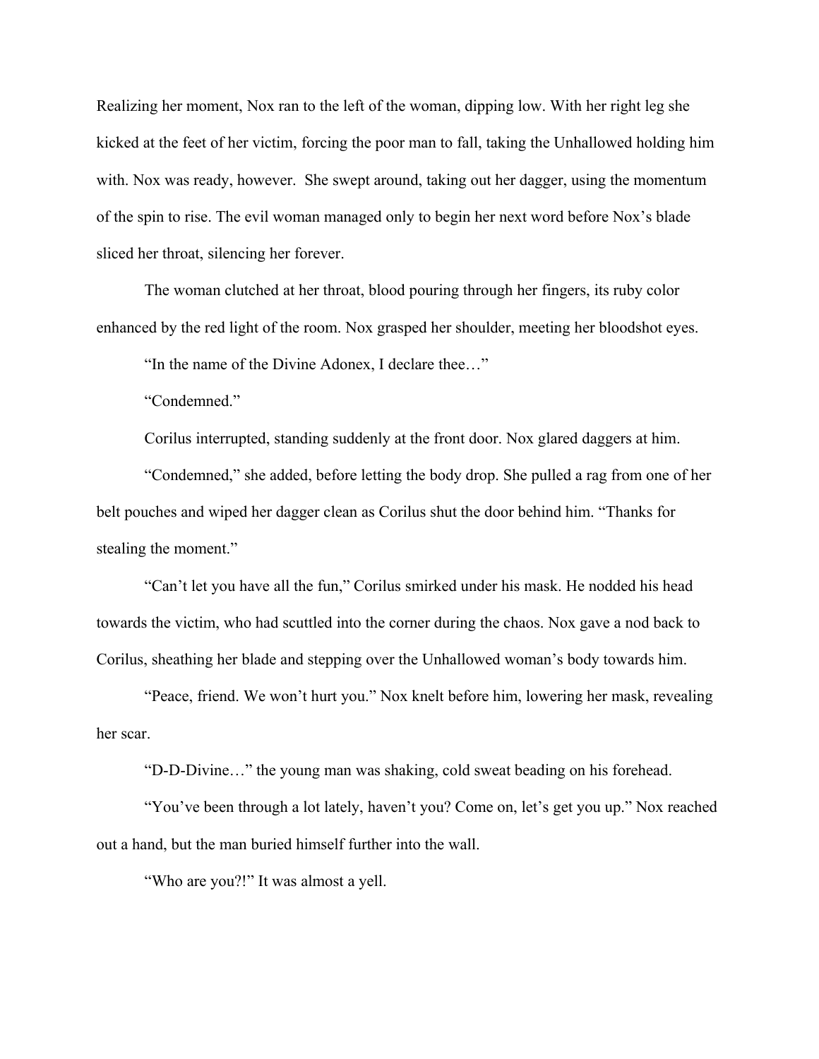Realizing her moment, Nox ran to the left of the woman, dipping low. With her right leg she kicked at the feet of her victim, forcing the poor man to fall, taking the Unhallowed holding him with. Nox was ready, however. She swept around, taking out her dagger, using the momentum of the spin to rise. The evil woman managed only to begin her next word before Nox's blade sliced her throat, silencing her forever.

The woman clutched at her throat, blood pouring through her fingers, its ruby color enhanced by the red light of the room. Nox grasped her shoulder, meeting her bloodshot eyes.

"In the name of the Divine Adonex, I declare thee…"

"Condemned."

Corilus interrupted, standing suddenly at the front door. Nox glared daggers at him.

"Condemned," she added, before letting the body drop. She pulled a rag from one of her belt pouches and wiped her dagger clean as Corilus shut the door behind him. "Thanks for stealing the moment."

"Can't let you have all the fun," Corilus smirked under his mask. He nodded his head towards the victim, who had scuttled into the corner during the chaos. Nox gave a nod back to Corilus, sheathing her blade and stepping over the Unhallowed woman's body towards him.

"Peace, friend. We won't hurt you." Nox knelt before him, lowering her mask, revealing her scar.

"D-D-Divine…" the young man was shaking, cold sweat beading on his forehead.

"You've been through a lot lately, haven't you? Come on, let's get you up." Nox reached out a hand, but the man buried himself further into the wall.

"Who are you?!" It was almost a yell.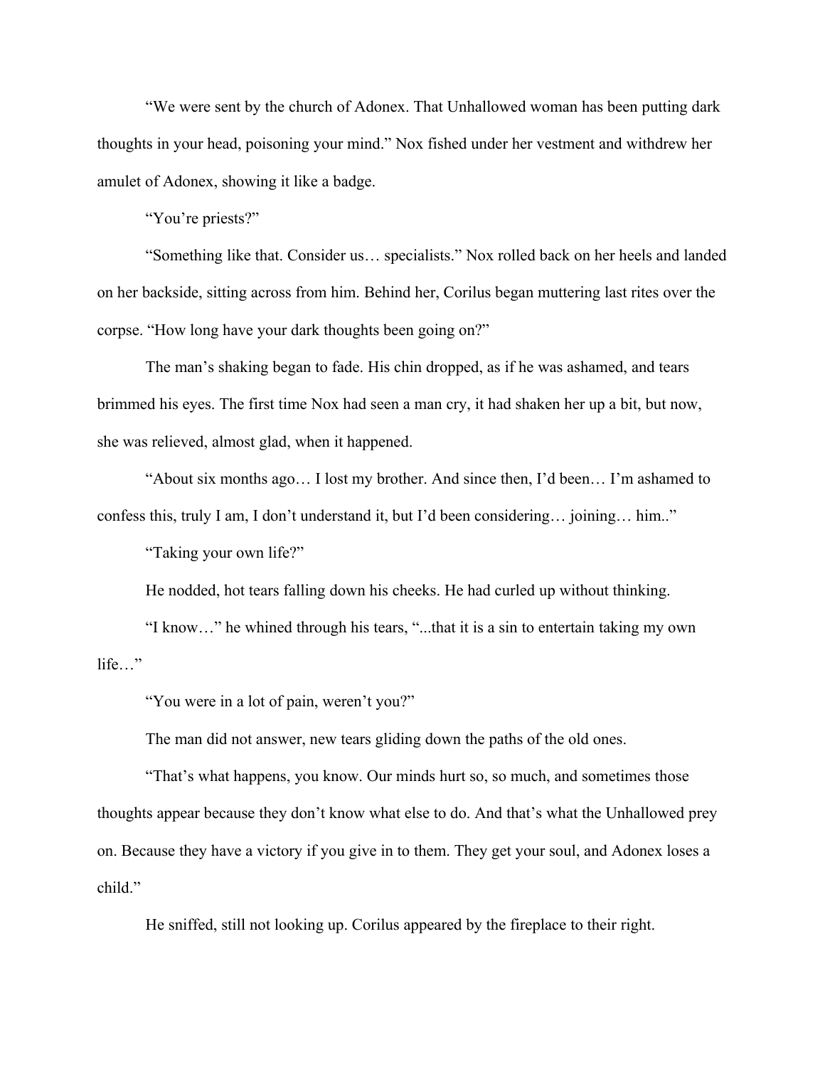"We were sent by the church of Adonex. That Unhallowed woman has been putting dark thoughts in your head, poisoning your mind." Nox fished under her vestment and withdrew her amulet of Adonex, showing it like a badge.

"You're priests?"

"Something like that. Consider us… specialists." Nox rolled back on her heels and landed on her backside, sitting across from him. Behind her, Corilus began muttering last rites over the corpse. "How long have your dark thoughts been going on?"

The man's shaking began to fade. His chin dropped, as if he was ashamed, and tears brimmed his eyes. The first time Nox had seen a man cry, it had shaken her up a bit, but now, she was relieved, almost glad, when it happened.

"About six months ago… I lost my brother. And since then, I'd been… I'm ashamed to confess this, truly I am, I don't understand it, but I'd been considering… joining… him.."

"Taking your own life?"

He nodded, hot tears falling down his cheeks. He had curled up without thinking.

"I know…" he whined through his tears, "...that it is a sin to entertain taking my own life…"

"You were in a lot of pain, weren't you?"

The man did not answer, new tears gliding down the paths of the old ones.

"That's what happens, you know. Our minds hurt so, so much, and sometimes those thoughts appear because they don't know what else to do. And that's what the Unhallowed prey on. Because they have a victory if you give in to them. They get your soul, and Adonex loses a child."

He sniffed, still not looking up. Corilus appeared by the fireplace to their right.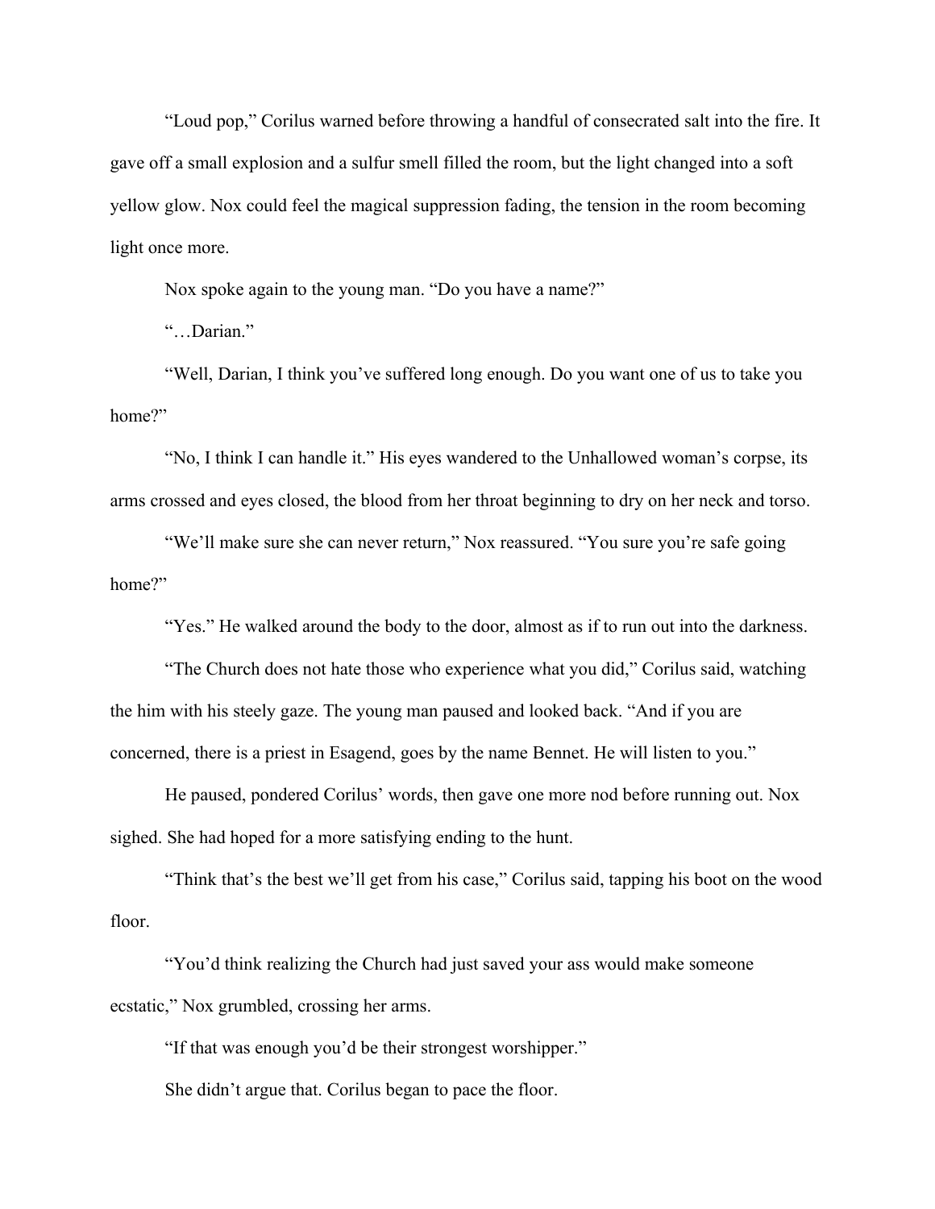"Loud pop," Corilus warned before throwing a handful of consecrated salt into the fire. It gave off a small explosion and a sulfur smell filled the room, but the light changed into a soft yellow glow. Nox could feel the magical suppression fading, the tension in the room becoming light once more.

Nox spoke again to the young man. "Do you have a name?"

"…Darian."

"Well, Darian, I think you've suffered long enough. Do you want one of us to take you home?"

"No, I think I can handle it." His eyes wandered to the Unhallowed woman's corpse, its arms crossed and eyes closed, the blood from her throat beginning to dry on her neck and torso.

"We'll make sure she can never return," Nox reassured. "You sure you're safe going home?"

"Yes." He walked around the body to the door, almost as if to run out into the darkness.

"The Church does not hate those who experience what you did," Corilus said, watching the him with his steely gaze. The young man paused and looked back. "And if you are concerned, there is a priest in Esagend, goes by the name Bennet. He will listen to you."

He paused, pondered Corilus' words, then gave one more nod before running out. Nox sighed. She had hoped for a more satisfying ending to the hunt.

"Think that's the best we'll get from his case," Corilus said, tapping his boot on the wood floor.

"You'd think realizing the Church had just saved your ass would make someone ecstatic," Nox grumbled, crossing her arms.

"If that was enough you'd be their strongest worshipper."

She didn't argue that. Corilus began to pace the floor.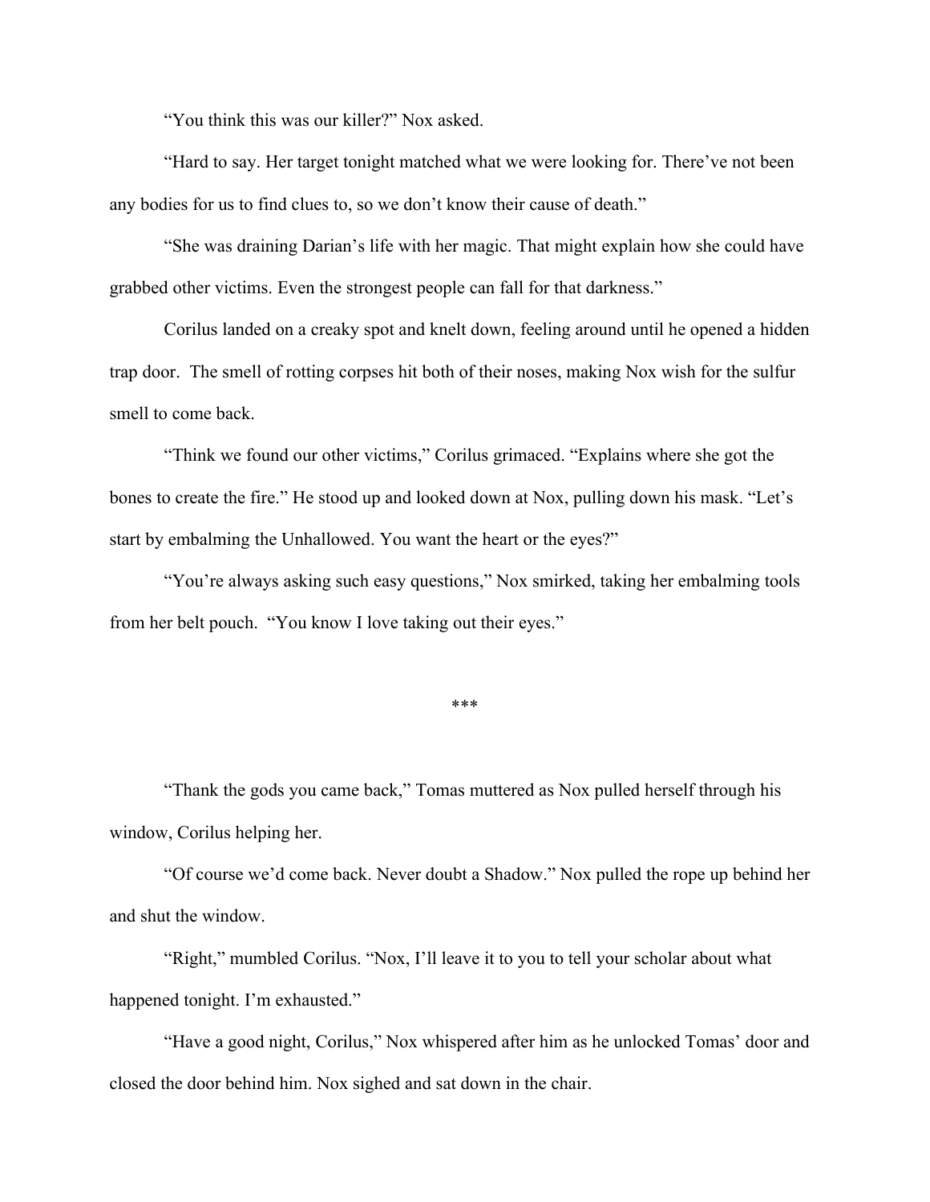"You think this was our killer?" Nox asked.

"Hard to say. Her target tonight matched what we were looking for. There've not been any bodies for us to find clues to, so we don't know their cause of death."

"She was draining Darian's life with her magic. That might explain how she could have grabbed other victims. Even the strongest people can fall for that darkness."

Corilus landed on a creaky spot and knelt down, feeling around until he opened a hidden trap door.  The smell of rotting corpses hit both of their noses, making Nox wish for the sulfur smell to come back.

"Think we found our other victims," Corilus grimaced. "Explains where she got the bones to create the fire." He stood up and looked down at Nox, pulling down his mask. "Let's start by embalming the Unhallowed. You want the heart or the eyes?"

"You're always asking such easy questions," Nox smirked, taking her embalming tools from her belt pouch.  "You know I love taking out their eyes."

***

"Thank the gods you came back," Tomas muttered as Nox pulled herself through his window, Corilus helping her.

"Of course we'd come back. Never doubt a Shadow." Nox pulled the rope up behind her and shut the window.

"Right," mumbled Corilus. "Nox, I'll leave it to you to tell your scholar about what happened tonight. I'm exhausted."

"Have a good night, Corilus," Nox whispered after him as he unlocked Tomas' door and closed the door behind him. Nox sighed and sat down in the chair.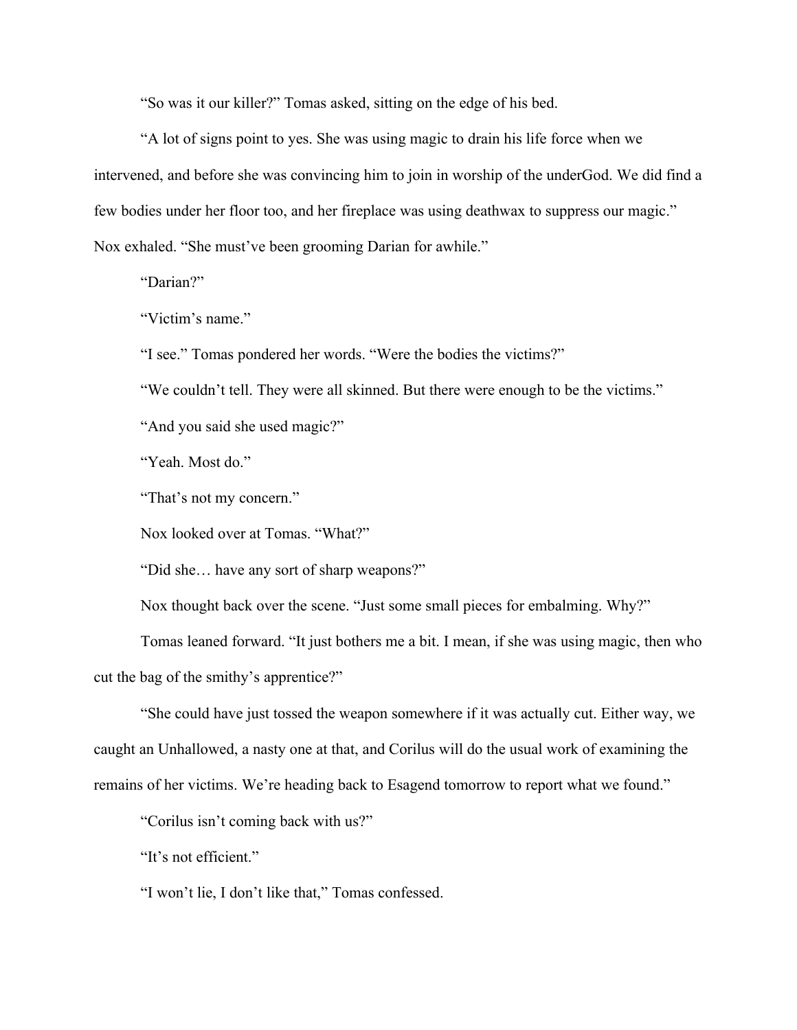"So was it our killer?" Tomas asked, sitting on the edge of his bed.

"A lot of signs point to yes. She was using magic to drain his life force when we intervened, and before she was convincing him to join in worship of the underGod. We did find a few bodies under her floor too, and her fireplace was using deathwax to suppress our magic." Nox exhaled. "She must've been grooming Darian for awhile."

"Darian?"

"Victim's name."

"I see." Tomas pondered her words. "Were the bodies the victims?"

"We couldn't tell. They were all skinned. But there were enough to be the victims."

"And you said she used magic?"

"Yeah. Most do."

"That's not my concern."

Nox looked over at Tomas. "What?"

"Did she… have any sort of sharp weapons?"

Nox thought back over the scene. "Just some small pieces for embalming. Why?"

Tomas leaned forward. "It just bothers me a bit. I mean, if she was using magic, then who cut the bag of the smithy's apprentice?"

"She could have just tossed the weapon somewhere if it was actually cut. Either way, we caught an Unhallowed, a nasty one at that, and Corilus will do the usual work of examining the remains of her victims. We're heading back to Esagend tomorrow to report what we found."

"Corilus isn't coming back with us?"

"It's not efficient."

"I won't lie, I don't like that," Tomas confessed.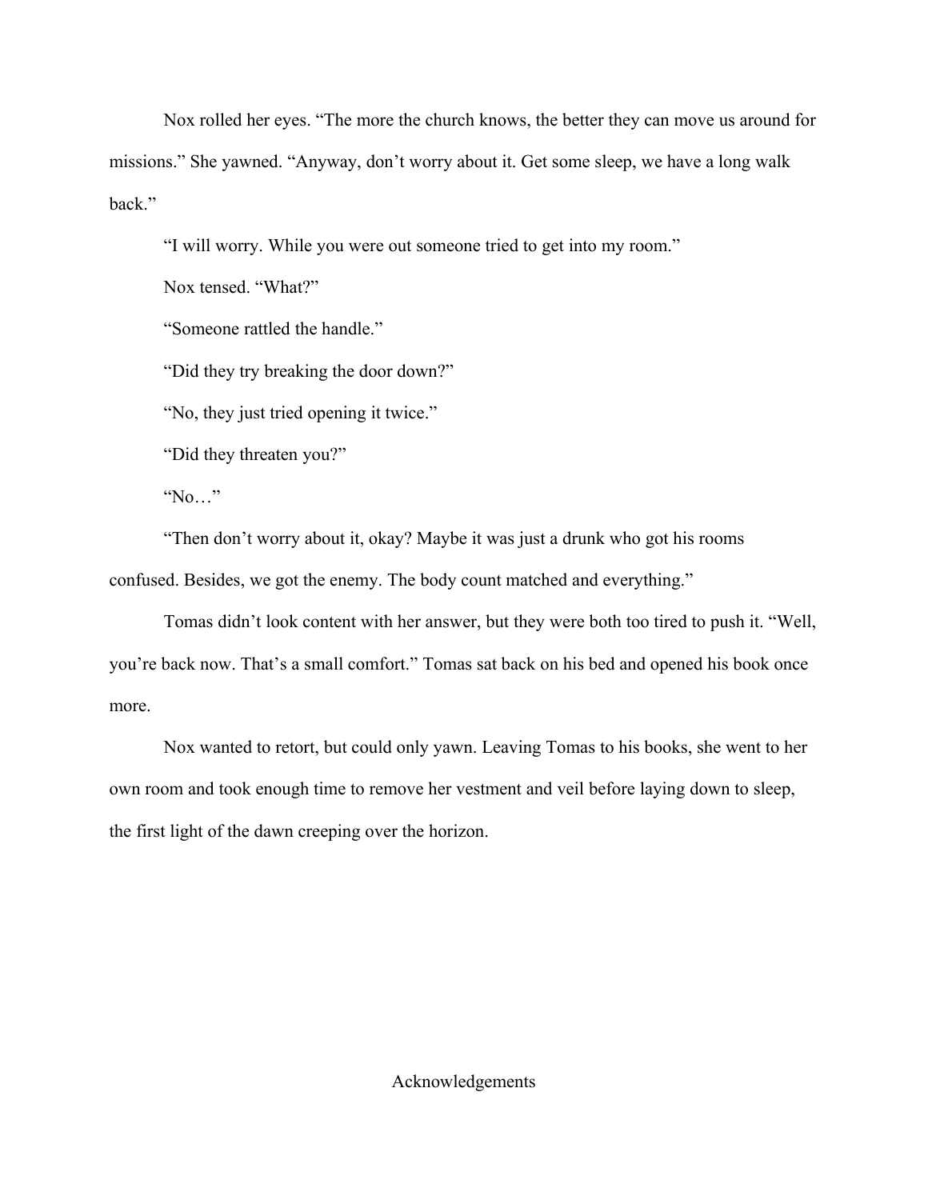Nox rolled her eyes. "The more the church knows, the better they can move us around for missions." She yawned. "Anyway, don't worry about it. Get some sleep, we have a long walk back."

"I will worry. While you were out someone tried to get into my room."

Nox tensed. "What?"

"Someone rattled the handle."

"Did they try breaking the door down?"

"No, they just tried opening it twice."

"Did they threaten you?"

"No…"

"Then don't worry about it, okay? Maybe it was just a drunk who got his rooms confused. Besides, we got the enemy. The body count matched and everything."

Tomas didn't look content with her answer, but they were both too tired to push it. "Well, you're back now. That's a small comfort." Tomas sat back on his bed and opened his book once more.

Nox wanted to retort, but could only yawn. Leaving Tomas to his books, she went to her own room and took enough time to remove her vestment and veil before laying down to sleep, the first light of the dawn creeping over the horizon.

# Acknowledgements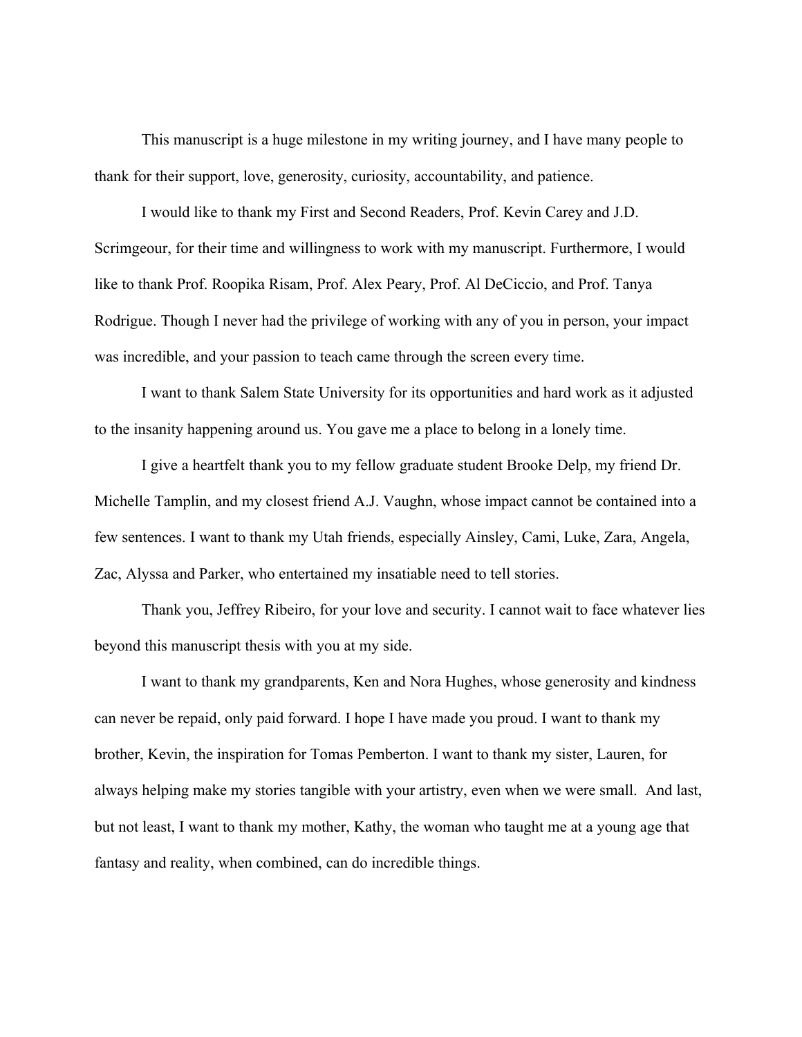This manuscript is a huge milestone in my writing journey, and I have many people to thank for their support, love, generosity, curiosity, accountability, and patience.

I would like to thank my First and Second Readers, Prof. Kevin Carey and J.D. Scrimgeour, for their time and willingness to work with my manuscript. Furthermore, I would like to thank Prof. Roopika Risam, Prof. Alex Peary, Prof. Al DeCiccio, and Prof. Tanya Rodrigue. Though I never had the privilege of working with any of you in person, your impact was incredible, and your passion to teach came through the screen every time.

I want to thank Salem State University for its opportunities and hard work as it adjusted to the insanity happening around us. You gave me a place to belong in a lonely time.

I give a heartfelt thank you to my fellow graduate student Brooke Delp, my friend Dr. Michelle Tamplin, and my closest friend A.J. Vaughn, whose impact cannot be contained into a few sentences. I want to thank my Utah friends, especially Ainsley, Cami, Luke, Zara, Angela, Zac, Alyssa and Parker, who entertained my insatiable need to tell stories.

Thank you, Jeffrey Ribeiro, for your love and security. I cannot wait to face whatever lies beyond this manuscript thesis with you at my side.

I want to thank my grandparents, Ken and Nora Hughes, whose generosity and kindness can never be repaid, only paid forward. I hope I have made you proud. I want to thank my brother, Kevin, the inspiration for Tomas Pemberton. I want to thank my sister, Lauren, for always helping make my stories tangible with your artistry, even when we were small. And last, but not least, I want to thank my mother, Kathy, the woman who taught me at a young age that fantasy and reality, when combined, can do incredible things.